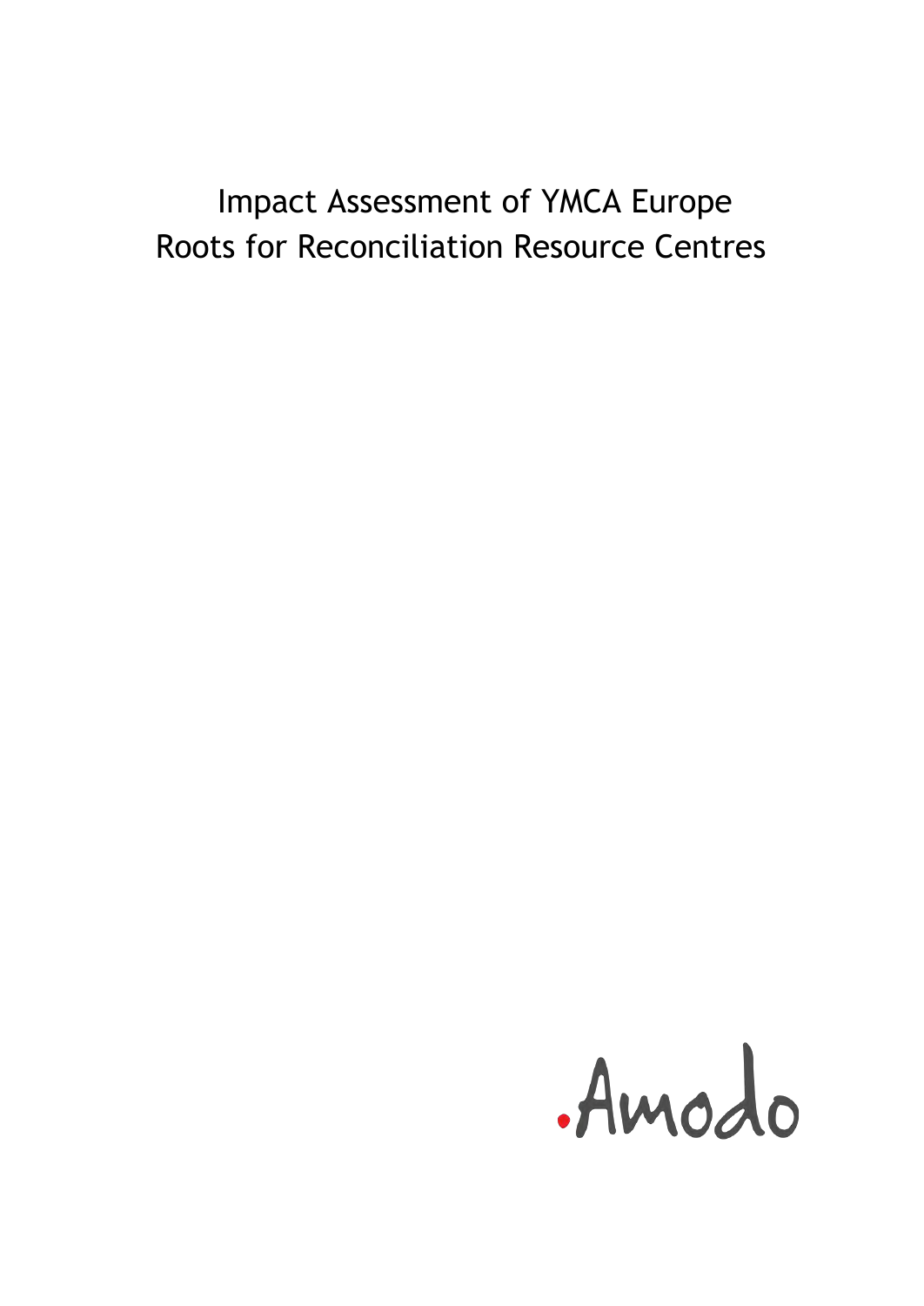# Impact Assessment of YMCA Europe
# Roots for Reconciliation Resource Centres

.Amodo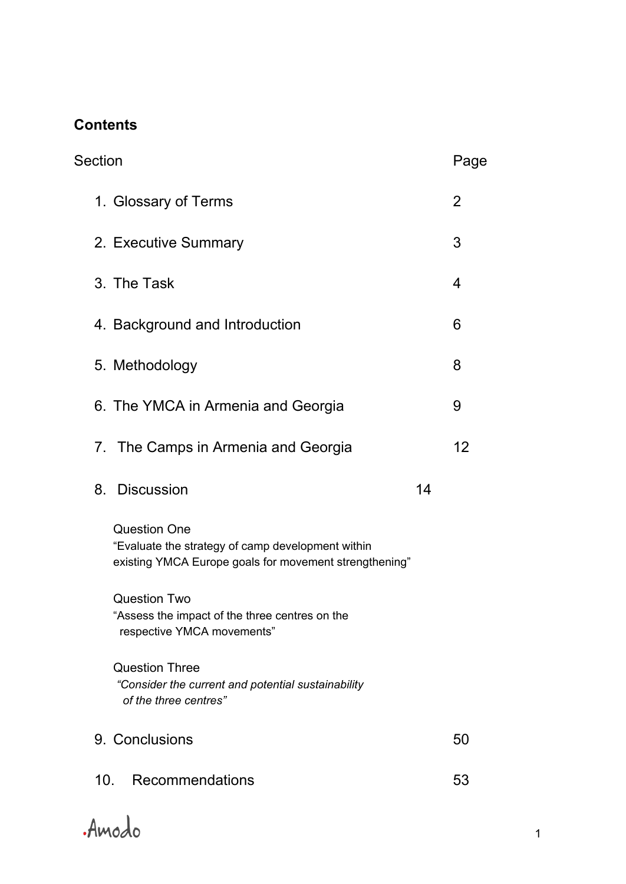## Contents

| Section | Page |
|---|---|
| 1. Glossary of Terms | 2 |
| 2. Executive Summary | 3 |
| 3. The Task | 4 |
| 4. Background and Introduction | 6 |
| 5. Methodology | 8 |
| 6. The YMCA in Armenia and Georgia | 9 |
| 7. The Camps in Armenia and Georgia | 12 |
| 8. Discussion | 14 |
| Question One<br>"Evaluate the strategy of camp development within existing YMCA Europe goals for movement strengthening" | |
| Question Two<br>"Assess the impact of the three centres on the respective YMCA movements" | |
| Question Three<br>*"Consider the current and potential sustainability of the three centres"* | |
| 9. Conclusions | 50 |
| 10. Recommendations | 53 |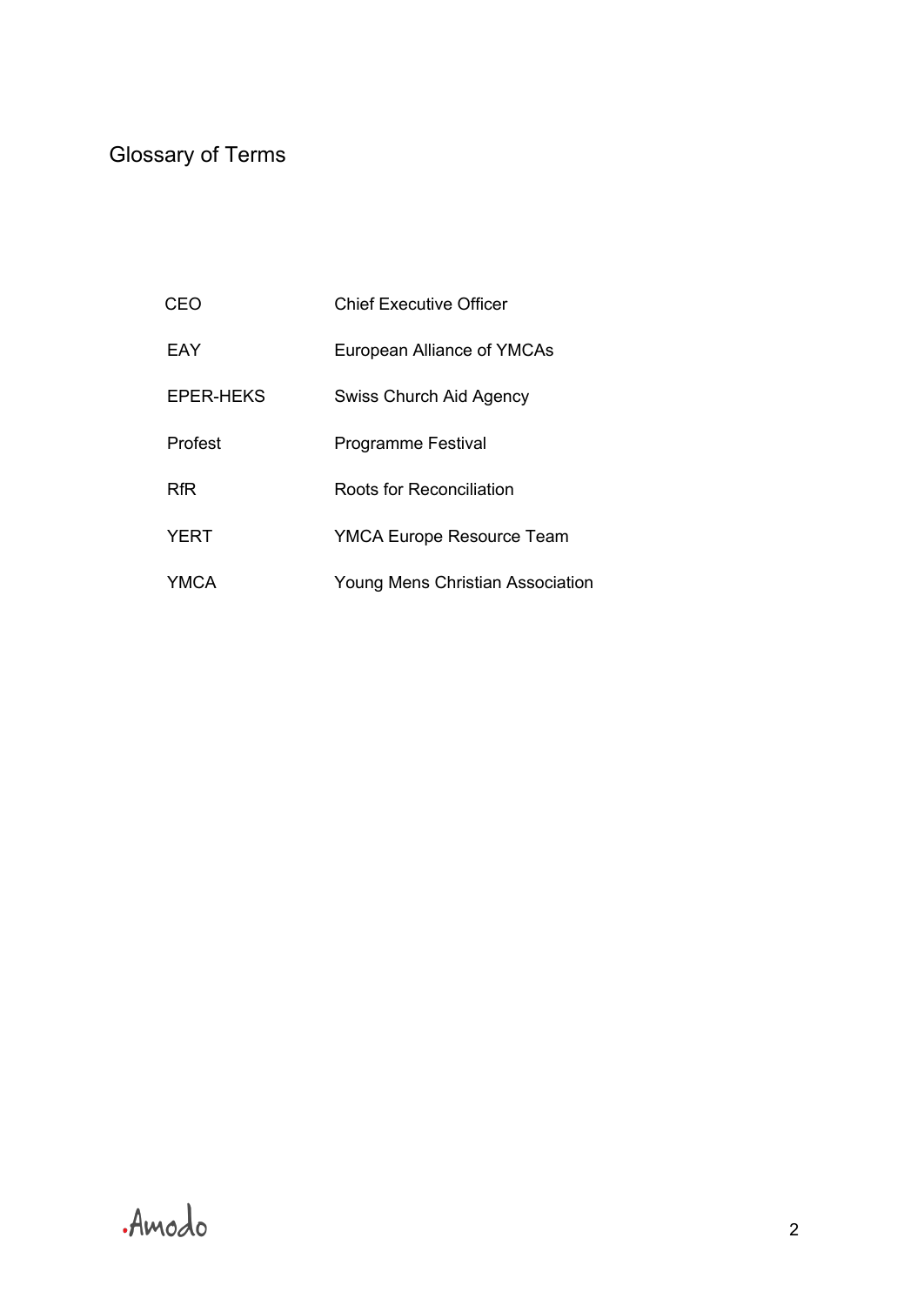# Glossary of Terms

| | |
|---|---|
| CEO | Chief Executive Officer |
| EAY | European Alliance of YMCAs |
| EPER-HEKS | Swiss Church Aid Agency |
| Profest | Programme Festival |
| RfR | Roots for Reconciliation |
| YERT | YMCA Europe Resource Team |
| YMCA | Young Mens Christian Association |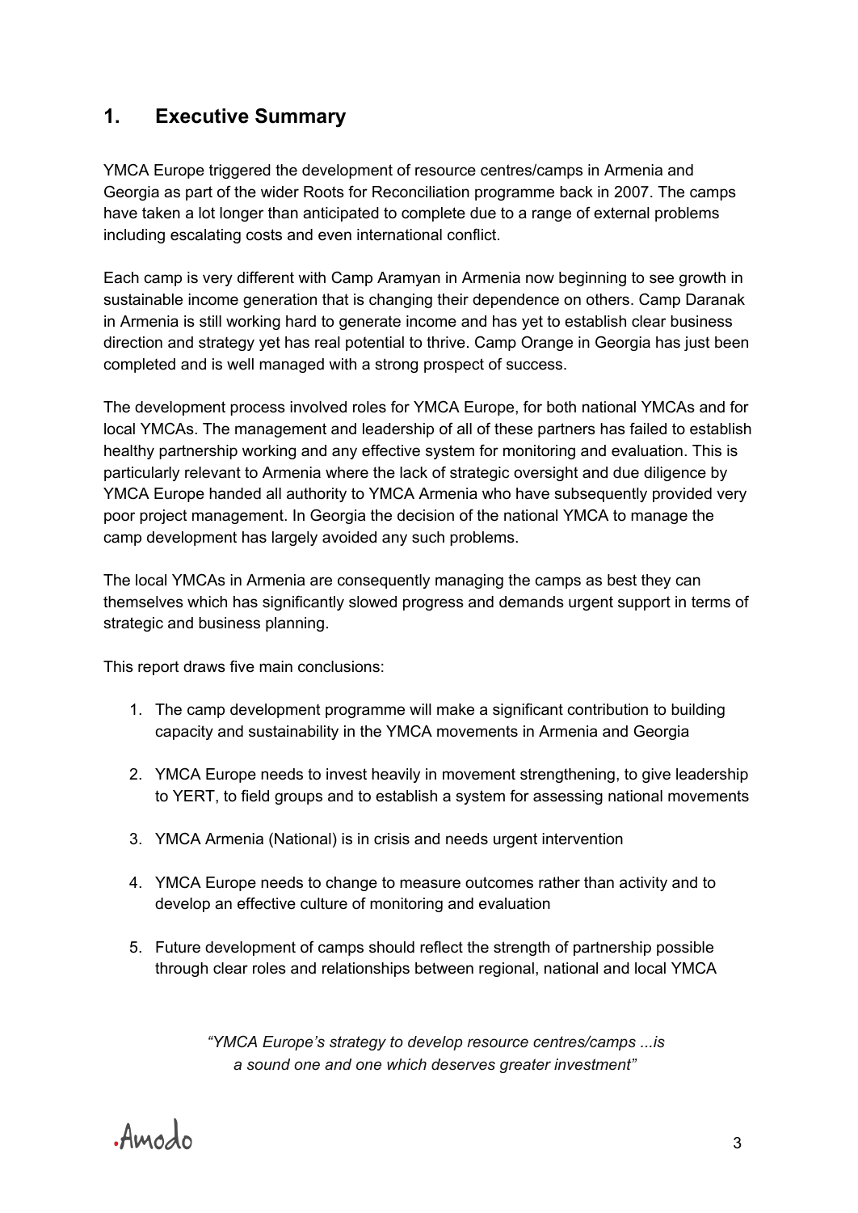## 1. Executive Summary

YMCA Europe triggered the development of resource centres/camps in Armenia and Georgia as part of the wider Roots for Reconciliation programme back in 2007. The camps have taken a lot longer than anticipated to complete due to a range of external problems including escalating costs and even international conflict.

Each camp is very different with Camp Aramyan in Armenia now beginning to see growth in sustainable income generation that is changing their dependence on others. Camp Daranak in Armenia is still working hard to generate income and has yet to establish clear business direction and strategy yet has real potential to thrive. Camp Orange in Georgia has just been completed and is well managed with a strong prospect of success.

The development process involved roles for YMCA Europe, for both national YMCAs and for local YMCAs. The management and leadership of all of these partners has failed to establish healthy partnership working and any effective system for monitoring and evaluation. This is particularly relevant to Armenia where the lack of strategic oversight and due diligence by YMCA Europe handed all authority to YMCA Armenia who have subsequently provided very poor project management. In Georgia the decision of the national YMCA to manage the camp development has largely avoided any such problems.

The local YMCAs in Armenia are consequently managing the camps as best they can themselves which has significantly slowed progress and demands urgent support in terms of strategic and business planning.

This report draws five main conclusions:

1. The camp development programme will make a significant contribution to building capacity and sustainability in the YMCA movements in Armenia and Georgia
2. YMCA Europe needs to invest heavily in movement strengthening, to give leadership to YERT, to field groups and to establish a system for assessing national movements
3. YMCA Armenia (National) is in crisis and needs urgent intervention
4. YMCA Europe needs to change to measure outcomes rather than activity and to develop an effective culture of monitoring and evaluation
5. Future development of camps should reflect the strength of partnership possible through clear roles and relationships between regional, national and local YMCA

*"YMCA Europe's strategy to develop resource centres/camps ...is a sound one and one which deserves greater investment"*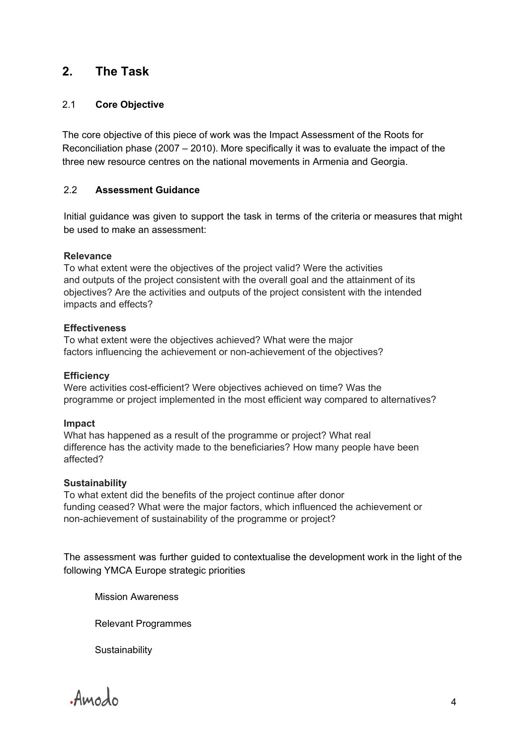## 2. The Task

### 2.1 Core Objective

The core objective of this piece of work was the Impact Assessment of the Roots for Reconciliation phase (2007 – 2010). More specifically it was to evaluate the impact of the three new resource centres on the national movements in Armenia and Georgia.

### 2.2 Assessment Guidance

Initial guidance was given to support the task in terms of the criteria or measures that might be used to make an assessment:

**Relevance**
To what extent were the objectives of the project valid? Were the activities and outputs of the project consistent with the overall goal and the attainment of its objectives? Are the activities and outputs of the project consistent with the intended impacts and effects?

**Effectiveness**
To what extent were the objectives achieved? What were the major factors influencing the achievement or non-achievement of the objectives?

**Efficiency**
Were activities cost-efficient? Were objectives achieved on time? Was the programme or project implemented in the most efficient way compared to alternatives?

**Impact**
What has happened as a result of the programme or project? What real difference has the activity made to the beneficiaries? How many people have been affected?

**Sustainability**
To what extent did the benefits of the project continue after donor funding ceased? What were the major factors, which influenced the achievement or non-achievement of sustainability of the programme or project?

The assessment was further guided to contextualise the development work in the light of the following YMCA Europe strategic priorities

Mission Awareness

Relevant Programmes

Sustainability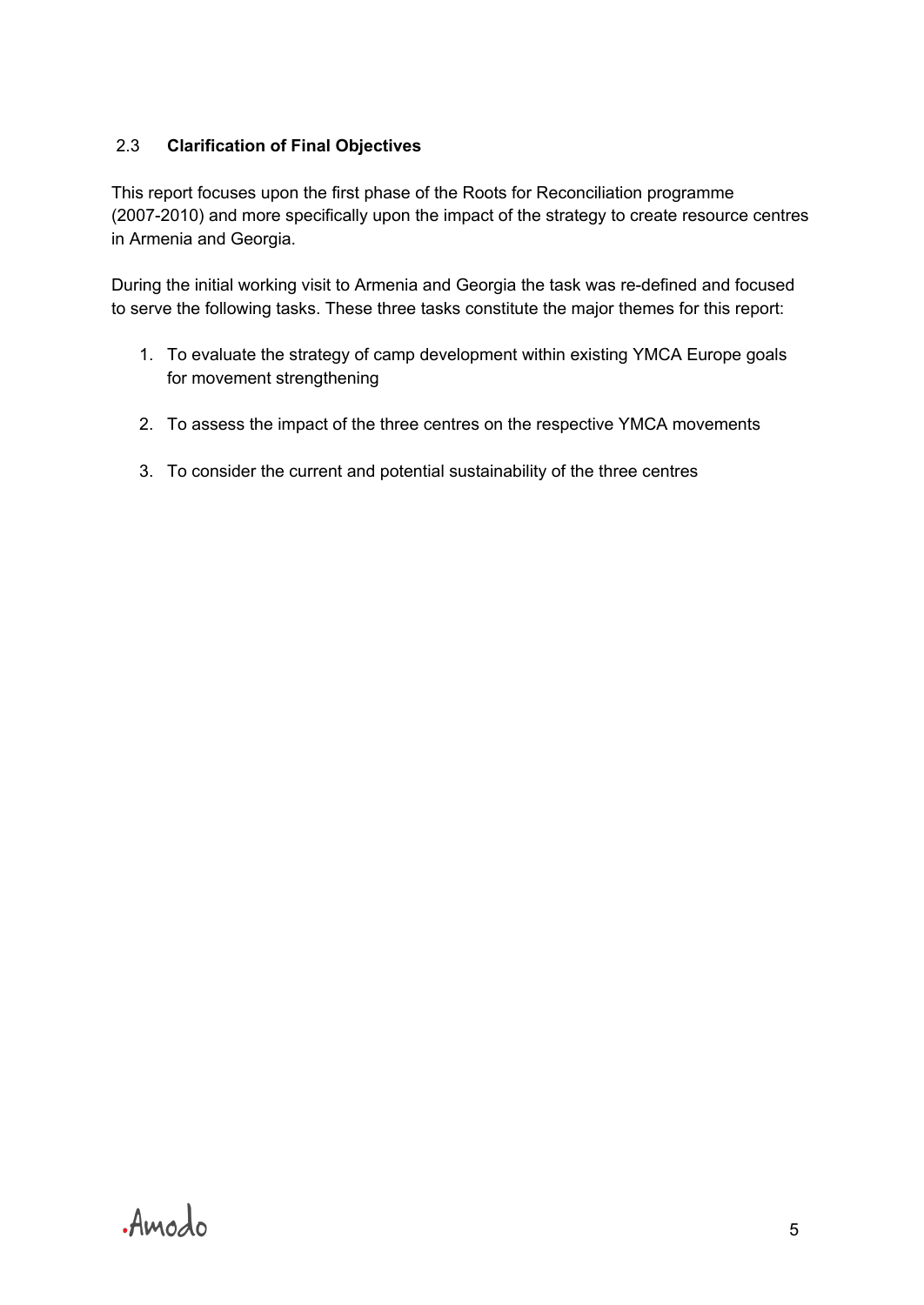## 2.3 Clarification of Final Objectives

This report focuses upon the first phase of the Roots for Reconciliation programme (2007-2010) and more specifically upon the impact of the strategy to create resource centres in Armenia and Georgia.

During the initial working visit to Armenia and Georgia the task was re-defined and focused to serve the following tasks. These three tasks constitute the major themes for this report:

1. To evaluate the strategy of camp development within existing YMCA Europe goals for movement strengthening
2. To assess the impact of the three centres on the respective YMCA movements
3. To consider the current and potential sustainability of the three centres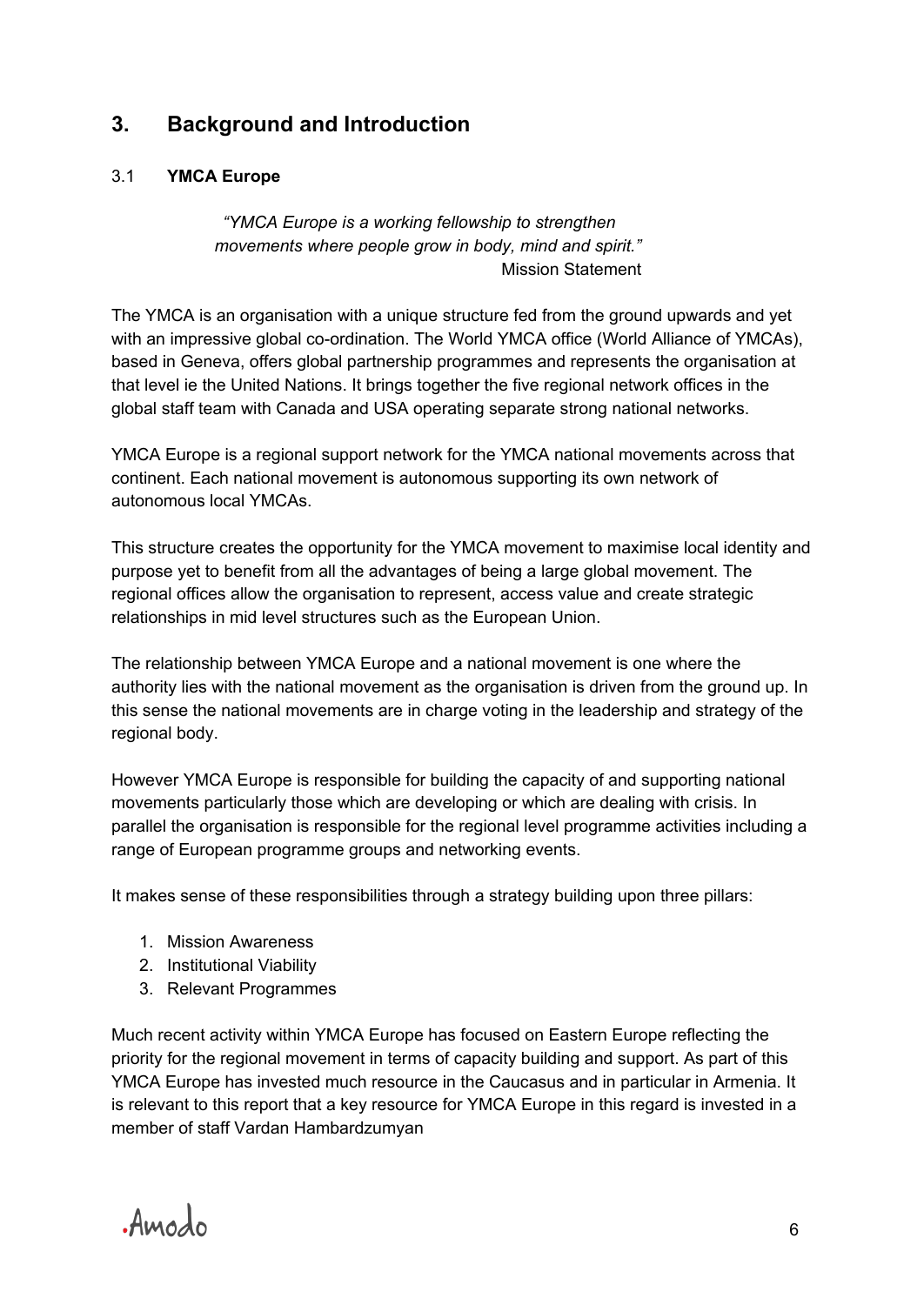## 3. Background and Introduction

### 3.1 YMCA Europe

> *"YMCA Europe is a working fellowship to strengthen movements where people grow in body, mind and spirit."*
> Mission Statement

The YMCA is an organisation with a unique structure fed from the ground upwards and yet with an impressive global co-ordination. The World YMCA office (World Alliance of YMCAs), based in Geneva, offers global partnership programmes and represents the organisation at that level ie the United Nations. It brings together the five regional network offices in the global staff team with Canada and USA operating separate strong national networks.

YMCA Europe is a regional support network for the YMCA national movements across that continent. Each national movement is autonomous supporting its own network of autonomous local YMCAs.

This structure creates the opportunity for the YMCA movement to maximise local identity and purpose yet to benefit from all the advantages of being a large global movement. The regional offices allow the organisation to represent, access value and create strategic relationships in mid level structures such as the European Union.

The relationship between YMCA Europe and a national movement is one where the authority lies with the national movement as the organisation is driven from the ground up. In this sense the national movements are in charge voting in the leadership and strategy of the regional body.

However YMCA Europe is responsible for building the capacity of and supporting national movements particularly those which are developing or which are dealing with crisis. In parallel the organisation is responsible for the regional level programme activities including a range of European programme groups and networking events.

It makes sense of these responsibilities through a strategy building upon three pillars:

1. Mission Awareness
2. Institutional Viability
3. Relevant Programmes

Much recent activity within YMCA Europe has focused on Eastern Europe reflecting the priority for the regional movement in terms of capacity building and support. As part of this YMCA Europe has invested much resource in the Caucasus and in particular in Armenia. It is relevant to this report that a key resource for YMCA Europe in this regard is invested in a member of staff Vardan Hambardzumyan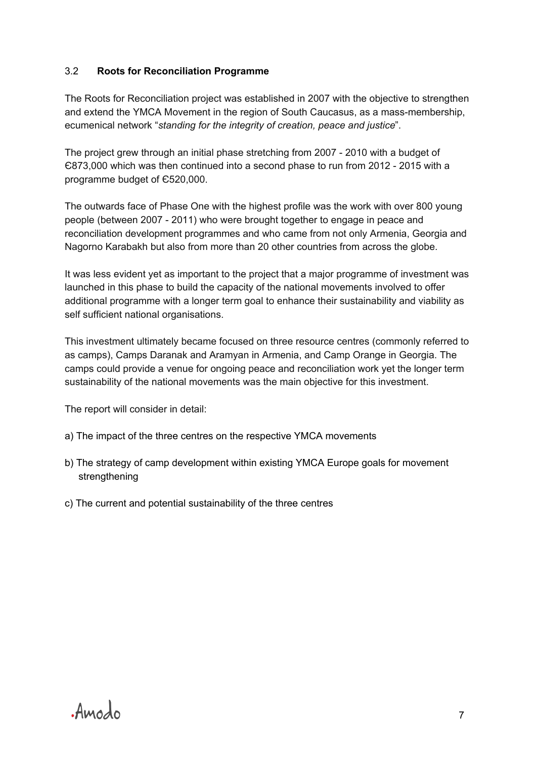### 3.2 **Roots for Reconciliation Programme**

The Roots for Reconciliation project was established in 2007 with the objective to strengthen and extend the YMCA Movement in the region of South Caucasus, as a mass-membership, ecumenical network "*standing for the integrity of creation, peace and justice*".

The project grew through an initial phase stretching from 2007 - 2010 with a budget of €873,000 which was then continued into a second phase to run from 2012 - 2015 with a programme budget of €520,000.

The outwards face of Phase One with the highest profile was the work with over 800 young people (between 2007 - 2011) who were brought together to engage in peace and reconciliation development programmes and who came from not only Armenia, Georgia and Nagorno Karabakh but also from more than 20 other countries from across the globe.

It was less evident yet as important to the project that a major programme of investment was launched in this phase to build the capacity of the national movements involved to offer additional programme with a longer term goal to enhance their sustainability and viability as self sufficient national organisations.

This investment ultimately became focused on three resource centres (commonly referred to as camps), Camps Daranak and Aramyan in Armenia, and Camp Orange in Georgia. The camps could provide a venue for ongoing peace and reconciliation work yet the longer term sustainability of the national movements was the main objective for this investment.

The report will consider in detail:

a) The impact of the three centres on the respective YMCA movements

b) The strategy of camp development within existing YMCA Europe goals for movement strengthening

c) The current and potential sustainability of the three centres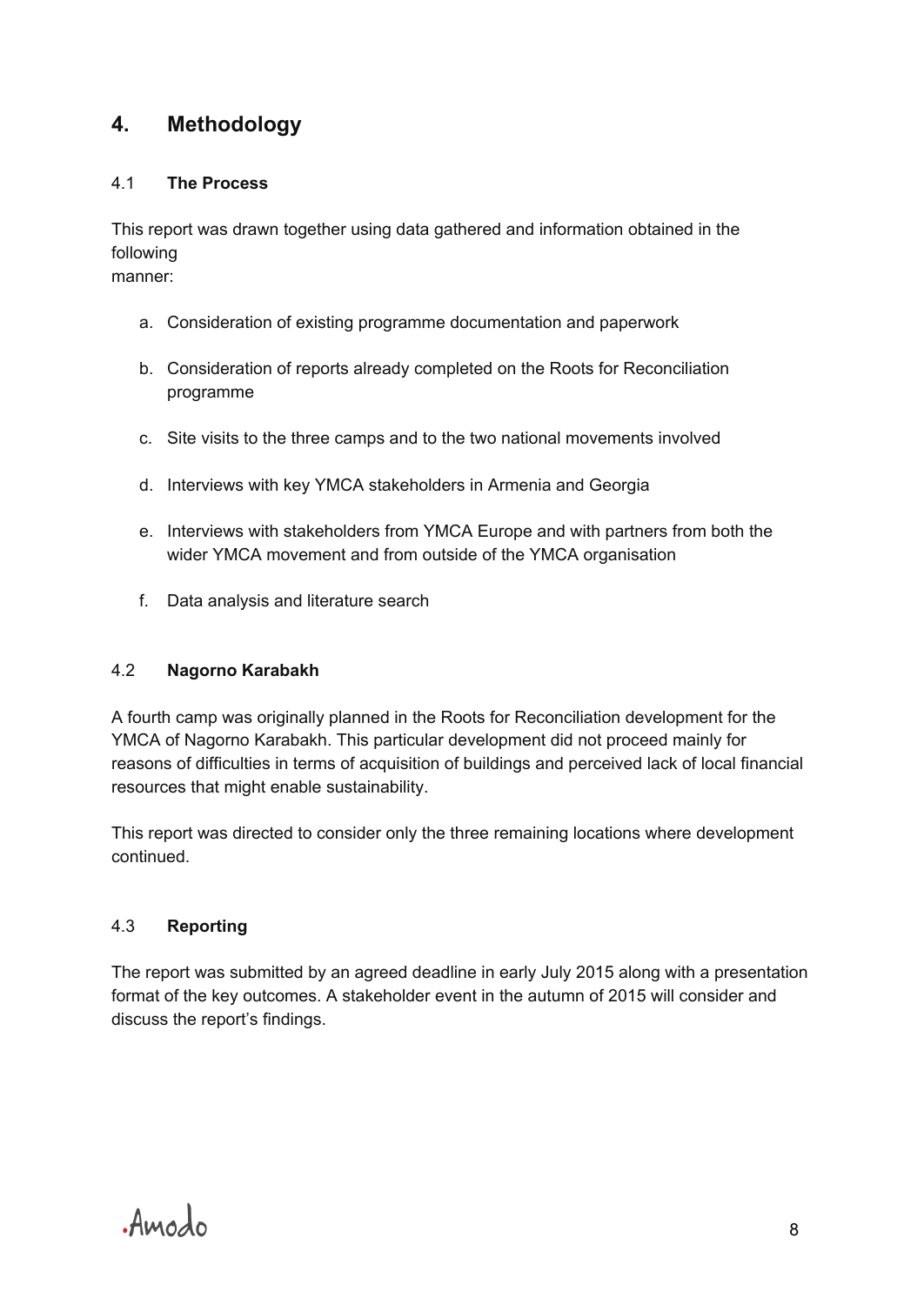## 4. Methodology

### 4.1 The Process

This report was drawn together using data gathered and information obtained in the following
manner:

a. Consideration of existing programme documentation and paperwork

b. Consideration of reports already completed on the Roots for Reconciliation programme

c. Site visits to the three camps and to the two national movements involved

d. Interviews with key YMCA stakeholders in Armenia and Georgia

e. Interviews with stakeholders from YMCA Europe and with partners from both the wider YMCA movement and from outside of the YMCA organisation

f. Data analysis and literature search

### 4.2 Nagorno Karabakh

A fourth camp was originally planned in the Roots for Reconciliation development for the YMCA of Nagorno Karabakh. This particular development did not proceed mainly for reasons of difficulties in terms of acquisition of buildings and perceived lack of local financial resources that might enable sustainability.

This report was directed to consider only the three remaining locations where development continued.

### 4.3 Reporting

The report was submitted by an agreed deadline in early July 2015 along with a presentation format of the key outcomes. A stakeholder event in the autumn of 2015 will consider and discuss the report's findings.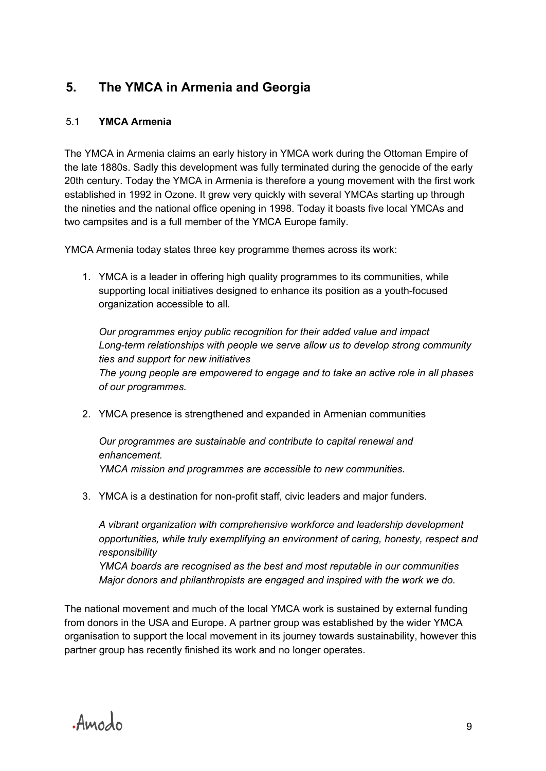## 5. The YMCA in Armenia and Georgia

### 5.1 YMCA Armenia

The YMCA in Armenia claims an early history in YMCA work during the Ottoman Empire of the late 1880s. Sadly this development was fully terminated during the genocide of the early 20th century. Today the YMCA in Armenia is therefore a young movement with the first work established in 1992 in Ozone. It grew very quickly with several YMCAs starting up through the nineties and the national office opening in 1998. Today it boasts five local YMCAs and two campsites and is a full member of the YMCA Europe family.

YMCA Armenia today states three key programme themes across its work:

1. YMCA is a leader in offering high quality programmes to its communities, while supporting local initiatives designed to enhance its position as a youth-focused organization accessible to all.

   *Our programmes enjoy public recognition for their added value and impact*
   *Long-term relationships with people we serve allow us to develop strong community ties and support for new initiatives*
   *The young people are empowered to engage and to take an active role in all phases of our programmes.*

2. YMCA presence is strengthened and expanded in Armenian communities

   *Our programmes are sustainable and contribute to capital renewal and enhancement.*
   *YMCA mission and programmes are accessible to new communities.*

3. YMCA is a destination for non-profit staff, civic leaders and major funders.

   *A vibrant organization with comprehensive workforce and leadership development opportunities, while truly exemplifying an environment of caring, honesty, respect and responsibility*
   *YMCA boards are recognised as the best and most reputable in our communities*
   *Major donors and philanthropists are engaged and inspired with the work we do.*

The national movement and much of the local YMCA work is sustained by external funding from donors in the USA and Europe. A partner group was established by the wider YMCA organisation to support the local movement in its journey towards sustainability, however this partner group has recently finished its work and no longer operates.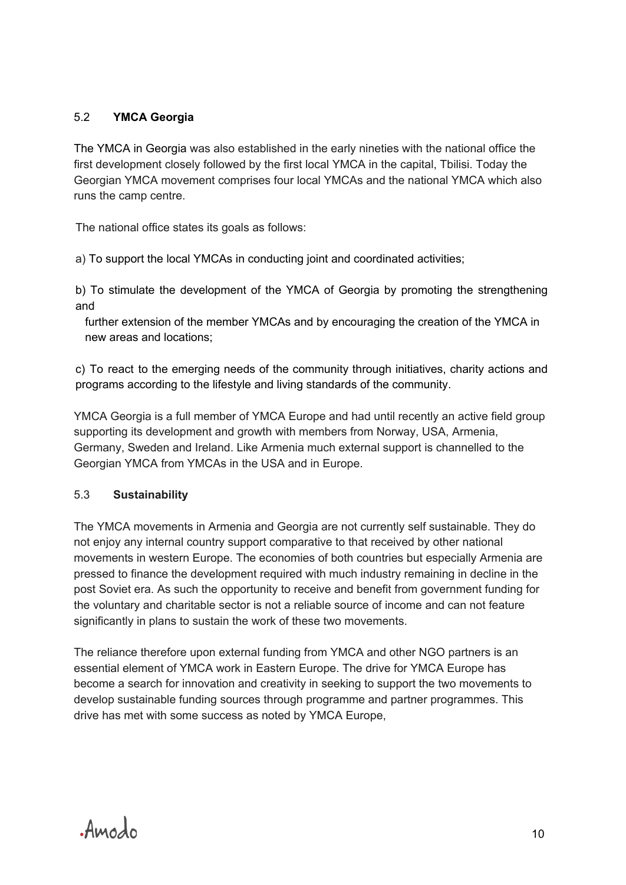## 5.2 YMCA Georgia

The YMCA in Georgia was also established in the early nineties with the national office the first development closely followed by the first local YMCA in the capital, Tbilisi. Today the Georgian YMCA movement comprises four local YMCAs and the national YMCA which also runs the camp centre.

The national office states its goals as follows:

a) To support the local YMCAs in conducting joint and coordinated activities;

b) To stimulate the development of the YMCA of Georgia by promoting the strengthening and further extension of the member YMCAs and by encouraging the creation of the YMCA in new areas and locations;

c) To react to the emerging needs of the community through initiatives, charity actions and programs according to the lifestyle and living standards of the community.

YMCA Georgia is a full member of YMCA Europe and had until recently an active field group supporting its development and growth with members from Norway, USA, Armenia, Germany, Sweden and Ireland. Like Armenia much external support is channelled to the Georgian YMCA from YMCAs in the USA and in Europe.

## 5.3 Sustainability

The YMCA movements in Armenia and Georgia are not currently self sustainable. They do not enjoy any internal country support comparative to that received by other national movements in western Europe. The economies of both countries but especially Armenia are pressed to finance the development required with much industry remaining in decline in the post Soviet era. As such the opportunity to receive and benefit from government funding for the voluntary and charitable sector is not a reliable source of income and can not feature significantly in plans to sustain the work of these two movements.

The reliance therefore upon external funding from YMCA and other NGO partners is an essential element of YMCA work in Eastern Europe. The drive for YMCA Europe has become a search for innovation and creativity in seeking to support the two movements to develop sustainable funding sources through programme and partner programmes. This drive has met with some success as noted by YMCA Europe,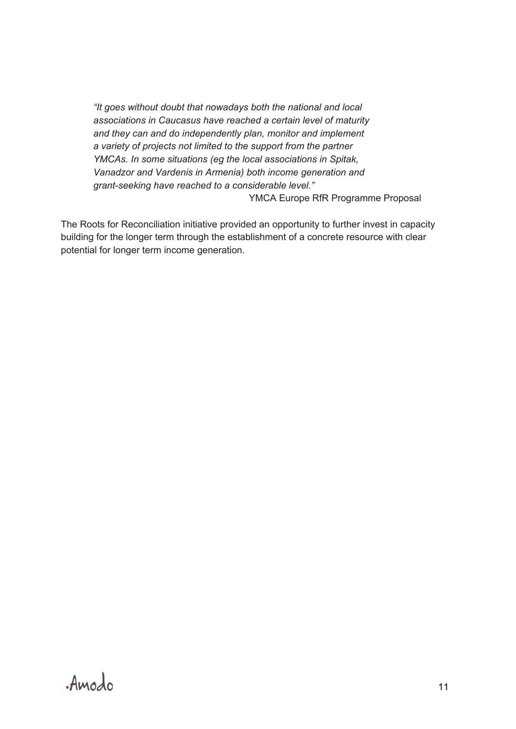> *"It goes without doubt that nowadays both the national and local associations in Caucasus have reached a certain level of maturity and they can and do independently plan, monitor and implement a variety of projects not limited to the support from the partner YMCAs. In some situations (eg the local associations in Spitak, Vanadzor and Vardenis in Armenia) both income generation and grant-seeking have reached to a considerable level."*
>
> YMCA Europe RfR Programme Proposal

The Roots for Reconciliation initiative provided an opportunity to further invest in capacity building for the longer term through the establishment of a concrete resource with clear potential for longer term income generation.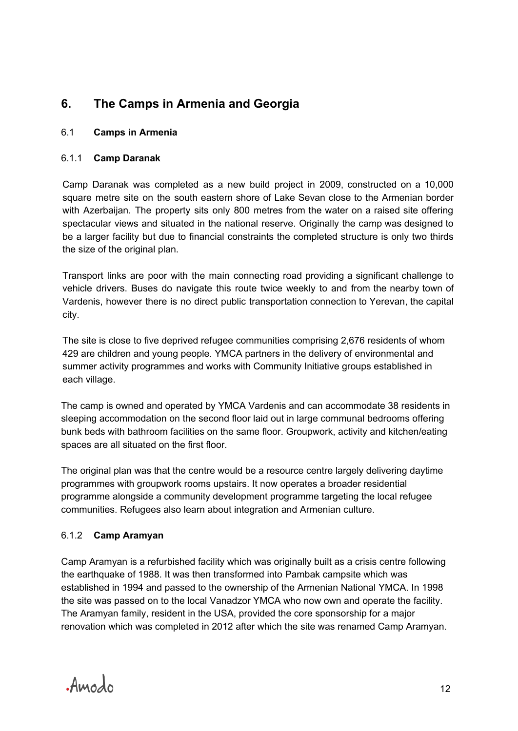# 6. The Camps in Armenia and Georgia

## 6.1 Camps in Armenia

### 6.1.1 Camp Daranak

Camp Daranak was completed as a new build project in 2009, constructed on a 10,000 square metre site on the south eastern shore of Lake Sevan close to the Armenian border with Azerbaijan. The property sits only 800 metres from the water on a raised site offering spectacular views and situated in the national reserve. Originally the camp was designed to be a larger facility but due to financial constraints the completed structure is only two thirds the size of the original plan.

Transport links are poor with the main connecting road providing a significant challenge to vehicle drivers. Buses do navigate this route twice weekly to and from the nearby town of Vardenis, however there is no direct public transportation connection to Yerevan, the capital city.

The site is close to five deprived refugee communities comprising 2,676 residents of whom 429 are children and young people. YMCA partners in the delivery of environmental and summer activity programmes and works with Community Initiative groups established in each village.

The camp is owned and operated by YMCA Vardenis and can accommodate 38 residents in sleeping accommodation on the second floor laid out in large communal bedrooms offering bunk beds with bathroom facilities on the same floor. Groupwork, activity and kitchen/eating spaces are all situated on the first floor.

The original plan was that the centre would be a resource centre largely delivering daytime programmes with groupwork rooms upstairs. It now operates a broader residential programme alongside a community development programme targeting the local refugee communities. Refugees also learn about integration and Armenian culture.

### 6.1.2 Camp Aramyan

Camp Aramyan is a refurbished facility which was originally built as a crisis centre following the earthquake of 1988. It was then transformed into Pambak campsite which was established in 1994 and passed to the ownership of the Armenian National YMCA. In 1998 the site was passed on to the local Vanadzor YMCA who now own and operate the facility. The Aramyan family, resident in the USA, provided the core sponsorship for a major renovation which was completed in 2012 after which the site was renamed Camp Aramyan.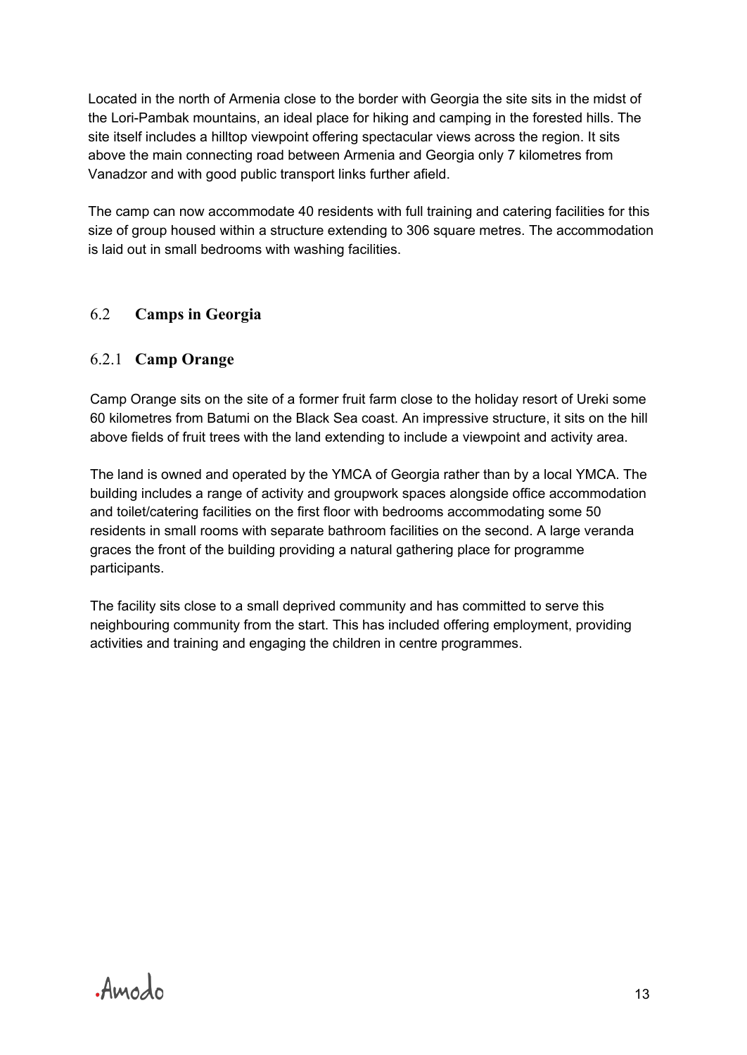Located in the north of Armenia close to the border with Georgia the site sits in the midst of the Lori-Pambak mountains, an ideal place for hiking and camping in the forested hills. The site itself includes a hilltop viewpoint offering spectacular views across the region. It sits above the main connecting road between Armenia and Georgia only 7 kilometres from Vanadzor and with good public transport links further afield.

The camp can now accommodate 40 residents with full training and catering facilities for this size of group housed within a structure extending to 306 square metres. The accommodation is laid out in small bedrooms with washing facilities.

## 6.2 Camps in Georgia

### 6.2.1 Camp Orange

Camp Orange sits on the site of a former fruit farm close to the holiday resort of Ureki some 60 kilometres from Batumi on the Black Sea coast. An impressive structure, it sits on the hill above fields of fruit trees with the land extending to include a viewpoint and activity area.

The land is owned and operated by the YMCA of Georgia rather than by a local YMCA. The building includes a range of activity and groupwork spaces alongside office accommodation and toilet/catering facilities on the first floor with bedrooms accommodating some 50 residents in small rooms with separate bathroom facilities on the second. A large veranda graces the front of the building providing a natural gathering place for programme participants.

The facility sits close to a small deprived community and has committed to serve this neighbouring community from the start. This has included offering employment, providing activities and training and engaging the children in centre programmes.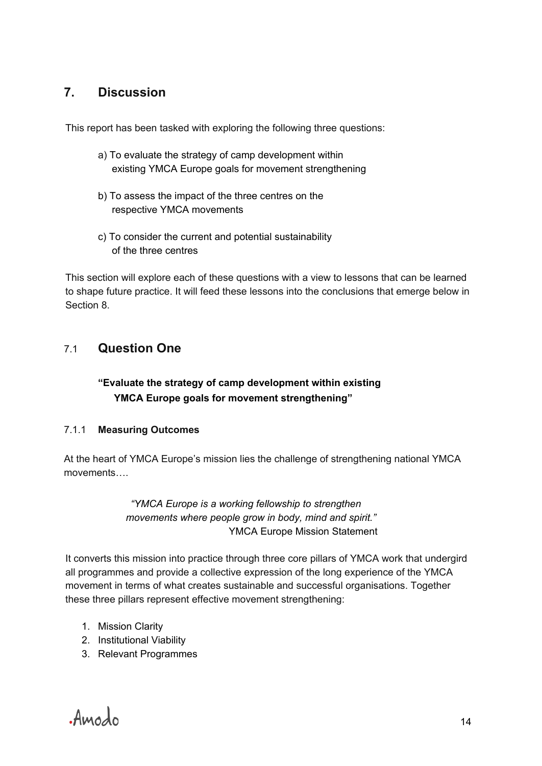## 7. Discussion

This report has been tasked with exploring the following three questions:

a) To evaluate the strategy of camp development within existing YMCA Europe goals for movement strengthening

b) To assess the impact of the three centres on the respective YMCA movements

c) To consider the current and potential sustainability of the three centres

This section will explore each of these questions with a view to lessons that can be learned to shape future practice. It will feed these lessons into the conclusions that emerge below in Section 8.

### 7.1 Question One

**"Evaluate the strategy of camp development within existing YMCA Europe goals for movement strengthening"**

#### 7.1.1 Measuring Outcomes

At the heart of YMCA Europe's mission lies the challenge of strengthening national YMCA movements….

> *"YMCA Europe is a working fellowship to strengthen movements where people grow in body, mind and spirit."*
> YMCA Europe Mission Statement

It converts this mission into practice through three core pillars of YMCA work that undergird all programmes and provide a collective expression of the long experience of the YMCA movement in terms of what creates sustainable and successful organisations. Together these three pillars represent effective movement strengthening:

1. Mission Clarity
2. Institutional Viability
3. Relevant Programmes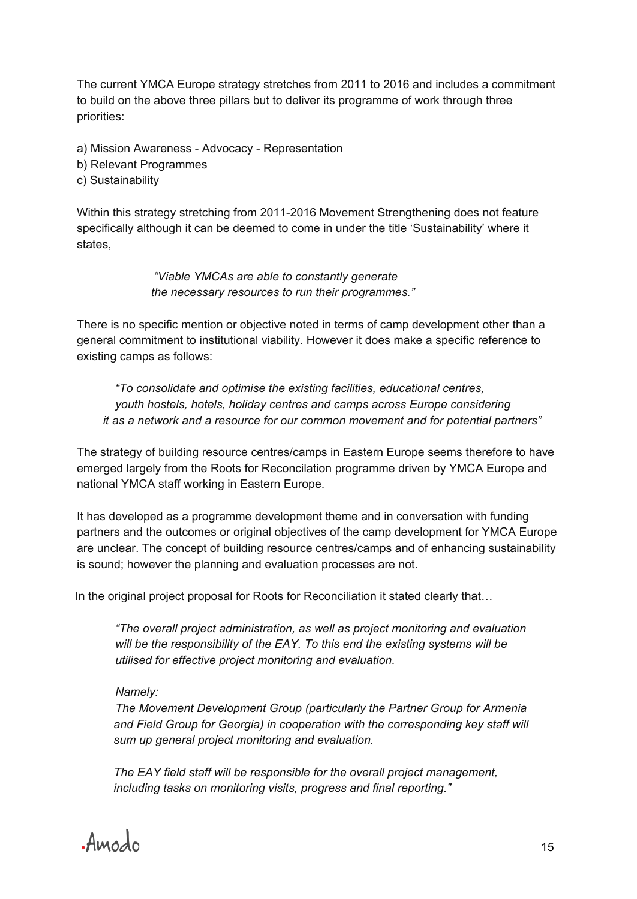The current YMCA Europe strategy stretches from 2011 to 2016 and includes a commitment to build on the above three pillars but to deliver its programme of work through three priorities:

a) Mission Awareness - Advocacy - Representation
b) Relevant Programmes
c) Sustainability

Within this strategy stretching from 2011-2016 Movement Strengthening does not feature specifically although it can be deemed to come in under the title 'Sustainability' where it states,

> *"Viable YMCAs are able to constantly generate the necessary resources to run their programmes."*

There is no specific mention or objective noted in terms of camp development other than a general commitment to institutional viability. However it does make a specific reference to existing camps as follows:

> *"To consolidate and optimise the existing facilities, educational centres, youth hostels, hotels, holiday centres and camps across Europe considering it as a network and a resource for our common movement and for potential partners"*

The strategy of building resource centres/camps in Eastern Europe seems therefore to have emerged largely from the Roots for Reconcilation programme driven by YMCA Europe and national YMCA staff working in Eastern Europe.

It has developed as a programme development theme and in conversation with funding partners and the outcomes or original objectives of the camp development for YMCA Europe are unclear. The concept of building resource centres/camps and of enhancing sustainability is sound; however the planning and evaluation processes are not.

In the original project proposal for Roots for Reconciliation it stated clearly that…

> *"The overall project administration, as well as project monitoring and evaluation will be the responsibility of the EAY. To this end the existing systems will be utilised for effective project monitoring and evaluation.*
>
> *Namely:*
> *The Movement Development Group (particularly the Partner Group for Armenia and Field Group for Georgia) in cooperation with the corresponding key staff will sum up general project monitoring and evaluation.*
>
> *The EAY field staff will be responsible for the overall project management, including tasks on monitoring visits, progress and final reporting."*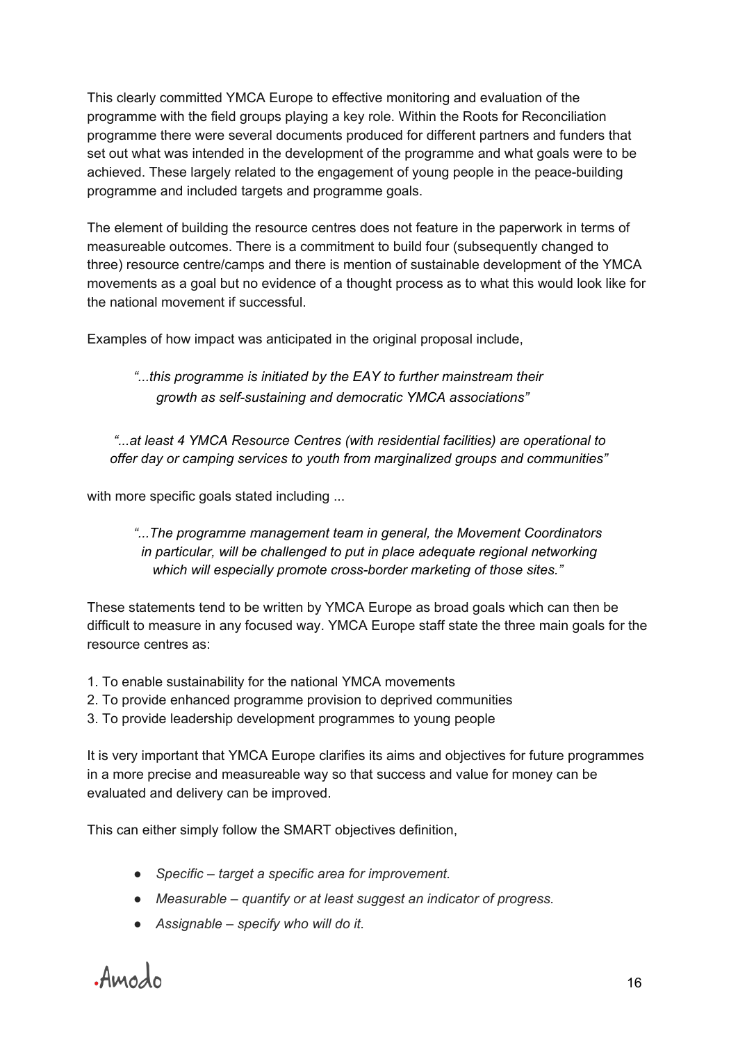This clearly committed YMCA Europe to effective monitoring and evaluation of the programme with the field groups playing a key role. Within the Roots for Reconciliation programme there were several documents produced for different partners and funders that set out what was intended in the development of the programme and what goals were to be achieved. These largely related to the engagement of young people in the peace-building programme and included targets and programme goals.

The element of building the resource centres does not feature in the paperwork in terms of measureable outcomes. There is a commitment to build four (subsequently changed to three) resource centre/camps and there is mention of sustainable development of the YMCA movements as a goal but no evidence of a thought process as to what this would look like for the national movement if successful.

Examples of how impact was anticipated in the original proposal include,

> *"...this programme is initiated by the EAY to further mainstream their growth as self-sustaining and democratic YMCA associations"*

> *"...at least 4 YMCA Resource Centres (with residential facilities) are operational to offer day or camping services to youth from marginalized groups and communities"*

with more specific goals stated including ...

> *"...The programme management team in general, the Movement Coordinators in particular, will be challenged to put in place adequate regional networking which will especially promote cross-border marketing of those sites."*

These statements tend to be written by YMCA Europe as broad goals which can then be difficult to measure in any focused way. YMCA Europe staff state the three main goals for the resource centres as:

1. To enable sustainability for the national YMCA movements
2. To provide enhanced programme provision to deprived communities
3. To provide leadership development programmes to young people

It is very important that YMCA Europe clarifies its aims and objectives for future programmes in a more precise and measureable way so that success and value for money can be evaluated and delivery can be improved.

This can either simply follow the SMART objectives definition,

- *Specific – target a specific area for improvement.*
- *Measurable – quantify or at least suggest an indicator of progress.*
- *Assignable – specify who will do it.*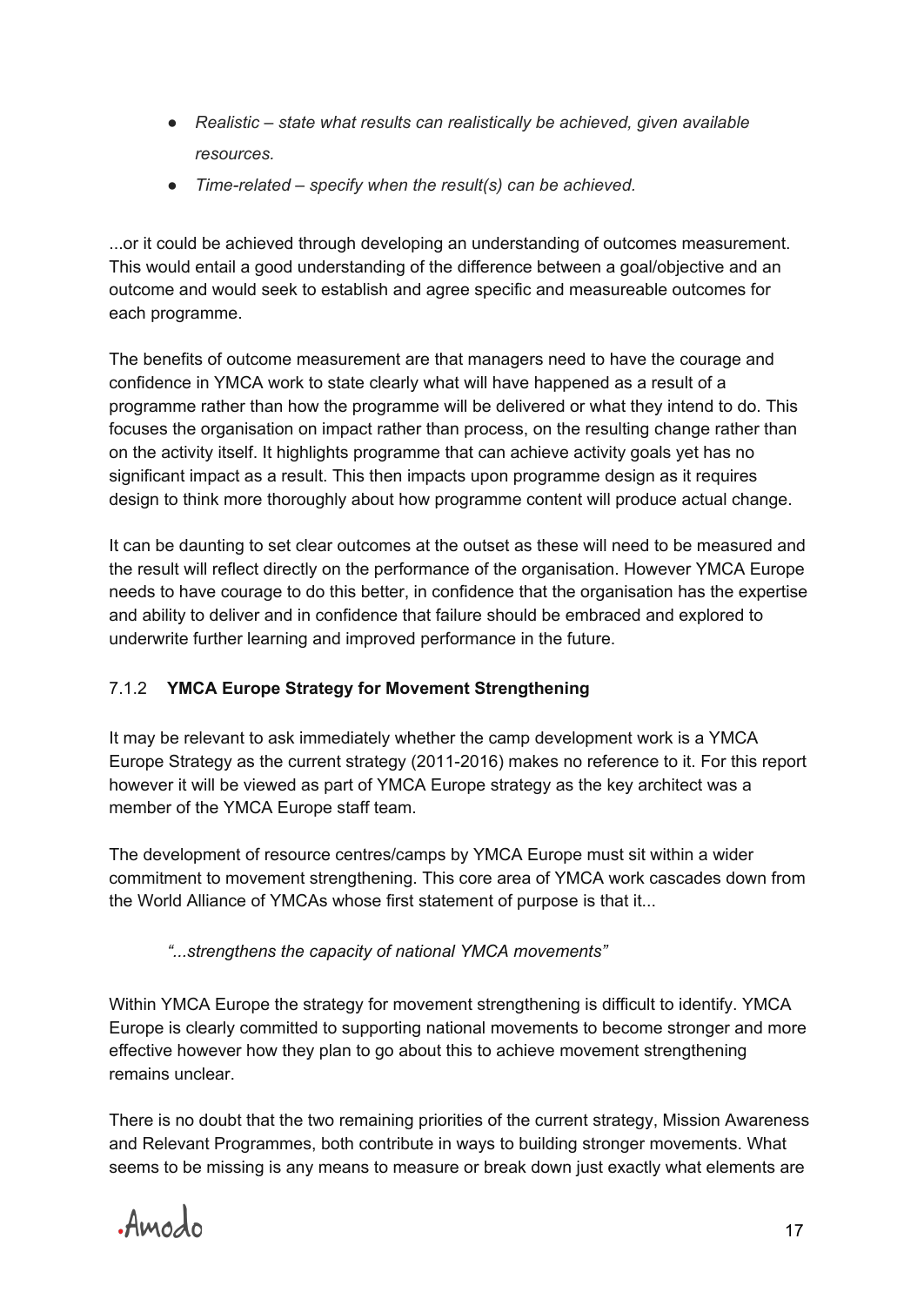- *Realistic – state what results can realistically be achieved, given available resources.*
- *Time-related – specify when the result(s) can be achieved.*

...or it could be achieved through developing an understanding of outcomes measurement. This would entail a good understanding of the difference between a goal/objective and an outcome and would seek to establish and agree specific and measureable outcomes for each programme.

The benefits of outcome measurement are that managers need to have the courage and confidence in YMCA work to state clearly what will have happened as a result of a programme rather than how the programme will be delivered or what they intend to do. This focuses the organisation on impact rather than process, on the resulting change rather than on the activity itself. It highlights programme that can achieve activity goals yet has no significant impact as a result. This then impacts upon programme design as it requires design to think more thoroughly about how programme content will produce actual change.

It can be daunting to set clear outcomes at the outset as these will need to be measured and the result will reflect directly on the performance of the organisation. However YMCA Europe needs to have courage to do this better, in confidence that the organisation has the expertise and ability to deliver and in confidence that failure should be embraced and explored to underwrite further learning and improved performance in the future.

### 7.1.2 **YMCA Europe Strategy for Movement Strengthening**

It may be relevant to ask immediately whether the camp development work is a YMCA Europe Strategy as the current strategy (2011-2016) makes no reference to it. For this report however it will be viewed as part of YMCA Europe strategy as the key architect was a member of the YMCA Europe staff team.

The development of resource centres/camps by YMCA Europe must sit within a wider commitment to movement strengthening. This core area of YMCA work cascades down from the World Alliance of YMCAs whose first statement of purpose is that it...

*"...strengthens the capacity of national YMCA movements"*

Within YMCA Europe the strategy for movement strengthening is difficult to identify. YMCA Europe is clearly committed to supporting national movements to become stronger and more effective however how they plan to go about this to achieve movement strengthening remains unclear.

There is no doubt that the two remaining priorities of the current strategy, Mission Awareness and Relevant Programmes, both contribute in ways to building stronger movements. What seems to be missing is any means to measure or break down just exactly what elements are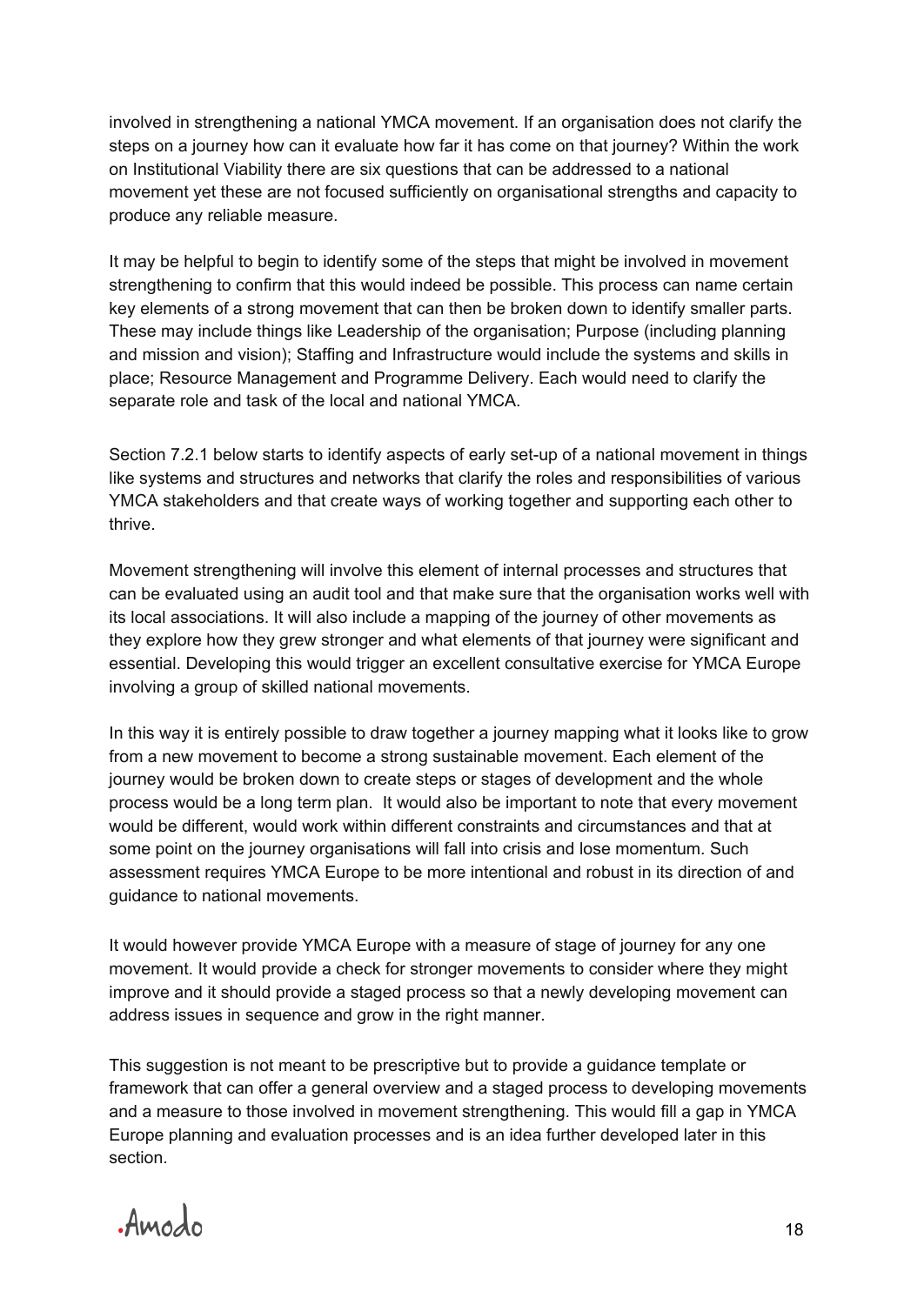involved in strengthening a national YMCA movement. If an organisation does not clarify the steps on a journey how can it evaluate how far it has come on that journey? Within the work on Institutional Viability there are six questions that can be addressed to a national movement yet these are not focused sufficiently on organisational strengths and capacity to produce any reliable measure.

It may be helpful to begin to identify some of the steps that might be involved in movement strengthening to confirm that this would indeed be possible. This process can name certain key elements of a strong movement that can then be broken down to identify smaller parts. These may include things like Leadership of the organisation; Purpose (including planning and mission and vision); Staffing and Infrastructure would include the systems and skills in place; Resource Management and Programme Delivery. Each would need to clarify the separate role and task of the local and national YMCA.

Section 7.2.1 below starts to identify aspects of early set-up of a national movement in things like systems and structures and networks that clarify the roles and responsibilities of various YMCA stakeholders and that create ways of working together and supporting each other to thrive.

Movement strengthening will involve this element of internal processes and structures that can be evaluated using an audit tool and that make sure that the organisation works well with its local associations. It will also include a mapping of the journey of other movements as they explore how they grew stronger and what elements of that journey were significant and essential. Developing this would trigger an excellent consultative exercise for YMCA Europe involving a group of skilled national movements.

In this way it is entirely possible to draw together a journey mapping what it looks like to grow from a new movement to become a strong sustainable movement. Each element of the journey would be broken down to create steps or stages of development and the whole process would be a long term plan. It would also be important to note that every movement would be different, would work within different constraints and circumstances and that at some point on the journey organisations will fall into crisis and lose momentum. Such assessment requires YMCA Europe to be more intentional and robust in its direction of and guidance to national movements.

It would however provide YMCA Europe with a measure of stage of journey for any one movement. It would provide a check for stronger movements to consider where they might improve and it should provide a staged process so that a newly developing movement can address issues in sequence and grow in the right manner.

This suggestion is not meant to be prescriptive but to provide a guidance template or framework that can offer a general overview and a staged process to developing movements and a measure to those involved in movement strengthening. This would fill a gap in YMCA Europe planning and evaluation processes and is an idea further developed later in this section.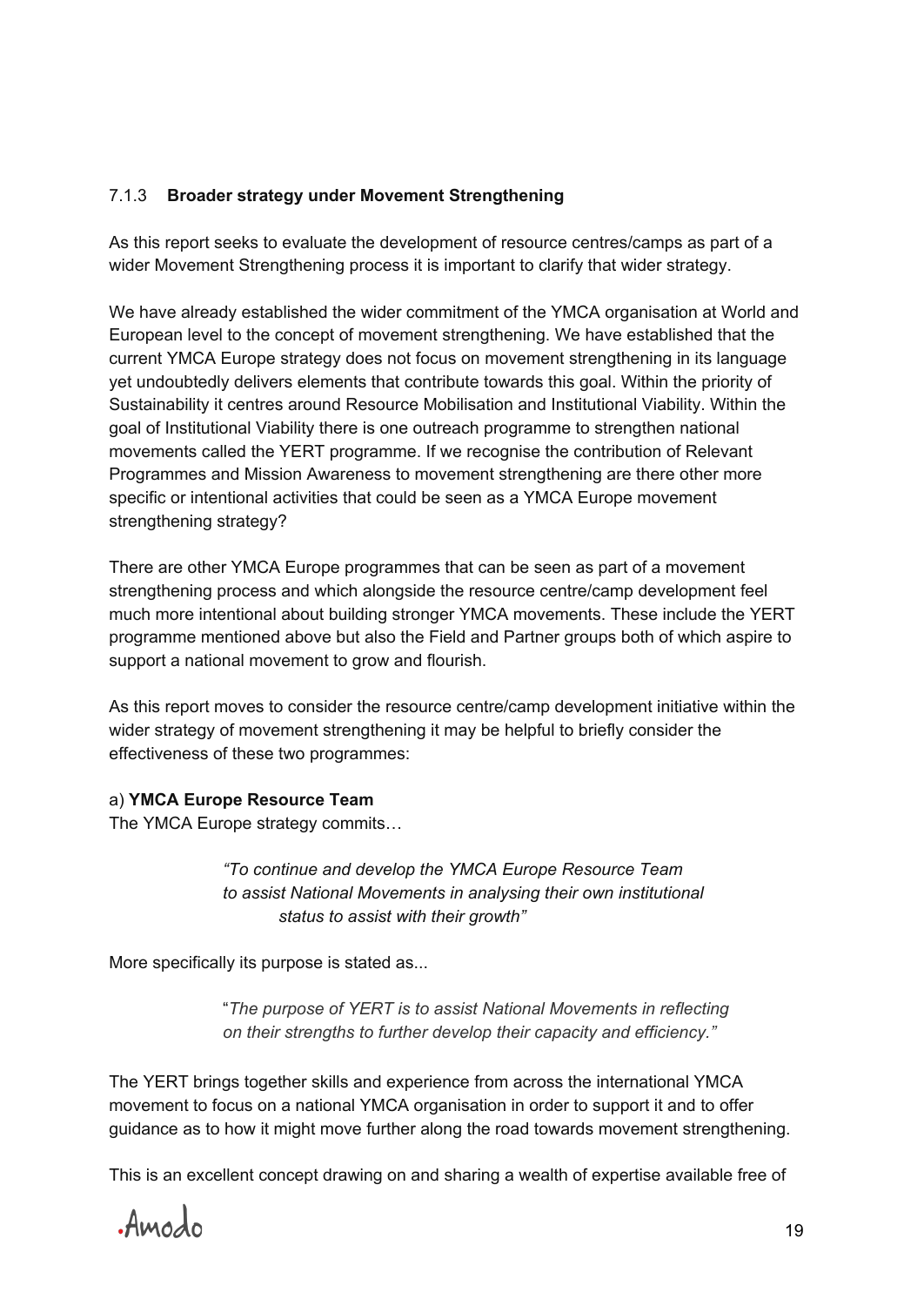### 7.1.3 **Broader strategy under Movement Strengthening**

As this report seeks to evaluate the development of resource centres/camps as part of a wider Movement Strengthening process it is important to clarify that wider strategy.

We have already established the wider commitment of the YMCA organisation at World and European level to the concept of movement strengthening. We have established that the current YMCA Europe strategy does not focus on movement strengthening in its language yet undoubtedly delivers elements that contribute towards this goal. Within the priority of Sustainability it centres around Resource Mobilisation and Institutional Viability. Within the goal of Institutional Viability there is one outreach programme to strengthen national movements called the YERT programme. If we recognise the contribution of Relevant Programmes and Mission Awareness to movement strengthening are there other more specific or intentional activities that could be seen as a YMCA Europe movement strengthening strategy?

There are other YMCA Europe programmes that can be seen as part of a movement strengthening process and which alongside the resource centre/camp development feel much more intentional about building stronger YMCA movements. These include the YERT programme mentioned above but also the Field and Partner groups both of which aspire to support a national movement to grow and flourish.

As this report moves to consider the resource centre/camp development initiative within the wider strategy of movement strengthening it may be helpful to briefly consider the effectiveness of these two programmes:

a) **YMCA Europe Resource Team**

The YMCA Europe strategy commits…

> *"To continue and develop the YMCA Europe Resource Team to assist National Movements in analysing their own institutional status to assist with their growth"*

More specifically its purpose is stated as...

> "*The purpose of YERT is to assist National Movements in reflecting on their strengths to further develop their capacity and efficiency."*

The YERT brings together skills and experience from across the international YMCA movement to focus on a national YMCA organisation in order to support it and to offer guidance as to how it might move further along the road towards movement strengthening.

This is an excellent concept drawing on and sharing a wealth of expertise available free of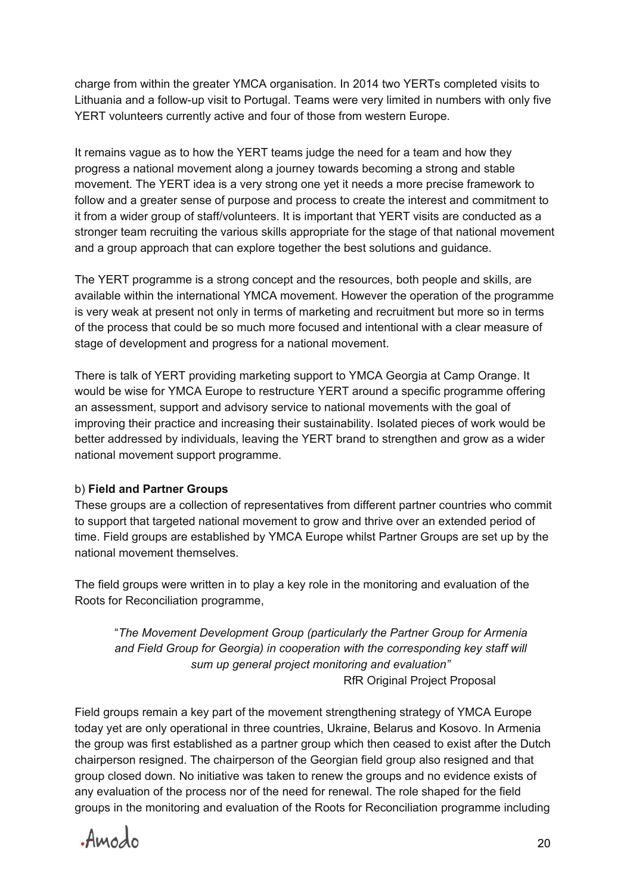charge from within the greater YMCA organisation. In 2014 two YERTs completed visits to Lithuania and a follow-up visit to Portugal. Teams were very limited in numbers with only five YERT volunteers currently active and four of those from western Europe.

It remains vague as to how the YERT teams judge the need for a team and how they progress a national movement along a journey towards becoming a strong and stable movement. The YERT idea is a very strong one yet it needs a more precise framework to follow and a greater sense of purpose and process to create the interest and commitment to it from a wider group of staff/volunteers. It is important that YERT visits are conducted as a stronger team recruiting the various skills appropriate for the stage of that national movement and a group approach that can explore together the best solutions and guidance.

The YERT programme is a strong concept and the resources, both people and skills, are available within the international YMCA movement. However the operation of the programme is very weak at present not only in terms of marketing and recruitment but more so in terms of the process that could be so much more focused and intentional with a clear measure of stage of development and progress for a national movement.

There is talk of YERT providing marketing support to YMCA Georgia at Camp Orange. It would be wise for YMCA Europe to restructure YERT around a specific programme offering an assessment, support and advisory service to national movements with the goal of improving their practice and increasing their sustainability. Isolated pieces of work would be better addressed by individuals, leaving the YERT brand to strengthen and grow as a wider national movement support programme.

b) **Field and Partner Groups**

These groups are a collection of representatives from different partner countries who commit to support that targeted national movement to grow and thrive over an extended period of time. Field groups are established by YMCA Europe whilst Partner Groups are set up by the national movement themselves.

The field groups were written in to play a key role in the monitoring and evaluation of the Roots for Reconciliation programme,

> "*The Movement Development Group (particularly the Partner Group for Armenia and Field Group for Georgia) in cooperation with the corresponding key staff will sum up general project monitoring and evaluation"*
>
> RfR Original Project Proposal

Field groups remain a key part of the movement strengthening strategy of YMCA Europe today yet are only operational in three countries, Ukraine, Belarus and Kosovo. In Armenia the group was first established as a partner group which then ceased to exist after the Dutch chairperson resigned. The chairperson of the Georgian field group also resigned and that group closed down. No initiative was taken to renew the groups and no evidence exists of any evaluation of the process nor of the need for renewal. The role shaped for the field groups in the monitoring and evaluation of the Roots for Reconciliation programme including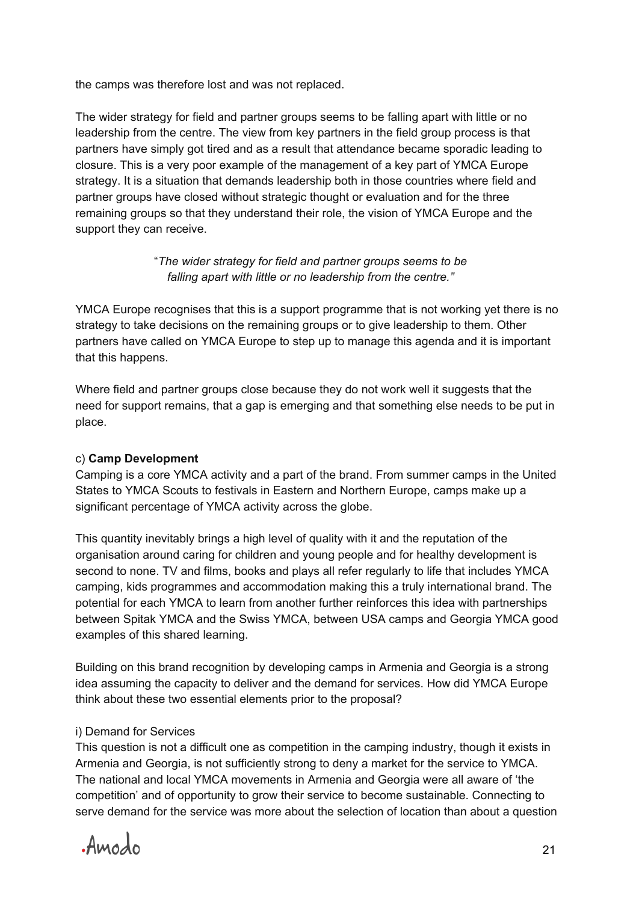the camps was therefore lost and was not replaced.

The wider strategy for field and partner groups seems to be falling apart with little or no leadership from the centre. The view from key partners in the field group process is that partners have simply got tired and as a result that attendance became sporadic leading to closure. This is a very poor example of the management of a key part of YMCA Europe strategy. It is a situation that demands leadership both in those countries where field and partner groups have closed without strategic thought or evaluation and for the three remaining groups so that they understand their role, the vision of YMCA Europe and the support they can receive.

> "*The wider strategy for field and partner groups seems to be falling apart with little or no leadership from the centre.*"

YMCA Europe recognises that this is a support programme that is not working yet there is no strategy to take decisions on the remaining groups or to give leadership to them. Other partners have called on YMCA Europe to step up to manage this agenda and it is important that this happens.

Where field and partner groups close because they do not work well it suggests that the need for support remains, that a gap is emerging and that something else needs to be put in place.

c) **Camp Development**

Camping is a core YMCA activity and a part of the brand. From summer camps in the United States to YMCA Scouts to festivals in Eastern and Northern Europe, camps make up a significant percentage of YMCA activity across the globe.

This quantity inevitably brings a high level of quality with it and the reputation of the organisation around caring for children and young people and for healthy development is second to none. TV and films, books and plays all refer regularly to life that includes YMCA camping, kids programmes and accommodation making this a truly international brand. The potential for each YMCA to learn from another further reinforces this idea with partnerships between Spitak YMCA and the Swiss YMCA, between USA camps and Georgia YMCA good examples of this shared learning.

Building on this brand recognition by developing camps in Armenia and Georgia is a strong idea assuming the capacity to deliver and the demand for services. How did YMCA Europe think about these two essential elements prior to the proposal?

i) Demand for Services

This question is not a difficult one as competition in the camping industry, though it exists in Armenia and Georgia, is not sufficiently strong to deny a market for the service to YMCA. The national and local YMCA movements in Armenia and Georgia were all aware of 'the competition' and of opportunity to grow their service to become sustainable. Connecting to serve demand for the service was more about the selection of location than about a question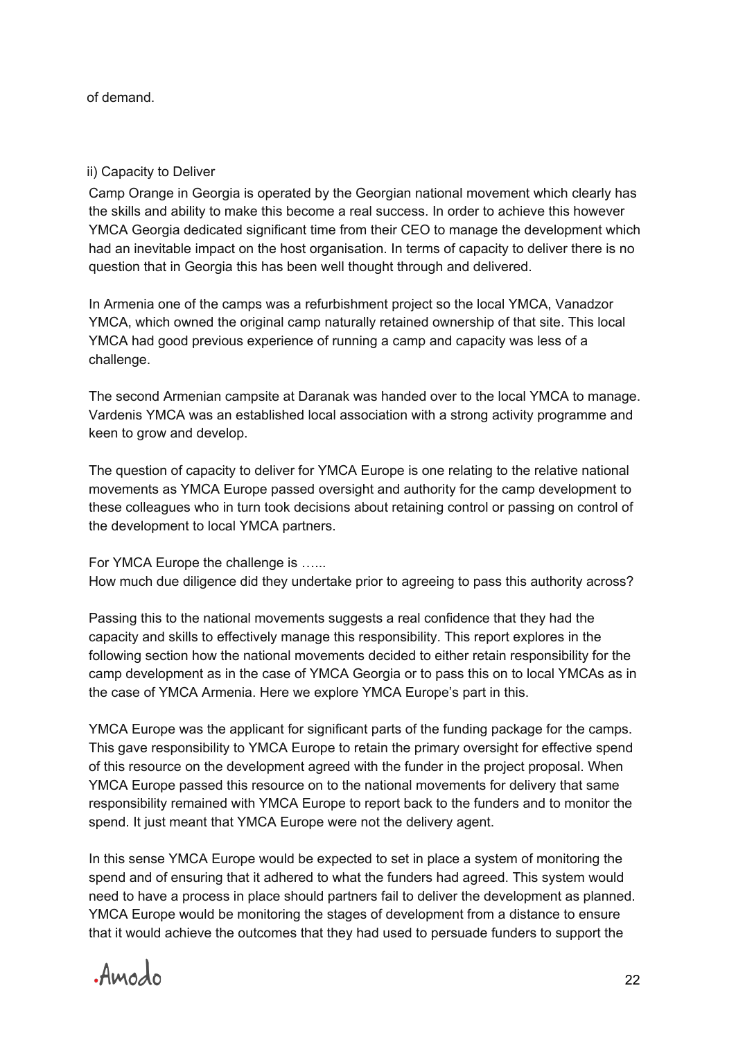of demand.

ii) Capacity to Deliver

Camp Orange in Georgia is operated by the Georgian national movement which clearly has the skills and ability to make this become a real success. In order to achieve this however YMCA Georgia dedicated significant time from their CEO to manage the development which had an inevitable impact on the host organisation. In terms of capacity to deliver there is no question that in Georgia this has been well thought through and delivered.

In Armenia one of the camps was a refurbishment project so the local YMCA, Vanadzor YMCA, which owned the original camp naturally retained ownership of that site. This local YMCA had good previous experience of running a camp and capacity was less of a challenge.

The second Armenian campsite at Daranak was handed over to the local YMCA to manage. Vardenis YMCA was an established local association with a strong activity programme and keen to grow and develop.

The question of capacity to deliver for YMCA Europe is one relating to the relative national movements as YMCA Europe passed oversight and authority for the camp development to these colleagues who in turn took decisions about retaining control or passing on control of the development to local YMCA partners.

For YMCA Europe the challenge is …...
How much due diligence did they undertake prior to agreeing to pass this authority across?

Passing this to the national movements suggests a real confidence that they had the capacity and skills to effectively manage this responsibility. This report explores in the following section how the national movements decided to either retain responsibility for the camp development as in the case of YMCA Georgia or to pass this on to local YMCAs as in the case of YMCA Armenia. Here we explore YMCA Europe's part in this.

YMCA Europe was the applicant for significant parts of the funding package for the camps. This gave responsibility to YMCA Europe to retain the primary oversight for effective spend of this resource on the development agreed with the funder in the project proposal. When YMCA Europe passed this resource on to the national movements for delivery that same responsibility remained with YMCA Europe to report back to the funders and to monitor the spend. It just meant that YMCA Europe were not the delivery agent.

In this sense YMCA Europe would be expected to set in place a system of monitoring the spend and of ensuring that it adhered to what the funders had agreed. This system would need to have a process in place should partners fail to deliver the development as planned. YMCA Europe would be monitoring the stages of development from a distance to ensure that it would achieve the outcomes that they had used to persuade funders to support the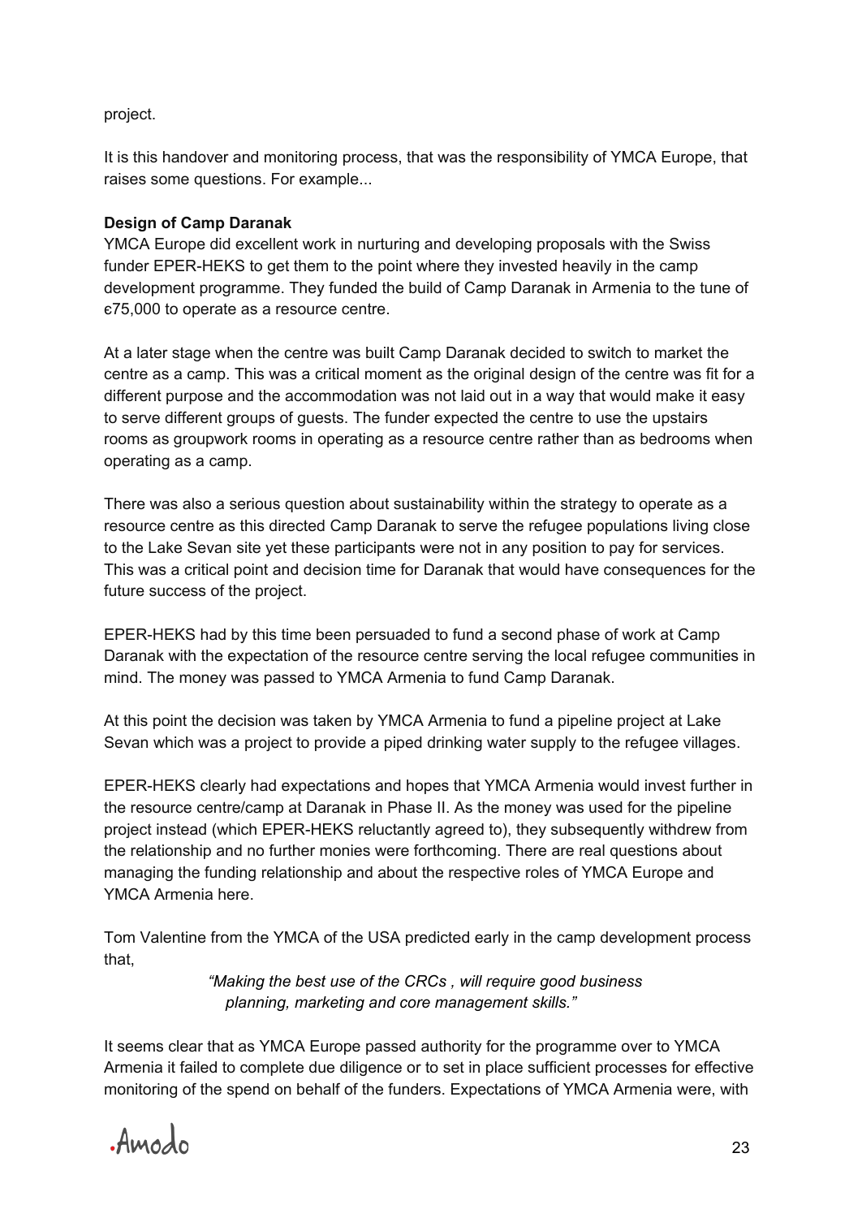project.

It is this handover and monitoring process, that was the responsibility of YMCA Europe, that raises some questions. For example...

**Design of Camp Daranak**

YMCA Europe did excellent work in nurturing and developing proposals with the Swiss funder EPER-HEKS to get them to the point where they invested heavily in the camp development programme. They funded the build of Camp Daranak in Armenia to the tune of є75,000 to operate as a resource centre.

At a later stage when the centre was built Camp Daranak decided to switch to market the centre as a camp. This was a critical moment as the original design of the centre was fit for a different purpose and the accommodation was not laid out in a way that would make it easy to serve different groups of guests. The funder expected the centre to use the upstairs rooms as groupwork rooms in operating as a resource centre rather than as bedrooms when operating as a camp.

There was also a serious question about sustainability within the strategy to operate as a resource centre as this directed Camp Daranak to serve the refugee populations living close to the Lake Sevan site yet these participants were not in any position to pay for services. This was a critical point and decision time for Daranak that would have consequences for the future success of the project.

EPER-HEKS had by this time been persuaded to fund a second phase of work at Camp Daranak with the expectation of the resource centre serving the local refugee communities in mind. The money was passed to YMCA Armenia to fund Camp Daranak.

At this point the decision was taken by YMCA Armenia to fund a pipeline project at Lake Sevan which was a project to provide a piped drinking water supply to the refugee villages.

EPER-HEKS clearly had expectations and hopes that YMCA Armenia would invest further in the resource centre/camp at Daranak in Phase II. As the money was used for the pipeline project instead (which EPER-HEKS reluctantly agreed to), they subsequently withdrew from the relationship and no further monies were forthcoming. There are real questions about managing the funding relationship and about the respective roles of YMCA Europe and YMCA Armenia here.

Tom Valentine from the YMCA of the USA predicted early in the camp development process that,

> *"Making the best use of the CRCs , will require good business planning, marketing and core management skills."*

It seems clear that as YMCA Europe passed authority for the programme over to YMCA Armenia it failed to complete due diligence or to set in place sufficient processes for effective monitoring of the spend on behalf of the funders. Expectations of YMCA Armenia were, with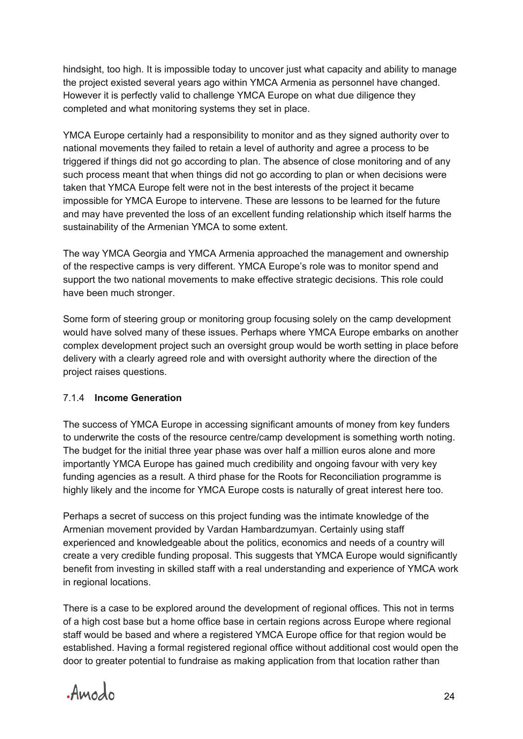hindsight, too high. It is impossible today to uncover just what capacity and ability to manage the project existed several years ago within YMCA Armenia as personnel have changed. However it is perfectly valid to challenge YMCA Europe on what due diligence they completed and what monitoring systems they set in place.

YMCA Europe certainly had a responsibility to monitor and as they signed authority over to national movements they failed to retain a level of authority and agree a process to be triggered if things did not go according to plan. The absence of close monitoring and of any such process meant that when things did not go according to plan or when decisions were taken that YMCA Europe felt were not in the best interests of the project it became impossible for YMCA Europe to intervene. These are lessons to be learned for the future and may have prevented the loss of an excellent funding relationship which itself harms the sustainability of the Armenian YMCA to some extent.

The way YMCA Georgia and YMCA Armenia approached the management and ownership of the respective camps is very different. YMCA Europe's role was to monitor spend and support the two national movements to make effective strategic decisions. This role could have been much stronger.

Some form of steering group or monitoring group focusing solely on the camp development would have solved many of these issues. Perhaps where YMCA Europe embarks on another complex development project such an oversight group would be worth setting in place before delivery with a clearly agreed role and with oversight authority where the direction of the project raises questions.

### 7.1.4 **Income Generation**

The success of YMCA Europe in accessing significant amounts of money from key funders to underwrite the costs of the resource centre/camp development is something worth noting. The budget for the initial three year phase was over half a million euros alone and more importantly YMCA Europe has gained much credibility and ongoing favour with very key funding agencies as a result. A third phase for the Roots for Reconciliation programme is highly likely and the income for YMCA Europe costs is naturally of great interest here too.

Perhaps a secret of success on this project funding was the intimate knowledge of the Armenian movement provided by Vardan Hambardzumyan. Certainly using staff experienced and knowledgeable about the politics, economics and needs of a country will create a very credible funding proposal. This suggests that YMCA Europe would significantly benefit from investing in skilled staff with a real understanding and experience of YMCA work in regional locations.

There is a case to be explored around the development of regional offices. This not in terms of a high cost base but a home office base in certain regions across Europe where regional staff would be based and where a registered YMCA Europe office for that region would be established. Having a formal registered regional office without additional cost would open the door to greater potential to fundraise as making application from that location rather than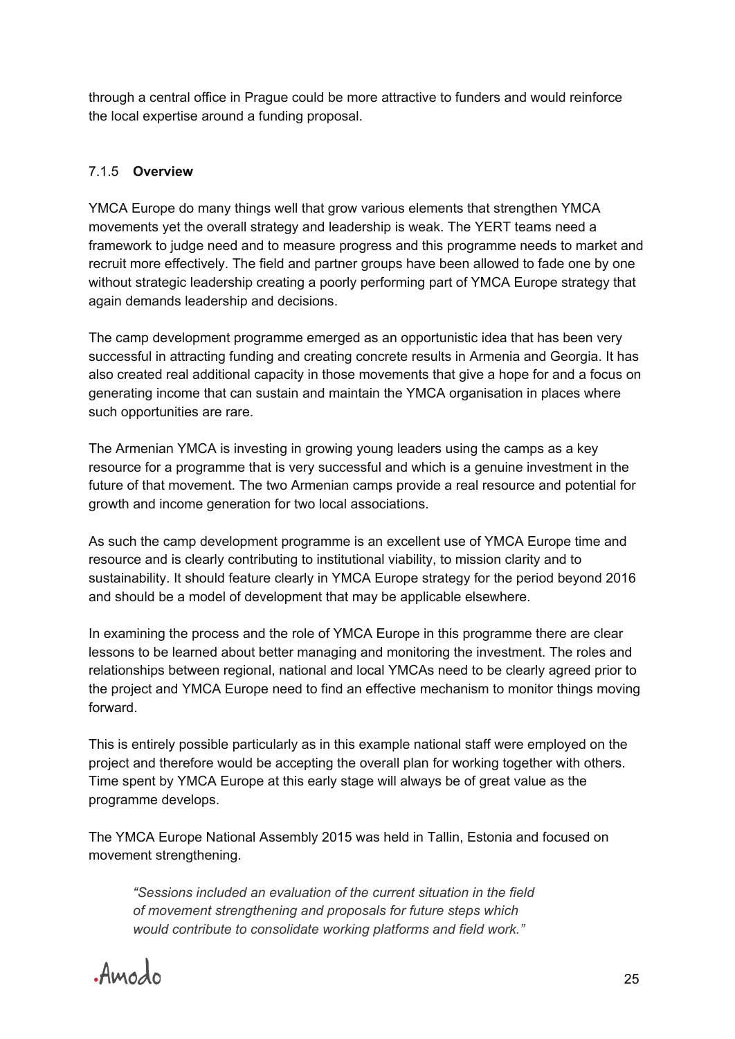through a central office in Prague could be more attractive to funders and would reinforce the local expertise around a funding proposal.

### 7.1.5 **Overview**

YMCA Europe do many things well that grow various elements that strengthen YMCA movements yet the overall strategy and leadership is weak. The YERT teams need a framework to judge need and to measure progress and this programme needs to market and recruit more effectively. The field and partner groups have been allowed to fade one by one without strategic leadership creating a poorly performing part of YMCA Europe strategy that again demands leadership and decisions.

The camp development programme emerged as an opportunistic idea that has been very successful in attracting funding and creating concrete results in Armenia and Georgia. It has also created real additional capacity in those movements that give a hope for and a focus on generating income that can sustain and maintain the YMCA organisation in places where such opportunities are rare.

The Armenian YMCA is investing in growing young leaders using the camps as a key resource for a programme that is very successful and which is a genuine investment in the future of that movement. The two Armenian camps provide a real resource and potential for growth and income generation for two local associations.

As such the camp development programme is an excellent use of YMCA Europe time and resource and is clearly contributing to institutional viability, to mission clarity and to sustainability. It should feature clearly in YMCA Europe strategy for the period beyond 2016 and should be a model of development that may be applicable elsewhere.

In examining the process and the role of YMCA Europe in this programme there are clear lessons to be learned about better managing and monitoring the investment. The roles and relationships between regional, national and local YMCAs need to be clearly agreed prior to the project and YMCA Europe need to find an effective mechanism to monitor things moving forward.

This is entirely possible particularly as in this example national staff were employed on the project and therefore would be accepting the overall plan for working together with others. Time spent by YMCA Europe at this early stage will always be of great value as the programme develops.

The YMCA Europe National Assembly 2015 was held in Tallin, Estonia and focused on movement strengthening.

> *"Sessions included an evaluation of the current situation in the field of movement strengthening and proposals for future steps which would contribute to consolidate working platforms and field work."*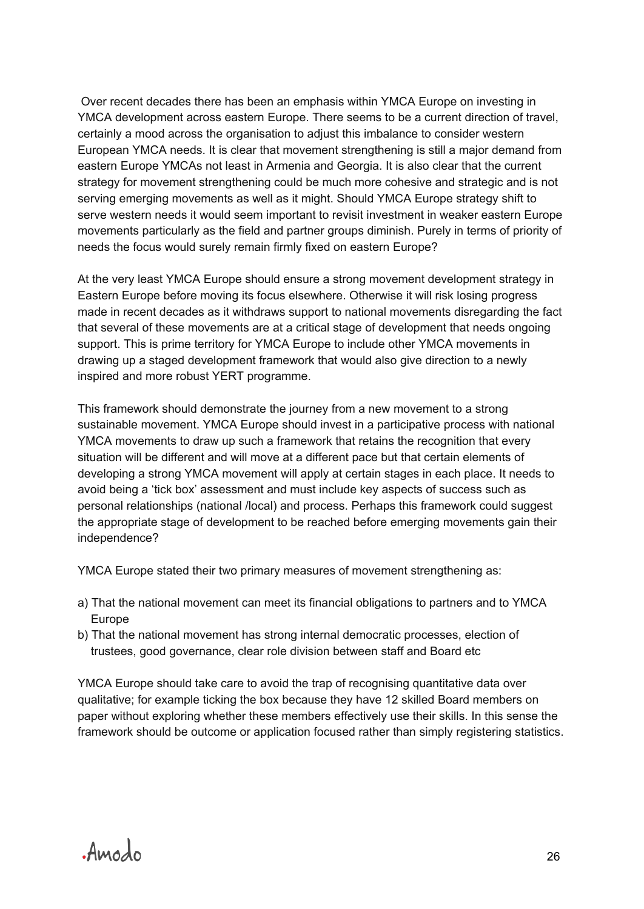Over recent decades there has been an emphasis within YMCA Europe on investing in YMCA development across eastern Europe. There seems to be a current direction of travel, certainly a mood across the organisation to adjust this imbalance to consider western European YMCA needs. It is clear that movement strengthening is still a major demand from eastern Europe YMCAs not least in Armenia and Georgia. It is also clear that the current strategy for movement strengthening could be much more cohesive and strategic and is not serving emerging movements as well as it might. Should YMCA Europe strategy shift to serve western needs it would seem important to revisit investment in weaker eastern Europe movements particularly as the field and partner groups diminish. Purely in terms of priority of needs the focus would surely remain firmly fixed on eastern Europe?

At the very least YMCA Europe should ensure a strong movement development strategy in Eastern Europe before moving its focus elsewhere. Otherwise it will risk losing progress made in recent decades as it withdraws support to national movements disregarding the fact that several of these movements are at a critical stage of development that needs ongoing support. This is prime territory for YMCA Europe to include other YMCA movements in drawing up a staged development framework that would also give direction to a newly inspired and more robust YERT programme.

This framework should demonstrate the journey from a new movement to a strong sustainable movement. YMCA Europe should invest in a participative process with national YMCA movements to draw up such a framework that retains the recognition that every situation will be different and will move at a different pace but that certain elements of developing a strong YMCA movement will apply at certain stages in each place. It needs to avoid being a 'tick box' assessment and must include key aspects of success such as personal relationships (national /local) and process. Perhaps this framework could suggest the appropriate stage of development to be reached before emerging movements gain their independence?

YMCA Europe stated their two primary measures of movement strengthening as:

a) That the national movement can meet its financial obligations to partners and to YMCA Europe
b) That the national movement has strong internal democratic processes, election of trustees, good governance, clear role division between staff and Board etc

YMCA Europe should take care to avoid the trap of recognising quantitative data over qualitative; for example ticking the box because they have 12 skilled Board members on paper without exploring whether these members effectively use their skills. In this sense the framework should be outcome or application focused rather than simply registering statistics.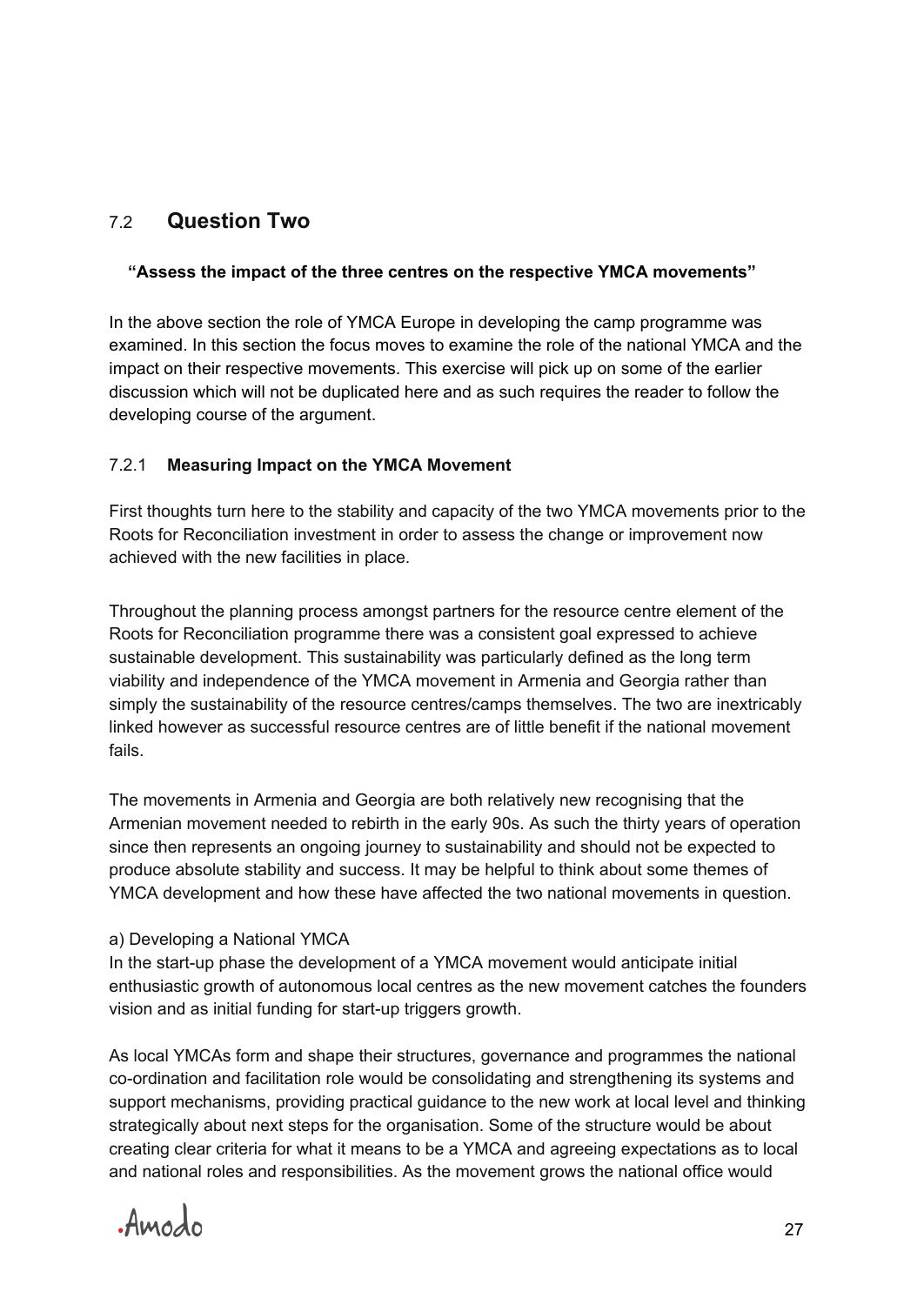## 7.2 Question Two

**"Assess the impact of the three centres on the respective YMCA movements"**

In the above section the role of YMCA Europe in developing the camp programme was examined. In this section the focus moves to examine the role of the national YMCA and the impact on their respective movements. This exercise will pick up on some of the earlier discussion which will not be duplicated here and as such requires the reader to follow the developing course of the argument.

### 7.2.1 Measuring Impact on the YMCA Movement

First thoughts turn here to the stability and capacity of the two YMCA movements prior to the Roots for Reconciliation investment in order to assess the change or improvement now achieved with the new facilities in place.

Throughout the planning process amongst partners for the resource centre element of the Roots for Reconciliation programme there was a consistent goal expressed to achieve sustainable development. This sustainability was particularly defined as the long term viability and independence of the YMCA movement in Armenia and Georgia rather than simply the sustainability of the resource centres/camps themselves. The two are inextricably linked however as successful resource centres are of little benefit if the national movement fails.

The movements in Armenia and Georgia are both relatively new recognising that the Armenian movement needed to rebirth in the early 90s. As such the thirty years of operation since then represents an ongoing journey to sustainability and should not be expected to produce absolute stability and success. It may be helpful to think about some themes of YMCA development and how these have affected the two national movements in question.

a) Developing a National YMCA

In the start-up phase the development of a YMCA movement would anticipate initial enthusiastic growth of autonomous local centres as the new movement catches the founders vision and as initial funding for start-up triggers growth.

As local YMCAs form and shape their structures, governance and programmes the national co-ordination and facilitation role would be consolidating and strengthening its systems and support mechanisms, providing practical guidance to the new work at local level and thinking strategically about next steps for the organisation. Some of the structure would be about creating clear criteria for what it means to be a YMCA and agreeing expectations as to local and national roles and responsibilities. As the movement grows the national office would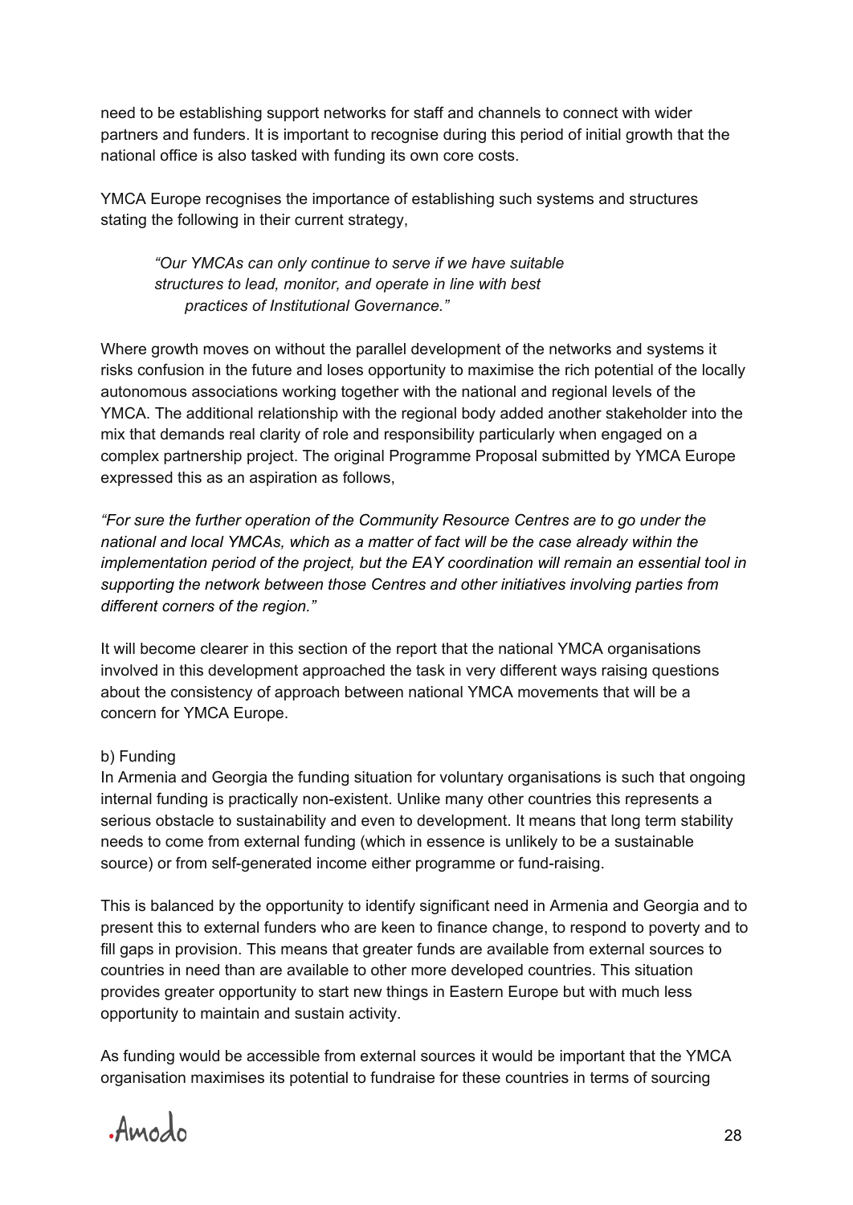need to be establishing support networks for staff and channels to connect with wider partners and funders. It is important to recognise during this period of initial growth that the national office is also tasked with funding its own core costs.

YMCA Europe recognises the importance of establishing such systems and structures stating the following in their current strategy,

> *"Our YMCAs can only continue to serve if we have suitable structures to lead, monitor, and operate in line with best practices of Institutional Governance."*

Where growth moves on without the parallel development of the networks and systems it risks confusion in the future and loses opportunity to maximise the rich potential of the locally autonomous associations working together with the national and regional levels of the YMCA. The additional relationship with the regional body added another stakeholder into the mix that demands real clarity of role and responsibility particularly when engaged on a complex partnership project. The original Programme Proposal submitted by YMCA Europe expressed this as an aspiration as follows,

*"For sure the further operation of the Community Resource Centres are to go under the national and local YMCAs, which as a matter of fact will be the case already within the implementation period of the project, but the EAY coordination will remain an essential tool in supporting the network between those Centres and other initiatives involving parties from different corners of the region."*

It will become clearer in this section of the report that the national YMCA organisations involved in this development approached the task in very different ways raising questions about the consistency of approach between national YMCA movements that will be a concern for YMCA Europe.

b) Funding

In Armenia and Georgia the funding situation for voluntary organisations is such that ongoing internal funding is practically non-existent. Unlike many other countries this represents a serious obstacle to sustainability and even to development. It means that long term stability needs to come from external funding (which in essence is unlikely to be a sustainable source) or from self-generated income either programme or fund-raising.

This is balanced by the opportunity to identify significant need in Armenia and Georgia and to present this to external funders who are keen to finance change, to respond to poverty and to fill gaps in provision. This means that greater funds are available from external sources to countries in need than are available to other more developed countries. This situation provides greater opportunity to start new things in Eastern Europe but with much less opportunity to maintain and sustain activity.

As funding would be accessible from external sources it would be important that the YMCA organisation maximises its potential to fundraise for these countries in terms of sourcing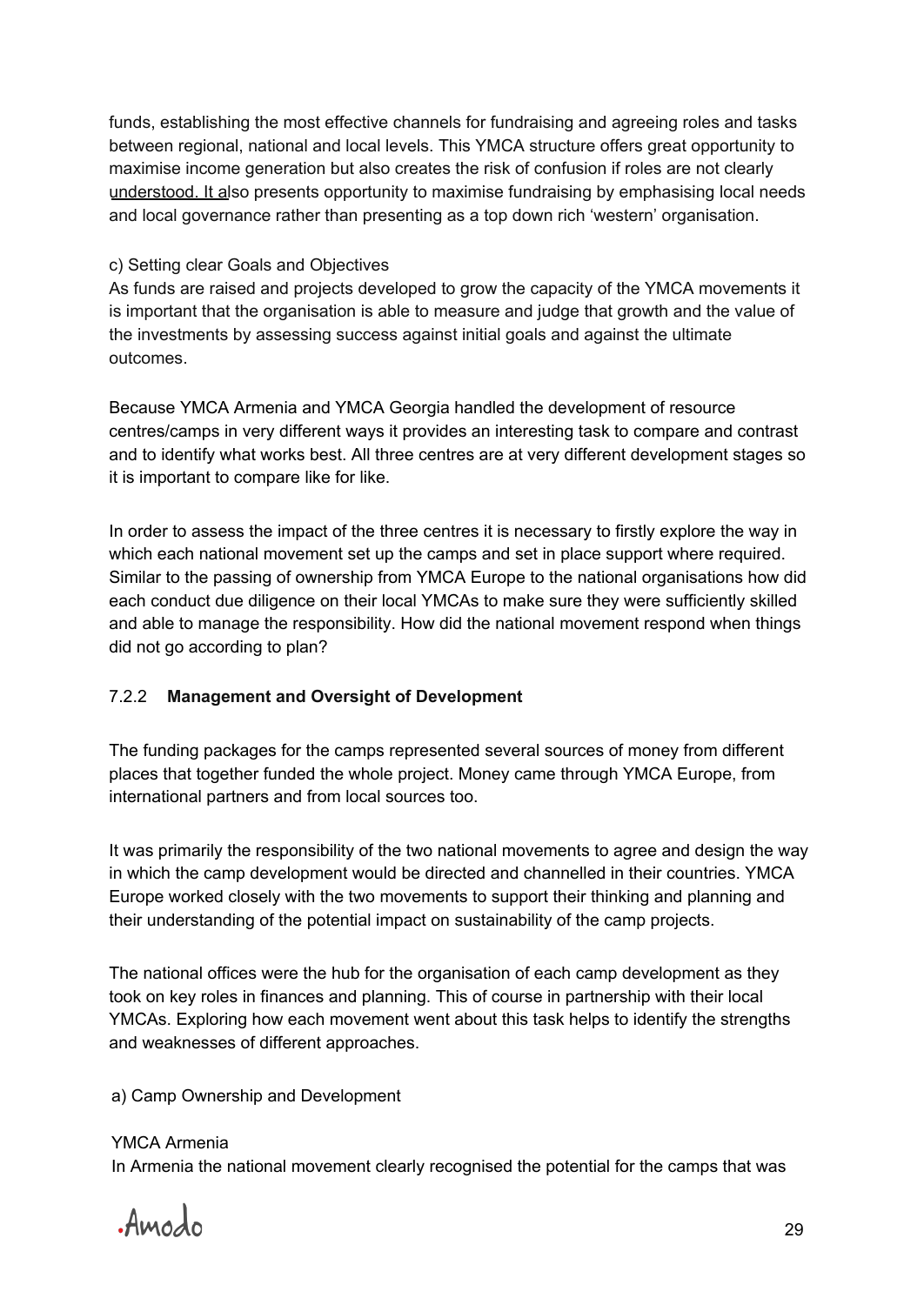funds, establishing the most effective channels for fundraising and agreeing roles and tasks between regional, national and local levels. This YMCA structure offers great opportunity to maximise income generation but also creates the risk of confusion if roles are not clearly understood. It also presents opportunity to maximise fundraising by emphasising local needs and local governance rather than presenting as a top down rich 'western' organisation.

c) Setting clear Goals and Objectives

As funds are raised and projects developed to grow the capacity of the YMCA movements it is important that the organisation is able to measure and judge that growth and the value of the investments by assessing success against initial goals and against the ultimate outcomes.

Because YMCA Armenia and YMCA Georgia handled the development of resource centres/camps in very different ways it provides an interesting task to compare and contrast and to identify what works best. All three centres are at very different development stages so it is important to compare like for like.

In order to assess the impact of the three centres it is necessary to firstly explore the way in which each national movement set up the camps and set in place support where required. Similar to the passing of ownership from YMCA Europe to the national organisations how did each conduct due diligence on their local YMCAs to make sure they were sufficiently skilled and able to manage the responsibility. How did the national movement respond when things did not go according to plan?

### 7.2.2 **Management and Oversight of Development**

The funding packages for the camps represented several sources of money from different places that together funded the whole project. Money came through YMCA Europe, from international partners and from local sources too.

It was primarily the responsibility of the two national movements to agree and design the way in which the camp development would be directed and channelled in their countries. YMCA Europe worked closely with the two movements to support their thinking and planning and their understanding of the potential impact on sustainability of the camp projects.

The national offices were the hub for the organisation of each camp development as they took on key roles in finances and planning. This of course in partnership with their local YMCAs. Exploring how each movement went about this task helps to identify the strengths and weaknesses of different approaches.

a) Camp Ownership and Development

YMCA Armenia

In Armenia the national movement clearly recognised the potential for the camps that was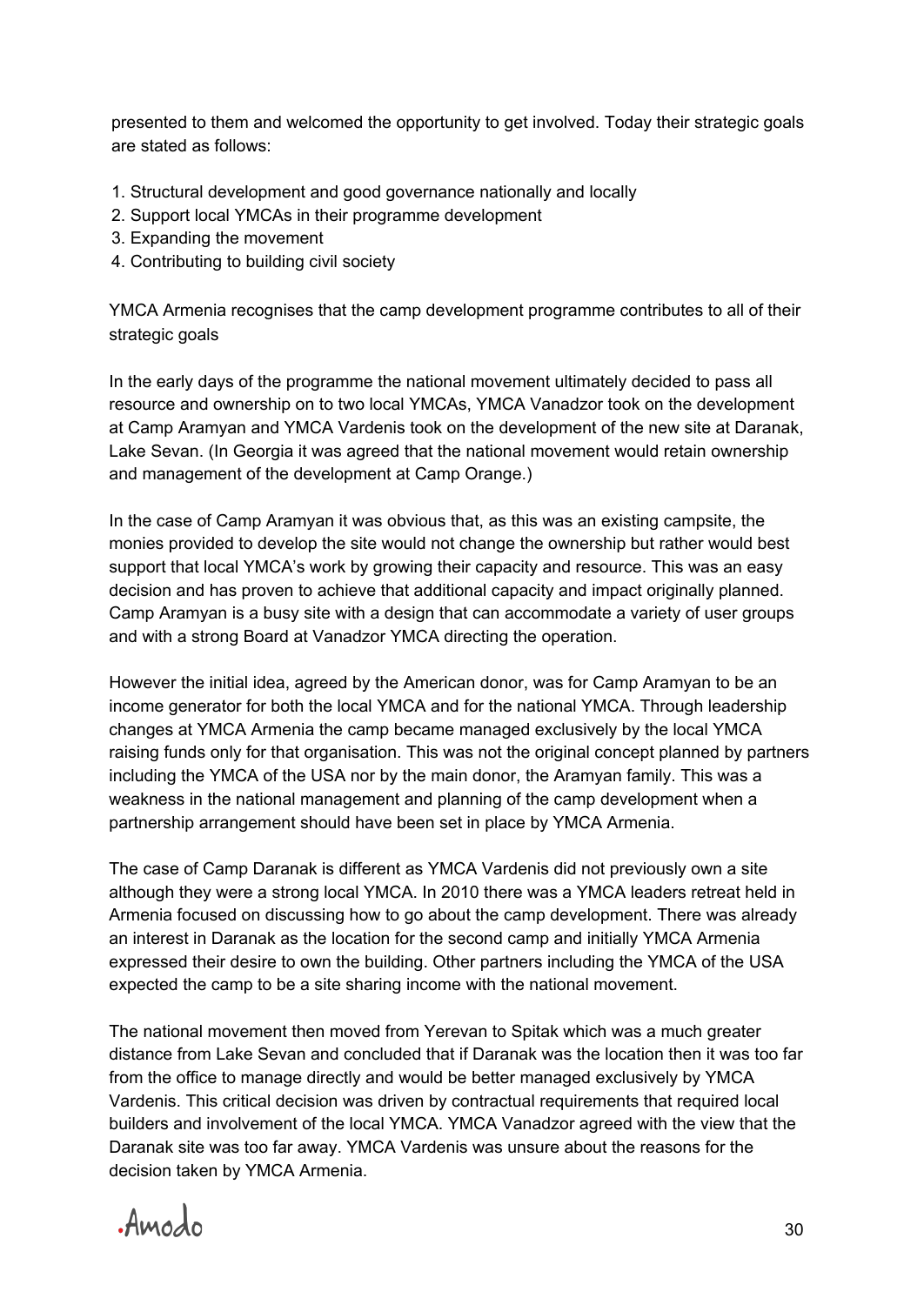presented to them and welcomed the opportunity to get involved. Today their strategic goals are stated as follows:

1. Structural development and good governance nationally and locally
2. Support local YMCAs in their programme development
3. Expanding the movement
4. Contributing to building civil society

YMCA Armenia recognises that the camp development programme contributes to all of their strategic goals

In the early days of the programme the national movement ultimately decided to pass all resource and ownership on to two local YMCAs, YMCA Vanadzor took on the development at Camp Aramyan and YMCA Vardenis took on the development of the new site at Daranak, Lake Sevan. (In Georgia it was agreed that the national movement would retain ownership and management of the development at Camp Orange.)

In the case of Camp Aramyan it was obvious that, as this was an existing campsite, the monies provided to develop the site would not change the ownership but rather would best support that local YMCA's work by growing their capacity and resource. This was an easy decision and has proven to achieve that additional capacity and impact originally planned. Camp Aramyan is a busy site with a design that can accommodate a variety of user groups and with a strong Board at Vanadzor YMCA directing the operation.

However the initial idea, agreed by the American donor, was for Camp Aramyan to be an income generator for both the local YMCA and for the national YMCA. Through leadership changes at YMCA Armenia the camp became managed exclusively by the local YMCA raising funds only for that organisation. This was not the original concept planned by partners including the YMCA of the USA nor by the main donor, the Aramyan family. This was a weakness in the national management and planning of the camp development when a partnership arrangement should have been set in place by YMCA Armenia.

The case of Camp Daranak is different as YMCA Vardenis did not previously own a site although they were a strong local YMCA. In 2010 there was a YMCA leaders retreat held in Armenia focused on discussing how to go about the camp development. There was already an interest in Daranak as the location for the second camp and initially YMCA Armenia expressed their desire to own the building. Other partners including the YMCA of the USA expected the camp to be a site sharing income with the national movement.

The national movement then moved from Yerevan to Spitak which was a much greater distance from Lake Sevan and concluded that if Daranak was the location then it was too far from the office to manage directly and would be better managed exclusively by YMCA Vardenis. This critical decision was driven by contractual requirements that required local builders and involvement of the local YMCA. YMCA Vanadzor agreed with the view that the Daranak site was too far away. YMCA Vardenis was unsure about the reasons for the decision taken by YMCA Armenia.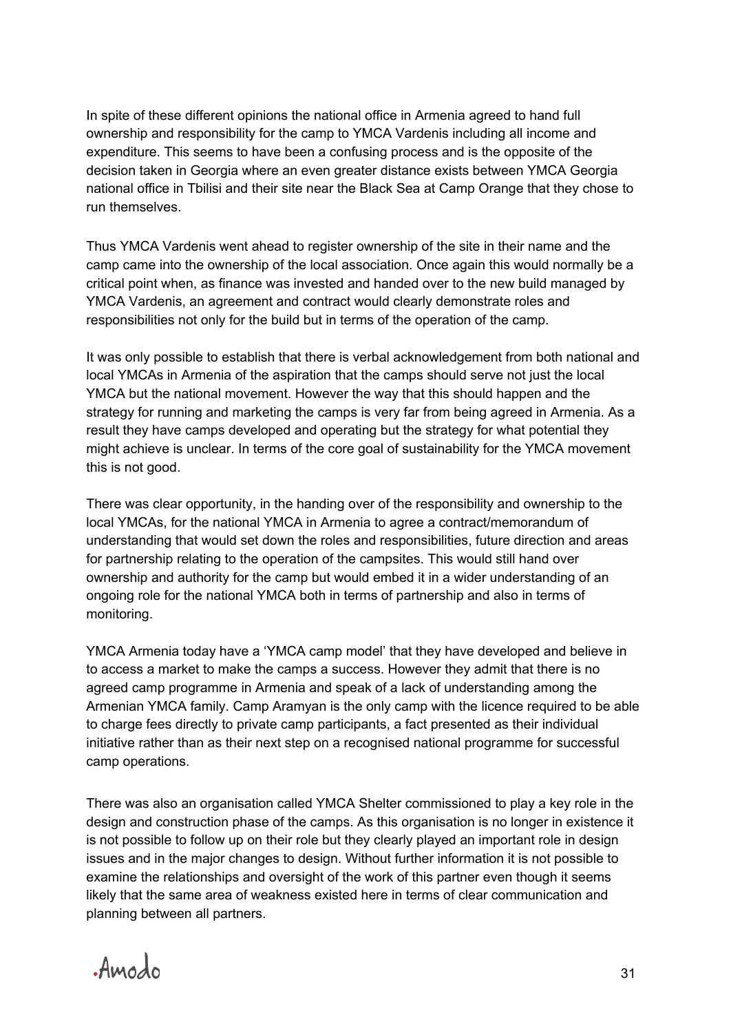In spite of these different opinions the national office in Armenia agreed to hand full ownership and responsibility for the camp to YMCA Vardenis including all income and expenditure. This seems to have been a confusing process and is the opposite of the decision taken in Georgia where an even greater distance exists between YMCA Georgia national office in Tbilisi and their site near the Black Sea at Camp Orange that they chose to run themselves.

Thus YMCA Vardenis went ahead to register ownership of the site in their name and the camp came into the ownership of the local association. Once again this would normally be a critical point when, as finance was invested and handed over to the new build managed by YMCA Vardenis, an agreement and contract would clearly demonstrate roles and responsibilities not only for the build but in terms of the operation of the camp.

It was only possible to establish that there is verbal acknowledgement from both national and local YMCAs in Armenia of the aspiration that the camps should serve not just the local YMCA but the national movement. However the way that this should happen and the strategy for running and marketing the camps is very far from being agreed in Armenia. As a result they have camps developed and operating but the strategy for what potential they might achieve is unclear. In terms of the core goal of sustainability for the YMCA movement this is not good.

There was clear opportunity, in the handing over of the responsibility and ownership to the local YMCAs, for the national YMCA in Armenia to agree a contract/memorandum of understanding that would set down the roles and responsibilities, future direction and areas for partnership relating to the operation of the campsites. This would still hand over ownership and authority for the camp but would embed it in a wider understanding of an ongoing role for the national YMCA both in terms of partnership and also in terms of monitoring.

YMCA Armenia today have a 'YMCA camp model' that they have developed and believe in to access a market to make the camps a success. However they admit that there is no agreed camp programme in Armenia and speak of a lack of understanding among the Armenian YMCA family. Camp Aramyan is the only camp with the licence required to be able to charge fees directly to private camp participants, a fact presented as their individual initiative rather than as their next step on a recognised national programme for successful camp operations.

There was also an organisation called YMCA Shelter commissioned to play a key role in the design and construction phase of the camps. As this organisation is no longer in existence it is not possible to follow up on their role but they clearly played an important role in design issues and in the major changes to design. Without further information it is not possible to examine the relationships and oversight of the work of this partner even though it seems likely that the same area of weakness existed here in terms of clear communication and planning between all partners.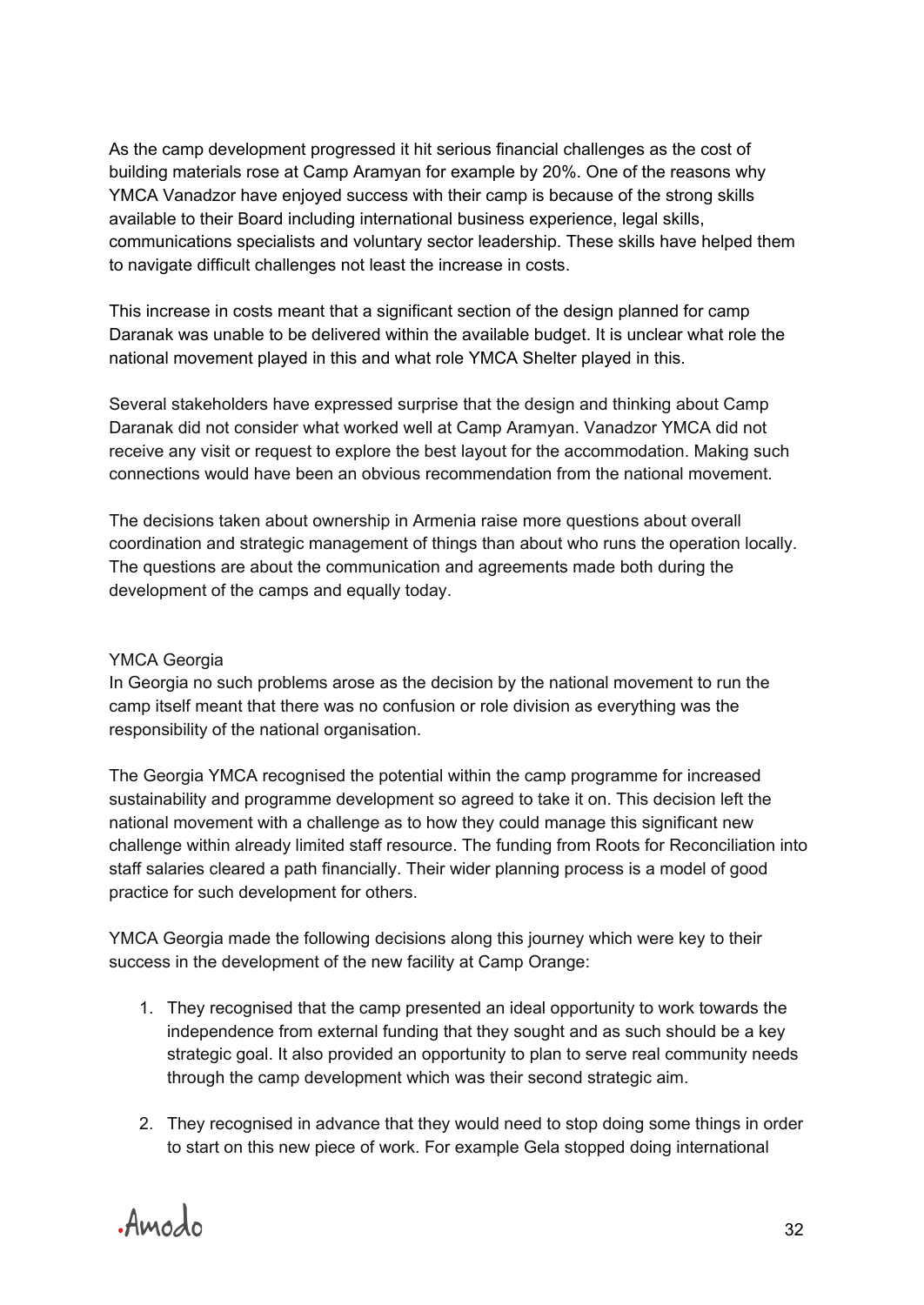As the camp development progressed it hit serious financial challenges as the cost of building materials rose at Camp Aramyan for example by 20%. One of the reasons why YMCA Vanadzor have enjoyed success with their camp is because of the strong skills available to their Board including international business experience, legal skills, communications specialists and voluntary sector leadership. These skills have helped them to navigate difficult challenges not least the increase in costs.

This increase in costs meant that a significant section of the design planned for camp Daranak was unable to be delivered within the available budget. It is unclear what role the national movement played in this and what role YMCA Shelter played in this.

Several stakeholders have expressed surprise that the design and thinking about Camp Daranak did not consider what worked well at Camp Aramyan. Vanadzor YMCA did not receive any visit or request to explore the best layout for the accommodation. Making such connections would have been an obvious recommendation from the national movement.

The decisions taken about ownership in Armenia raise more questions about overall coordination and strategic management of things than about who runs the operation locally. The questions are about the communication and agreements made both during the development of the camps and equally today.

### YMCA Georgia

In Georgia no such problems arose as the decision by the national movement to run the camp itself meant that there was no confusion or role division as everything was the responsibility of the national organisation.

The Georgia YMCA recognised the potential within the camp programme for increased sustainability and programme development so agreed to take it on. This decision left the national movement with a challenge as to how they could manage this significant new challenge within already limited staff resource. The funding from Roots for Reconciliation into staff salaries cleared a path financially. Their wider planning process is a model of good practice for such development for others.

YMCA Georgia made the following decisions along this journey which were key to their success in the development of the new facility at Camp Orange:

1. They recognised that the camp presented an ideal opportunity to work towards the independence from external funding that they sought and as such should be a key strategic goal. It also provided an opportunity to plan to serve real community needs through the camp development which was their second strategic aim.
2. They recognised in advance that they would need to stop doing some things in order to start on this new piece of work. For example Gela stopped doing international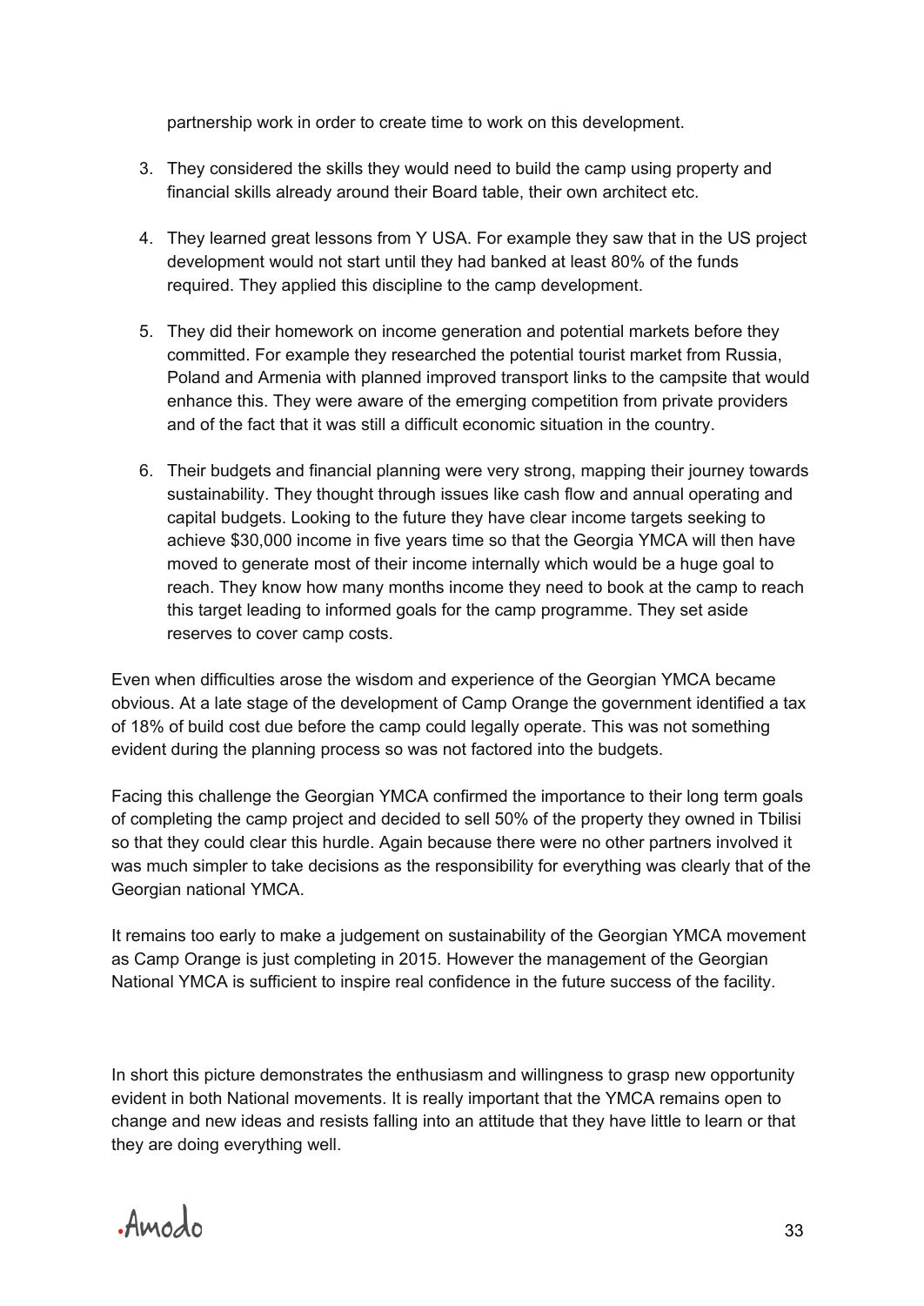partnership work in order to create time to work on this development.

3. They considered the skills they would need to build the camp using property and financial skills already around their Board table, their own architect etc.

4. They learned great lessons from Y USA. For example they saw that in the US project development would not start until they had banked at least 80% of the funds required. They applied this discipline to the camp development.

5. They did their homework on income generation and potential markets before they committed. For example they researched the potential tourist market from Russia, Poland and Armenia with planned improved transport links to the campsite that would enhance this. They were aware of the emerging competition from private providers and of the fact that it was still a difficult economic situation in the country.

6. Their budgets and financial planning were very strong, mapping their journey towards sustainability. They thought through issues like cash flow and annual operating and capital budgets. Looking to the future they have clear income targets seeking to achieve $30,000 income in five years time so that the Georgia YMCA will then have moved to generate most of their income internally which would be a huge goal to reach. They know how many months income they need to book at the camp to reach this target leading to informed goals for the camp programme. They set aside reserves to cover camp costs.

Even when difficulties arose the wisdom and experience of the Georgian YMCA became obvious. At a late stage of the development of Camp Orange the government identified a tax of 18% of build cost due before the camp could legally operate. This was not something evident during the planning process so was not factored into the budgets.

Facing this challenge the Georgian YMCA confirmed the importance to their long term goals of completing the camp project and decided to sell 50% of the property they owned in Tbilisi so that they could clear this hurdle. Again because there were no other partners involved it was much simpler to take decisions as the responsibility for everything was clearly that of the Georgian national YMCA.

It remains too early to make a judgement on sustainability of the Georgian YMCA movement as Camp Orange is just completing in 2015. However the management of the Georgian National YMCA is sufficient to inspire real confidence in the future success of the facility.

In short this picture demonstrates the enthusiasm and willingness to grasp new opportunity evident in both National movements. It is really important that the YMCA remains open to change and new ideas and resists falling into an attitude that they have little to learn or that they are doing everything well.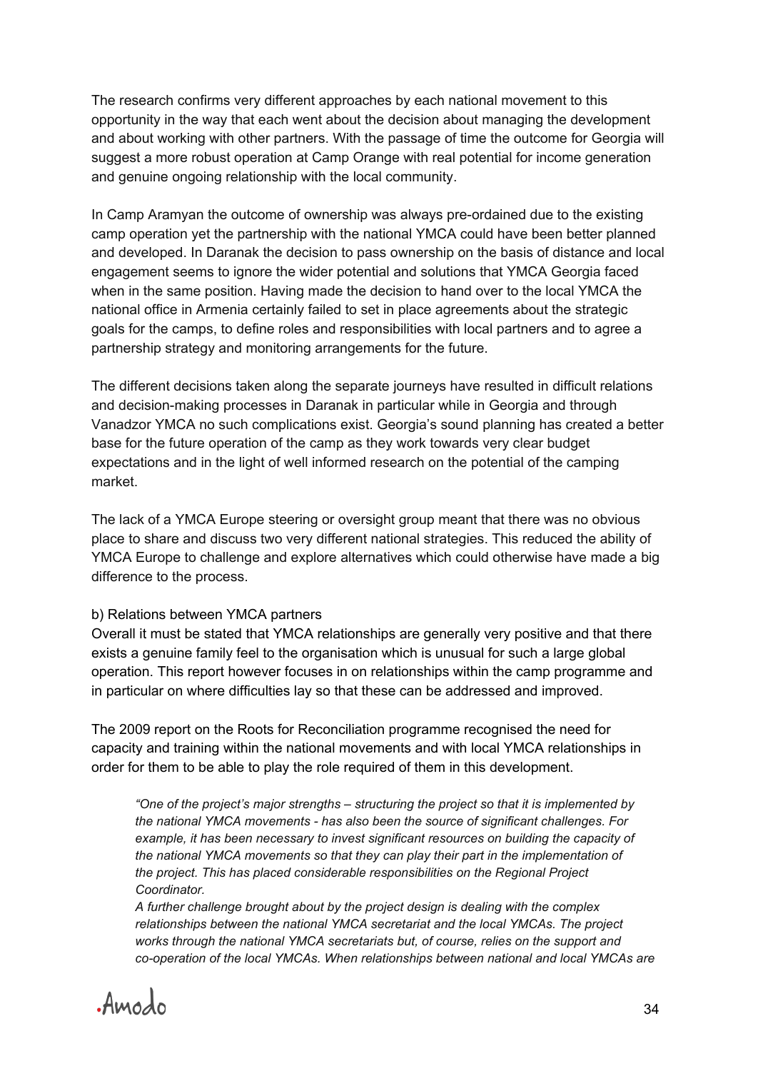The research confirms very different approaches by each national movement to this opportunity in the way that each went about the decision about managing the development and about working with other partners. With the passage of time the outcome for Georgia will suggest a more robust operation at Camp Orange with real potential for income generation and genuine ongoing relationship with the local community.

In Camp Aramyan the outcome of ownership was always pre-ordained due to the existing camp operation yet the partnership with the national YMCA could have been better planned and developed. In Daranak the decision to pass ownership on the basis of distance and local engagement seems to ignore the wider potential and solutions that YMCA Georgia faced when in the same position. Having made the decision to hand over to the local YMCA the national office in Armenia certainly failed to set in place agreements about the strategic goals for the camps, to define roles and responsibilities with local partners and to agree a partnership strategy and monitoring arrangements for the future.

The different decisions taken along the separate journeys have resulted in difficult relations and decision-making processes in Daranak in particular while in Georgia and through Vanadzor YMCA no such complications exist. Georgia's sound planning has created a better base for the future operation of the camp as they work towards very clear budget expectations and in the light of well informed research on the potential of the camping market.

The lack of a YMCA Europe steering or oversight group meant that there was no obvious place to share and discuss two very different national strategies. This reduced the ability of YMCA Europe to challenge and explore alternatives which could otherwise have made a big difference to the process.

b) Relations between YMCA partners

Overall it must be stated that YMCA relationships are generally very positive and that there exists a genuine family feel to the organisation which is unusual for such a large global operation. This report however focuses in on relationships within the camp programme and in particular on where difficulties lay so that these can be addressed and improved.

The 2009 report on the Roots for Reconciliation programme recognised the need for capacity and training within the national movements and with local YMCA relationships in order for them to be able to play the role required of them in this development.

> *"One of the project's major strengths – structuring the project so that it is implemented by the national YMCA movements - has also been the source of significant challenges. For example, it has been necessary to invest significant resources on building the capacity of the national YMCA movements so that they can play their part in the implementation of the project. This has placed considerable responsibilities on the Regional Project Coordinator.*
>
> *A further challenge brought about by the project design is dealing with the complex relationships between the national YMCA secretariat and the local YMCAs. The project works through the national YMCA secretariats but, of course, relies on the support and co-operation of the local YMCAs. When relationships between national and local YMCAs are*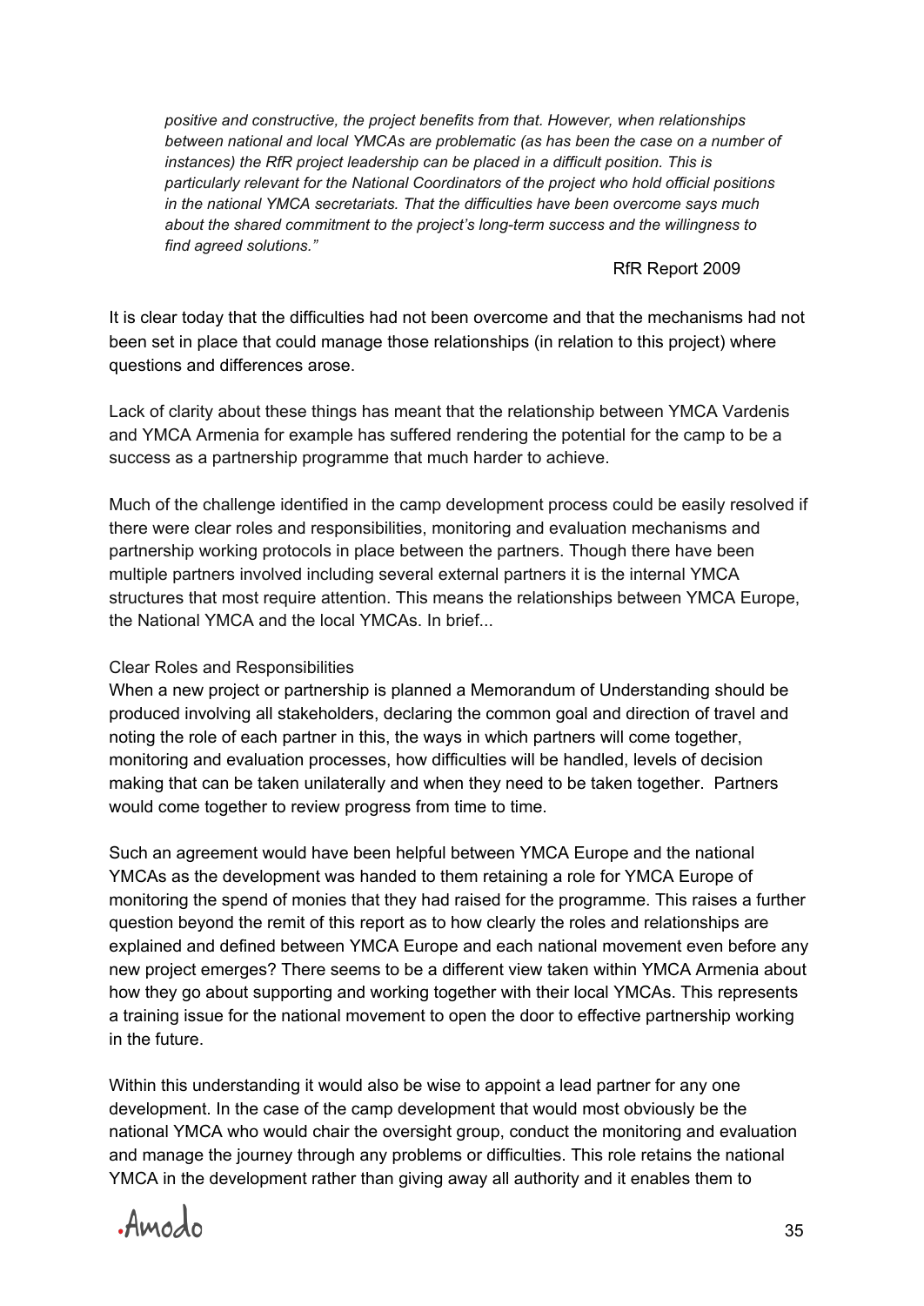*positive and constructive, the project benefits from that. However, when relationships between national and local YMCAs are problematic (as has been the case on a number of instances) the RfR project leadership can be placed in a difficult position. This is particularly relevant for the National Coordinators of the project who hold official positions in the national YMCA secretariats. That the difficulties have been overcome says much about the shared commitment to the project's long-term success and the willingness to find agreed solutions."*

RfR Report 2009

It is clear today that the difficulties had not been overcome and that the mechanisms had not been set in place that could manage those relationships (in relation to this project) where questions and differences arose.

Lack of clarity about these things has meant that the relationship between YMCA Vardenis and YMCA Armenia for example has suffered rendering the potential for the camp to be a success as a partnership programme that much harder to achieve.

Much of the challenge identified in the camp development process could be easily resolved if there were clear roles and responsibilities, monitoring and evaluation mechanisms and partnership working protocols in place between the partners. Though there have been multiple partners involved including several external partners it is the internal YMCA structures that most require attention. This means the relationships between YMCA Europe, the National YMCA and the local YMCAs. In brief...

Clear Roles and Responsibilities

When a new project or partnership is planned a Memorandum of Understanding should be produced involving all stakeholders, declaring the common goal and direction of travel and noting the role of each partner in this, the ways in which partners will come together, monitoring and evaluation processes, how difficulties will be handled, levels of decision making that can be taken unilaterally and when they need to be taken together. Partners would come together to review progress from time to time.

Such an agreement would have been helpful between YMCA Europe and the national YMCAs as the development was handed to them retaining a role for YMCA Europe of monitoring the spend of monies that they had raised for the programme. This raises a further question beyond the remit of this report as to how clearly the roles and relationships are explained and defined between YMCA Europe and each national movement even before any new project emerges? There seems to be a different view taken within YMCA Armenia about how they go about supporting and working together with their local YMCAs. This represents a training issue for the national movement to open the door to effective partnership working in the future.

Within this understanding it would also be wise to appoint a lead partner for any one development. In the case of the camp development that would most obviously be the national YMCA who would chair the oversight group, conduct the monitoring and evaluation and manage the journey through any problems or difficulties. This role retains the national YMCA in the development rather than giving away all authority and it enables them to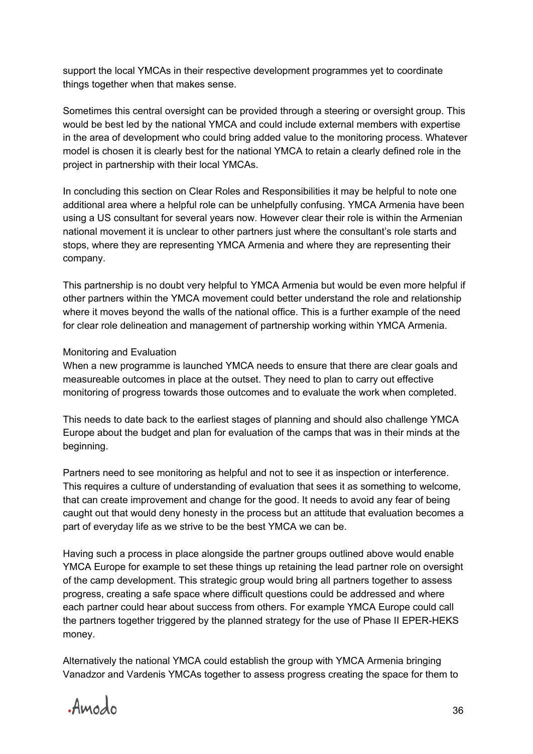support the local YMCAs in their respective development programmes yet to coordinate things together when that makes sense.

Sometimes this central oversight can be provided through a steering or oversight group. This would be best led by the national YMCA and could include external members with expertise in the area of development who could bring added value to the monitoring process. Whatever model is chosen it is clearly best for the national YMCA to retain a clearly defined role in the project in partnership with their local YMCAs.

In concluding this section on Clear Roles and Responsibilities it may be helpful to note one additional area where a helpful role can be unhelpfully confusing. YMCA Armenia have been using a US consultant for several years now. However clear their role is within the Armenian national movement it is unclear to other partners just where the consultant's role starts and stops, where they are representing YMCA Armenia and where they are representing their company.

This partnership is no doubt very helpful to YMCA Armenia but would be even more helpful if other partners within the YMCA movement could better understand the role and relationship where it moves beyond the walls of the national office. This is a further example of the need for clear role delineation and management of partnership working within YMCA Armenia.

### Monitoring and Evaluation

When a new programme is launched YMCA needs to ensure that there are clear goals and measureable outcomes in place at the outset. They need to plan to carry out effective monitoring of progress towards those outcomes and to evaluate the work when completed.

This needs to date back to the earliest stages of planning and should also challenge YMCA Europe about the budget and plan for evaluation of the camps that was in their minds at the beginning.

Partners need to see monitoring as helpful and not to see it as inspection or interference. This requires a culture of understanding of evaluation that sees it as something to welcome, that can create improvement and change for the good. It needs to avoid any fear of being caught out that would deny honesty in the process but an attitude that evaluation becomes a part of everyday life as we strive to be the best YMCA we can be.

Having such a process in place alongside the partner groups outlined above would enable YMCA Europe for example to set these things up retaining the lead partner role on oversight of the camp development. This strategic group would bring all partners together to assess progress, creating a safe space where difficult questions could be addressed and where each partner could hear about success from others. For example YMCA Europe could call the partners together triggered by the planned strategy for the use of Phase II EPER-HEKS money.

Alternatively the national YMCA could establish the group with YMCA Armenia bringing Vanadzor and Vardenis YMCAs together to assess progress creating the space for them to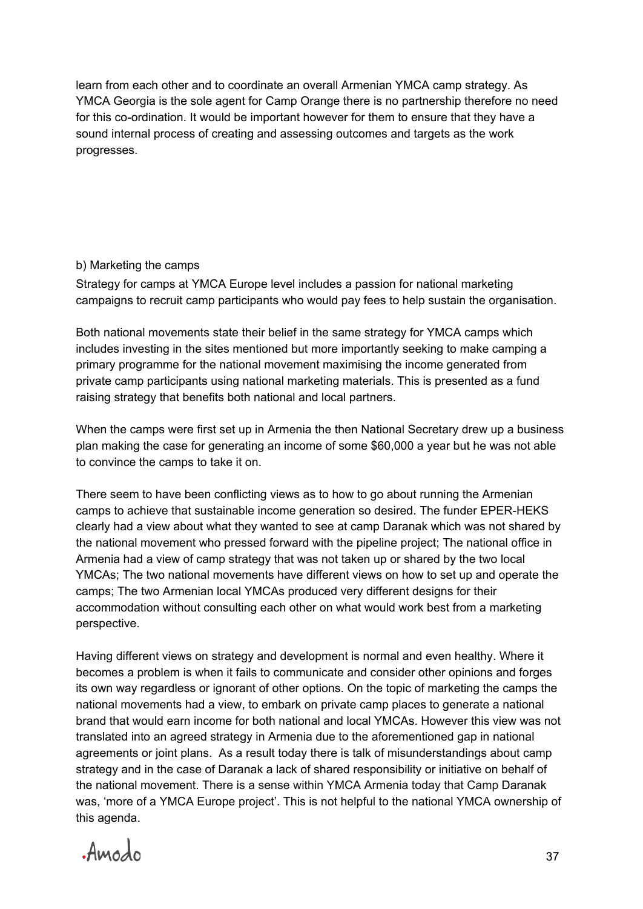learn from each other and to coordinate an overall Armenian YMCA camp strategy. As YMCA Georgia is the sole agent for Camp Orange there is no partnership therefore no need for this co-ordination. It would be important however for them to ensure that they have a sound internal process of creating and assessing outcomes and targets as the work progresses.

b) Marketing the camps

Strategy for camps at YMCA Europe level includes a passion for national marketing campaigns to recruit camp participants who would pay fees to help sustain the organisation.

Both national movements state their belief in the same strategy for YMCA camps which includes investing in the sites mentioned but more importantly seeking to make camping a primary programme for the national movement maximising the income generated from private camp participants using national marketing materials. This is presented as a fund raising strategy that benefits both national and local partners.

When the camps were first set up in Armenia the then National Secretary drew up a business plan making the case for generating an income of some $60,000 a year but he was not able to convince the camps to take it on.

There seem to have been conflicting views as to how to go about running the Armenian camps to achieve that sustainable income generation so desired. The funder EPER-HEKS clearly had a view about what they wanted to see at camp Daranak which was not shared by the national movement who pressed forward with the pipeline project; The national office in Armenia had a view of camp strategy that was not taken up or shared by the two local YMCAs; The two national movements have different views on how to set up and operate the camps; The two Armenian local YMCAs produced very different designs for their accommodation without consulting each other on what would work best from a marketing perspective.

Having different views on strategy and development is normal and even healthy. Where it becomes a problem is when it fails to communicate and consider other opinions and forges its own way regardless or ignorant of other options. On the topic of marketing the camps the national movements had a view, to embark on private camp places to generate a national brand that would earn income for both national and local YMCAs. However this view was not translated into an agreed strategy in Armenia due to the aforementioned gap in national agreements or joint plans. As a result today there is talk of misunderstandings about camp strategy and in the case of Daranak a lack of shared responsibility or initiative on behalf of the national movement. There is a sense within YMCA Armenia today that Camp Daranak was, 'more of a YMCA Europe project'. This is not helpful to the national YMCA ownership of this agenda.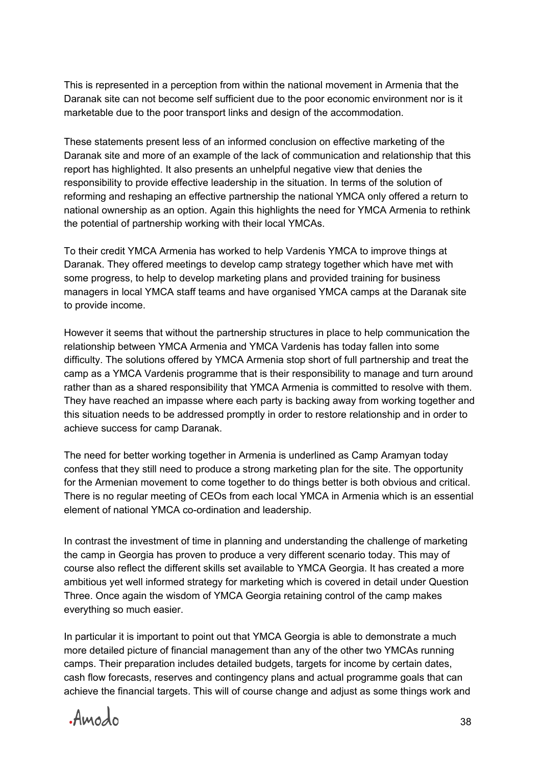This is represented in a perception from within the national movement in Armenia that the Daranak site can not become self sufficient due to the poor economic environment nor is it marketable due to the poor transport links and design of the accommodation.

These statements present less of an informed conclusion on effective marketing of the Daranak site and more of an example of the lack of communication and relationship that this report has highlighted. It also presents an unhelpful negative view that denies the responsibility to provide effective leadership in the situation. In terms of the solution of reforming and reshaping an effective partnership the national YMCA only offered a return to national ownership as an option. Again this highlights the need for YMCA Armenia to rethink the potential of partnership working with their local YMCAs.

To their credit YMCA Armenia has worked to help Vardenis YMCA to improve things at Daranak. They offered meetings to develop camp strategy together which have met with some progress, to help to develop marketing plans and provided training for business managers in local YMCA staff teams and have organised YMCA camps at the Daranak site to provide income.

However it seems that without the partnership structures in place to help communication the relationship between YMCA Armenia and YMCA Vardenis has today fallen into some difficulty. The solutions offered by YMCA Armenia stop short of full partnership and treat the camp as a YMCA Vardenis programme that is their responsibility to manage and turn around rather than as a shared responsibility that YMCA Armenia is committed to resolve with them. They have reached an impasse where each party is backing away from working together and this situation needs to be addressed promptly in order to restore relationship and in order to achieve success for camp Daranak.

The need for better working together in Armenia is underlined as Camp Aramyan today confess that they still need to produce a strong marketing plan for the site. The opportunity for the Armenian movement to come together to do things better is both obvious and critical. There is no regular meeting of CEOs from each local YMCA in Armenia which is an essential element of national YMCA co-ordination and leadership.

In contrast the investment of time in planning and understanding the challenge of marketing the camp in Georgia has proven to produce a very different scenario today. This may of course also reflect the different skills set available to YMCA Georgia. It has created a more ambitious yet well informed strategy for marketing which is covered in detail under Question Three. Once again the wisdom of YMCA Georgia retaining control of the camp makes everything so much easier.

In particular it is important to point out that YMCA Georgia is able to demonstrate a much more detailed picture of financial management than any of the other two YMCAs running camps. Their preparation includes detailed budgets, targets for income by certain dates, cash flow forecasts, reserves and contingency plans and actual programme goals that can achieve the financial targets. This will of course change and adjust as some things work and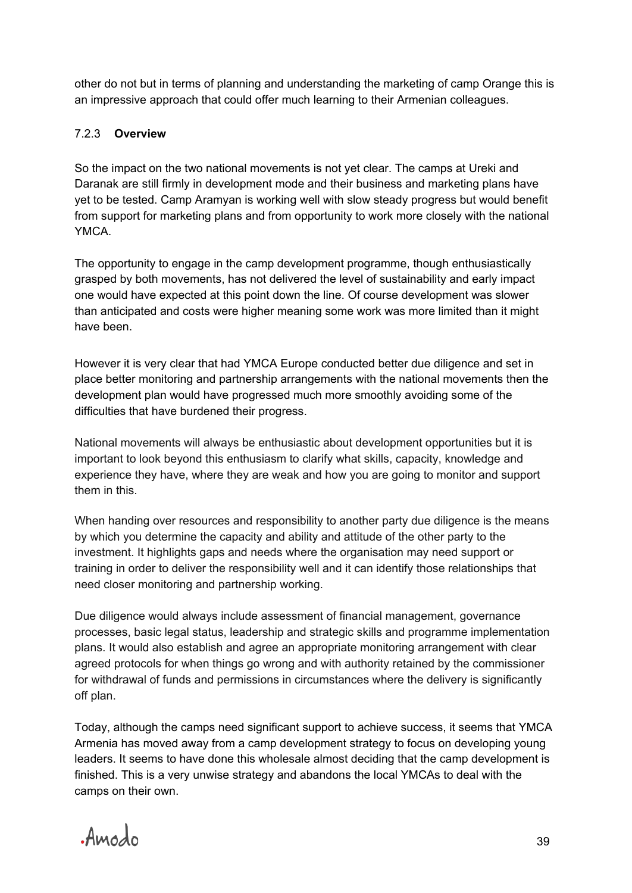other do not but in terms of planning and understanding the marketing of camp Orange this is an impressive approach that could offer much learning to their Armenian colleagues.

### 7.2.3 Overview

So the impact on the two national movements is not yet clear. The camps at Ureki and Daranak are still firmly in development mode and their business and marketing plans have yet to be tested. Camp Aramyan is working well with slow steady progress but would benefit from support for marketing plans and from opportunity to work more closely with the national YMCA.

The opportunity to engage in the camp development programme, though enthusiastically grasped by both movements, has not delivered the level of sustainability and early impact one would have expected at this point down the line. Of course development was slower than anticipated and costs were higher meaning some work was more limited than it might have been.

However it is very clear that had YMCA Europe conducted better due diligence and set in place better monitoring and partnership arrangements with the national movements then the development plan would have progressed much more smoothly avoiding some of the difficulties that have burdened their progress.

National movements will always be enthusiastic about development opportunities but it is important to look beyond this enthusiasm to clarify what skills, capacity, knowledge and experience they have, where they are weak and how you are going to monitor and support them in this.

When handing over resources and responsibility to another party due diligence is the means by which you determine the capacity and ability and attitude of the other party to the investment. It highlights gaps and needs where the organisation may need support or training in order to deliver the responsibility well and it can identify those relationships that need closer monitoring and partnership working.

Due diligence would always include assessment of financial management, governance processes, basic legal status, leadership and strategic skills and programme implementation plans. It would also establish and agree an appropriate monitoring arrangement with clear agreed protocols for when things go wrong and with authority retained by the commissioner for withdrawal of funds and permissions in circumstances where the delivery is significantly off plan.

Today, although the camps need significant support to achieve success, it seems that YMCA Armenia has moved away from a camp development strategy to focus on developing young leaders. It seems to have done this wholesale almost deciding that the camp development is finished. This is a very unwise strategy and abandons the local YMCAs to deal with the camps on their own.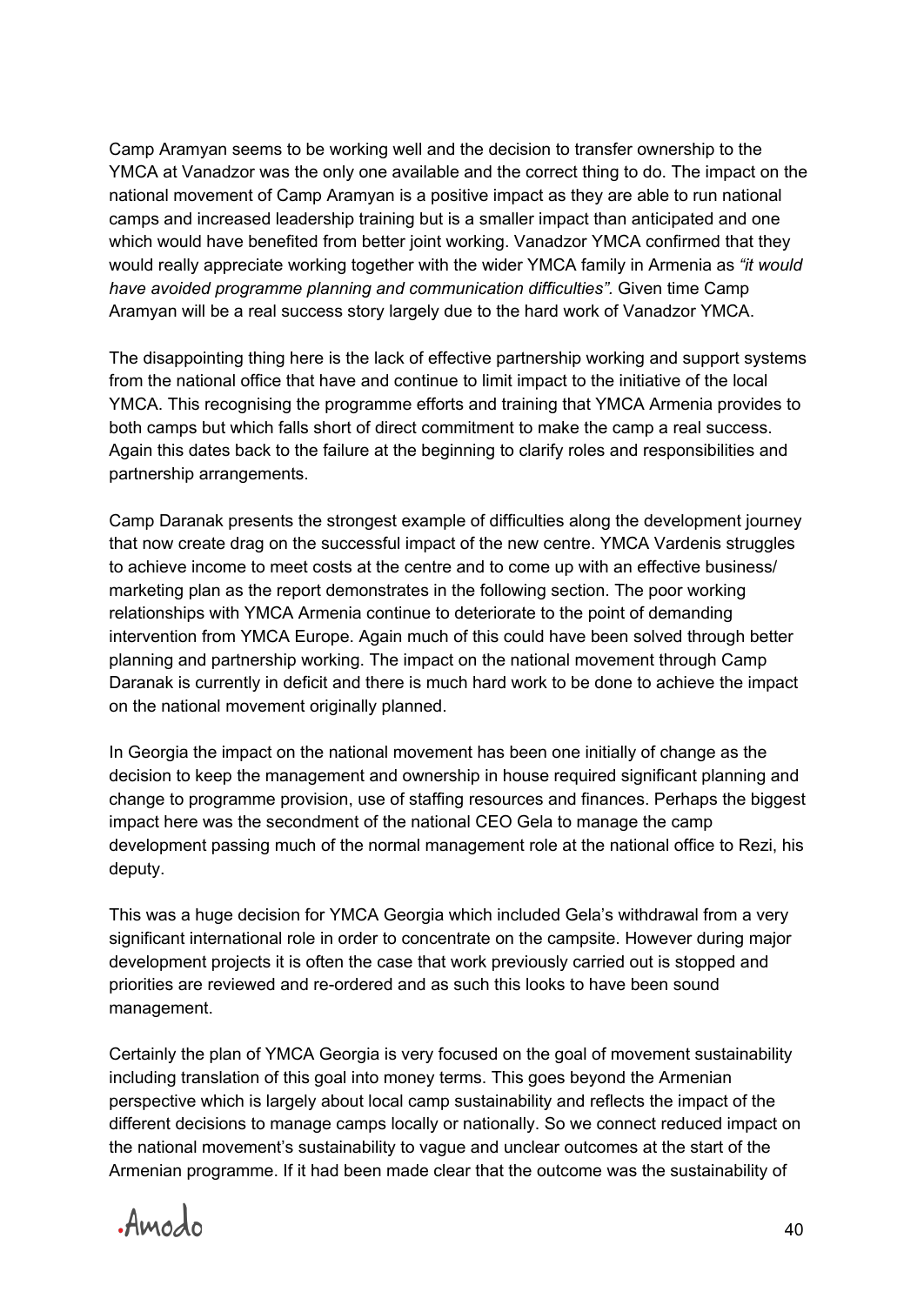Camp Aramyan seems to be working well and the decision to transfer ownership to the YMCA at Vanadzor was the only one available and the correct thing to do. The impact on the national movement of Camp Aramyan is a positive impact as they are able to run national camps and increased leadership training but is a smaller impact than anticipated and one which would have benefited from better joint working. Vanadzor YMCA confirmed that they would really appreciate working together with the wider YMCA family in Armenia as *"it would have avoided programme planning and communication difficulties"*. Given time Camp Aramyan will be a real success story largely due to the hard work of Vanadzor YMCA.

The disappointing thing here is the lack of effective partnership working and support systems from the national office that have and continue to limit impact to the initiative of the local YMCA. This recognising the programme efforts and training that YMCA Armenia provides to both camps but which falls short of direct commitment to make the camp a real success. Again this dates back to the failure at the beginning to clarify roles and responsibilities and partnership arrangements.

Camp Daranak presents the strongest example of difficulties along the development journey that now create drag on the successful impact of the new centre. YMCA Vardenis struggles to achieve income to meet costs at the centre and to come up with an effective business/ marketing plan as the report demonstrates in the following section. The poor working relationships with YMCA Armenia continue to deteriorate to the point of demanding intervention from YMCA Europe. Again much of this could have been solved through better planning and partnership working. The impact on the national movement through Camp Daranak is currently in deficit and there is much hard work to be done to achieve the impact on the national movement originally planned.

In Georgia the impact on the national movement has been one initially of change as the decision to keep the management and ownership in house required significant planning and change to programme provision, use of staffing resources and finances. Perhaps the biggest impact here was the secondment of the national CEO Gela to manage the camp development passing much of the normal management role at the national office to Rezi, his deputy.

This was a huge decision for YMCA Georgia which included Gela's withdrawal from a very significant international role in order to concentrate on the campsite. However during major development projects it is often the case that work previously carried out is stopped and priorities are reviewed and re-ordered and as such this looks to have been sound management.

Certainly the plan of YMCA Georgia is very focused on the goal of movement sustainability including translation of this goal into money terms. This goes beyond the Armenian perspective which is largely about local camp sustainability and reflects the impact of the different decisions to manage camps locally or nationally. So we connect reduced impact on the national movement's sustainability to vague and unclear outcomes at the start of the Armenian programme. If it had been made clear that the outcome was the sustainability of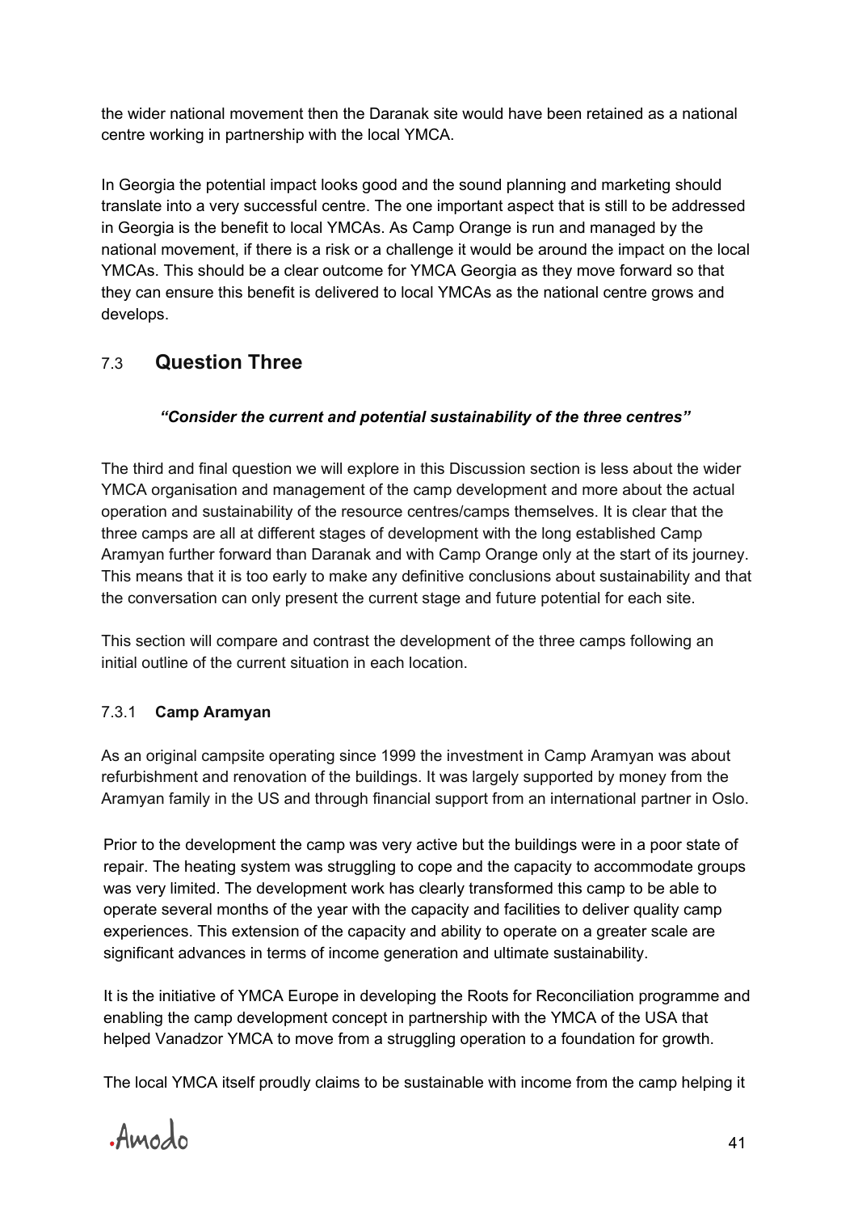the wider national movement then the Daranak site would have been retained as a national centre working in partnership with the local YMCA.

In Georgia the potential impact looks good and the sound planning and marketing should translate into a very successful centre. The one important aspect that is still to be addressed in Georgia is the benefit to local YMCAs. As Camp Orange is run and managed by the national movement, if there is a risk or a challenge it would be around the impact on the local YMCAs. This should be a clear outcome for YMCA Georgia as they move forward so that they can ensure this benefit is delivered to local YMCAs as the national centre grows and develops.

## 7.3 Question Three

***"Consider the current and potential sustainability of the three centres"***

The third and final question we will explore in this Discussion section is less about the wider YMCA organisation and management of the camp development and more about the actual operation and sustainability of the resource centres/camps themselves. It is clear that the three camps are all at different stages of development with the long established Camp Aramyan further forward than Daranak and with Camp Orange only at the start of its journey. This means that it is too early to make any definitive conclusions about sustainability and that the conversation can only present the current stage and future potential for each site.

This section will compare and contrast the development of the three camps following an initial outline of the current situation in each location.

### 7.3.1 Camp Aramyan

As an original campsite operating since 1999 the investment in Camp Aramyan was about refurbishment and renovation of the buildings. It was largely supported by money from the Aramyan family in the US and through financial support from an international partner in Oslo.

Prior to the development the camp was very active but the buildings were in a poor state of repair. The heating system was struggling to cope and the capacity to accommodate groups was very limited. The development work has clearly transformed this camp to be able to operate several months of the year with the capacity and facilities to deliver quality camp experiences. This extension of the capacity and ability to operate on a greater scale are significant advances in terms of income generation and ultimate sustainability.

It is the initiative of YMCA Europe in developing the Roots for Reconciliation programme and enabling the camp development concept in partnership with the YMCA of the USA that helped Vanadzor YMCA to move from a struggling operation to a foundation for growth.

The local YMCA itself proudly claims to be sustainable with income from the camp helping it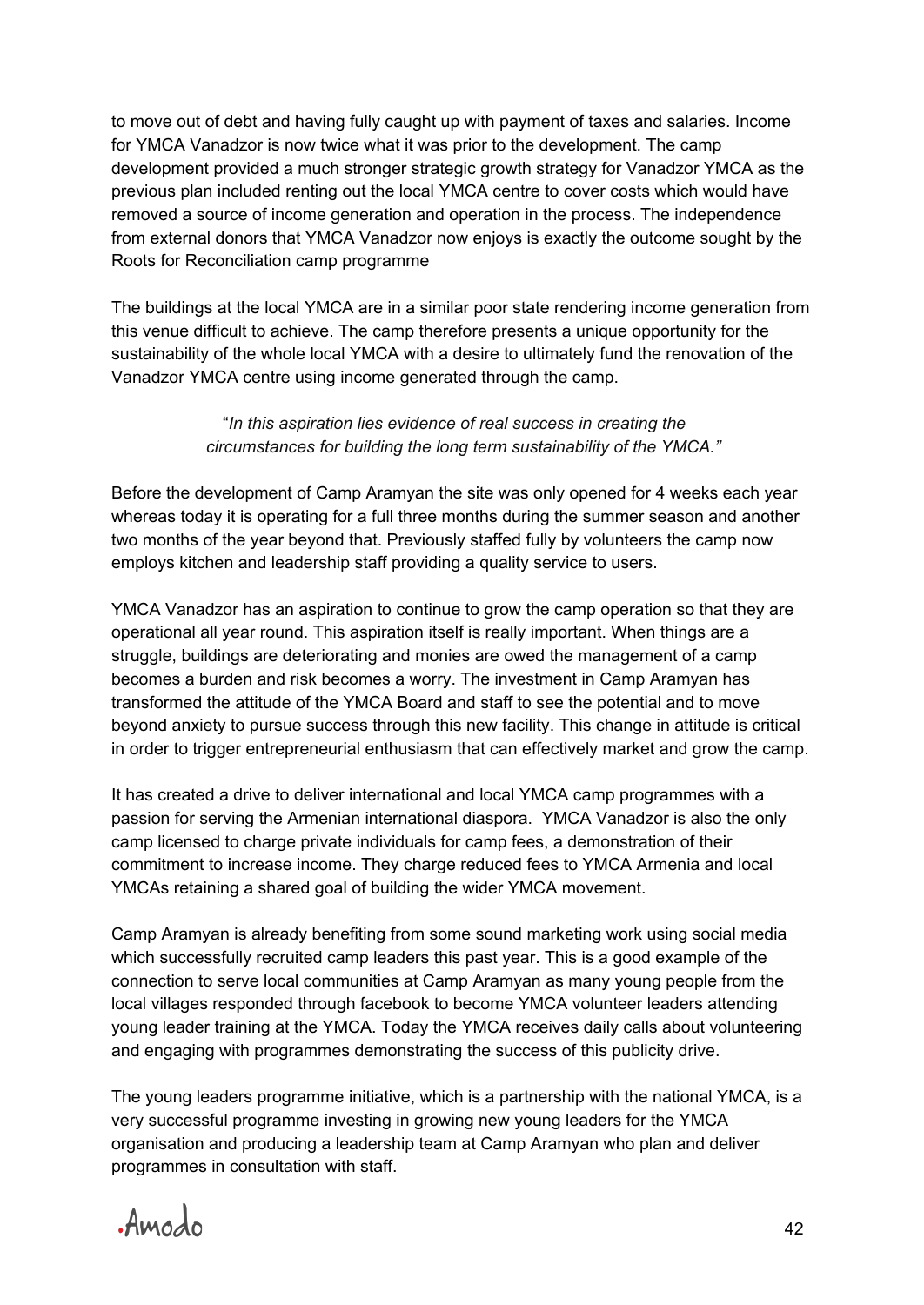to move out of debt and having fully caught up with payment of taxes and salaries. Income for YMCA Vanadzor is now twice what it was prior to the development. The camp development provided a much stronger strategic growth strategy for Vanadzor YMCA as the previous plan included renting out the local YMCA centre to cover costs which would have removed a source of income generation and operation in the process. The independence from external donors that YMCA Vanadzor now enjoys is exactly the outcome sought by the Roots for Reconciliation camp programme

The buildings at the local YMCA are in a similar poor state rendering income generation from this venue difficult to achieve. The camp therefore presents a unique opportunity for the sustainability of the whole local YMCA with a desire to ultimately fund the renovation of the Vanadzor YMCA centre using income generated through the camp.

> "*In this aspiration lies evidence of real success in creating the circumstances for building the long term sustainability of the YMCA."*

Before the development of Camp Aramyan the site was only opened for 4 weeks each year whereas today it is operating for a full three months during the summer season and another two months of the year beyond that. Previously staffed fully by volunteers the camp now employs kitchen and leadership staff providing a quality service to users.

YMCA Vanadzor has an aspiration to continue to grow the camp operation so that they are operational all year round. This aspiration itself is really important. When things are a struggle, buildings are deteriorating and monies are owed the management of a camp becomes a burden and risk becomes a worry. The investment in Camp Aramyan has transformed the attitude of the YMCA Board and staff to see the potential and to move beyond anxiety to pursue success through this new facility. This change in attitude is critical in order to trigger entrepreneurial enthusiasm that can effectively market and grow the camp.

It has created a drive to deliver international and local YMCA camp programmes with a passion for serving the Armenian international diaspora. YMCA Vanadzor is also the only camp licensed to charge private individuals for camp fees, a demonstration of their commitment to increase income. They charge reduced fees to YMCA Armenia and local YMCAs retaining a shared goal of building the wider YMCA movement.

Camp Aramyan is already benefiting from some sound marketing work using social media which successfully recruited camp leaders this past year. This is a good example of the connection to serve local communities at Camp Aramyan as many young people from the local villages responded through facebook to become YMCA volunteer leaders attending young leader training at the YMCA. Today the YMCA receives daily calls about volunteering and engaging with programmes demonstrating the success of this publicity drive.

The young leaders programme initiative, which is a partnership with the national YMCA, is a very successful programme investing in growing new young leaders for the YMCA organisation and producing a leadership team at Camp Aramyan who plan and deliver programmes in consultation with staff.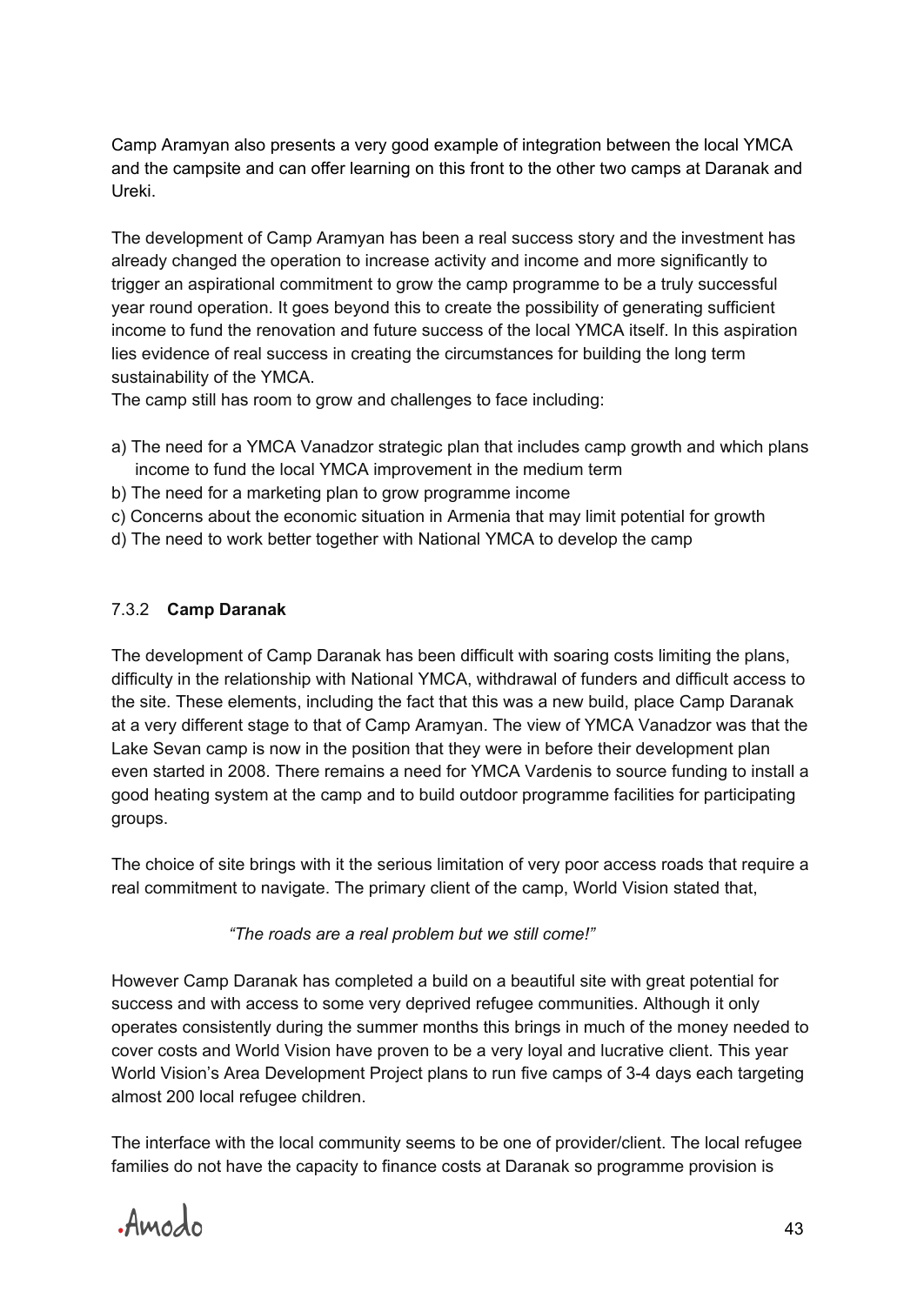Camp Aramyan also presents a very good example of integration between the local YMCA and the campsite and can offer learning on this front to the other two camps at Daranak and Ureki.

The development of Camp Aramyan has been a real success story and the investment has already changed the operation to increase activity and income and more significantly to trigger an aspirational commitment to grow the camp programme to be a truly successful year round operation. It goes beyond this to create the possibility of generating sufficient income to fund the renovation and future success of the local YMCA itself. In this aspiration lies evidence of real success in creating the circumstances for building the long term sustainability of the YMCA.

The camp still has room to grow and challenges to face including:

a) The need for a YMCA Vanadzor strategic plan that includes camp growth and which plans income to fund the local YMCA improvement in the medium term
b) The need for a marketing plan to grow programme income
c) Concerns about the economic situation in Armenia that may limit potential for growth
d) The need to work better together with National YMCA to develop the camp

### 7.3.2 **Camp Daranak**

The development of Camp Daranak has been difficult with soaring costs limiting the plans, difficulty in the relationship with National YMCA, withdrawal of funders and difficult access to the site. These elements, including the fact that this was a new build, place Camp Daranak at a very different stage to that of Camp Aramyan. The view of YMCA Vanadzor was that the Lake Sevan camp is now in the position that they were in before their development plan even started in 2008. There remains a need for YMCA Vardenis to source funding to install a good heating system at the camp and to build outdoor programme facilities for participating groups.

The choice of site brings with it the serious limitation of very poor access roads that require a real commitment to navigate. The primary client of the camp, World Vision stated that,

> *"The roads are a real problem but we still come!"*

However Camp Daranak has completed a build on a beautiful site with great potential for success and with access to some very deprived refugee communities. Although it only operates consistently during the summer months this brings in much of the money needed to cover costs and World Vision have proven to be a very loyal and lucrative client. This year World Vision's Area Development Project plans to run five camps of 3-4 days each targeting almost 200 local refugee children.

The interface with the local community seems to be one of provider/client. The local refugee families do not have the capacity to finance costs at Daranak so programme provision is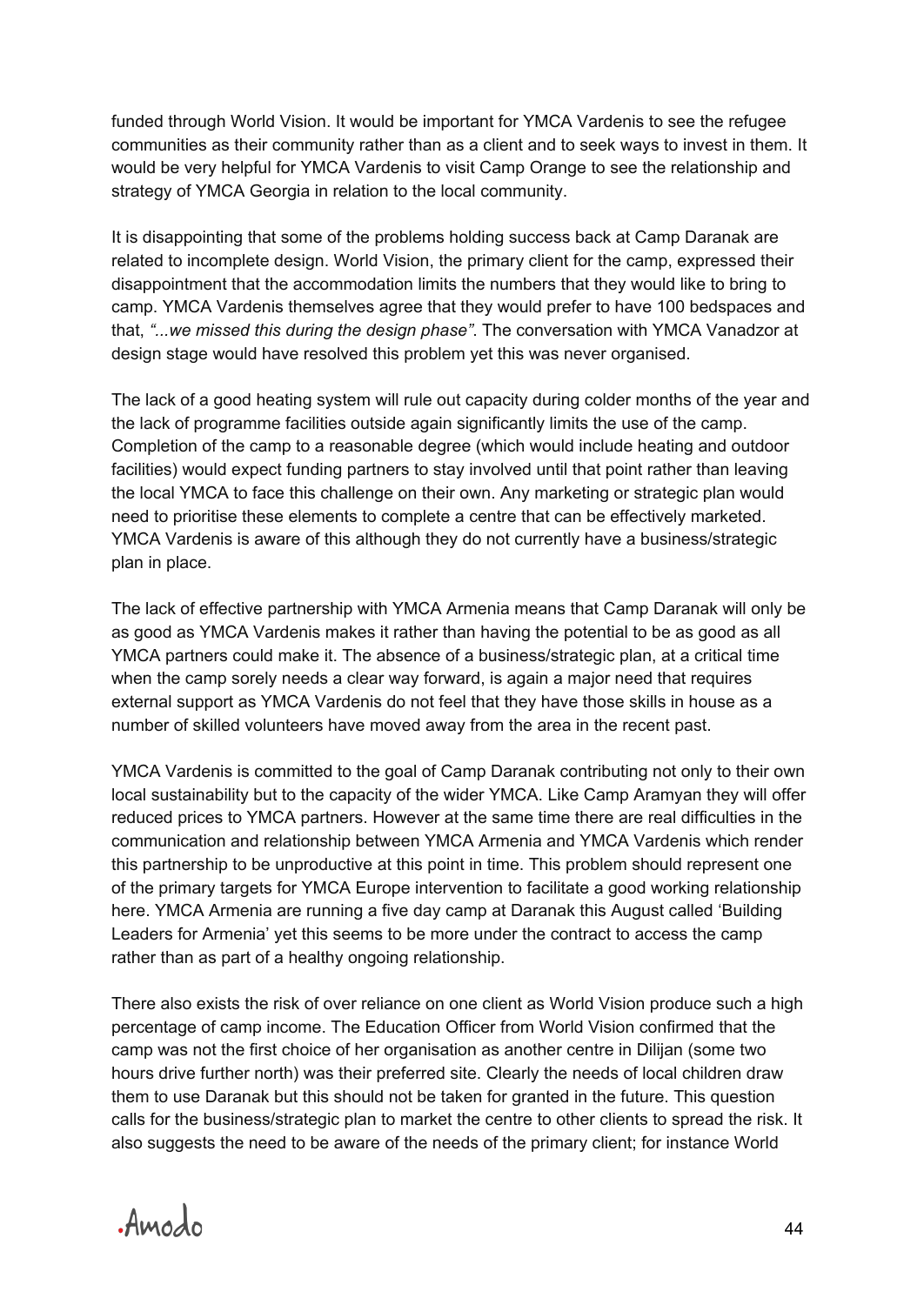funded through World Vision. It would be important for YMCA Vardenis to see the refugee communities as their community rather than as a client and to seek ways to invest in them. It would be very helpful for YMCA Vardenis to visit Camp Orange to see the relationship and strategy of YMCA Georgia in relation to the local community.

It is disappointing that some of the problems holding success back at Camp Daranak are related to incomplete design. World Vision, the primary client for the camp, expressed their disappointment that the accommodation limits the numbers that they would like to bring to camp. YMCA Vardenis themselves agree that they would prefer to have 100 bedspaces and that, *"...we missed this during the design phase"*. The conversation with YMCA Vanadzor at design stage would have resolved this problem yet this was never organised.

The lack of a good heating system will rule out capacity during colder months of the year and the lack of programme facilities outside again significantly limits the use of the camp. Completion of the camp to a reasonable degree (which would include heating and outdoor facilities) would expect funding partners to stay involved until that point rather than leaving the local YMCA to face this challenge on their own. Any marketing or strategic plan would need to prioritise these elements to complete a centre that can be effectively marketed. YMCA Vardenis is aware of this although they do not currently have a business/strategic plan in place.

The lack of effective partnership with YMCA Armenia means that Camp Daranak will only be as good as YMCA Vardenis makes it rather than having the potential to be as good as all YMCA partners could make it. The absence of a business/strategic plan, at a critical time when the camp sorely needs a clear way forward, is again a major need that requires external support as YMCA Vardenis do not feel that they have those skills in house as a number of skilled volunteers have moved away from the area in the recent past.

YMCA Vardenis is committed to the goal of Camp Daranak contributing not only to their own local sustainability but to the capacity of the wider YMCA. Like Camp Aramyan they will offer reduced prices to YMCA partners. However at the same time there are real difficulties in the communication and relationship between YMCA Armenia and YMCA Vardenis which render this partnership to be unproductive at this point in time. This problem should represent one of the primary targets for YMCA Europe intervention to facilitate a good working relationship here. YMCA Armenia are running a five day camp at Daranak this August called 'Building Leaders for Armenia' yet this seems to be more under the contract to access the camp rather than as part of a healthy ongoing relationship.

There also exists the risk of over reliance on one client as World Vision produce such a high percentage of camp income. The Education Officer from World Vision confirmed that the camp was not the first choice of her organisation as another centre in Dilijan (some two hours drive further north) was their preferred site. Clearly the needs of local children draw them to use Daranak but this should not be taken for granted in the future. This question calls for the business/strategic plan to market the centre to other clients to spread the risk. It also suggests the need to be aware of the needs of the primary client; for instance World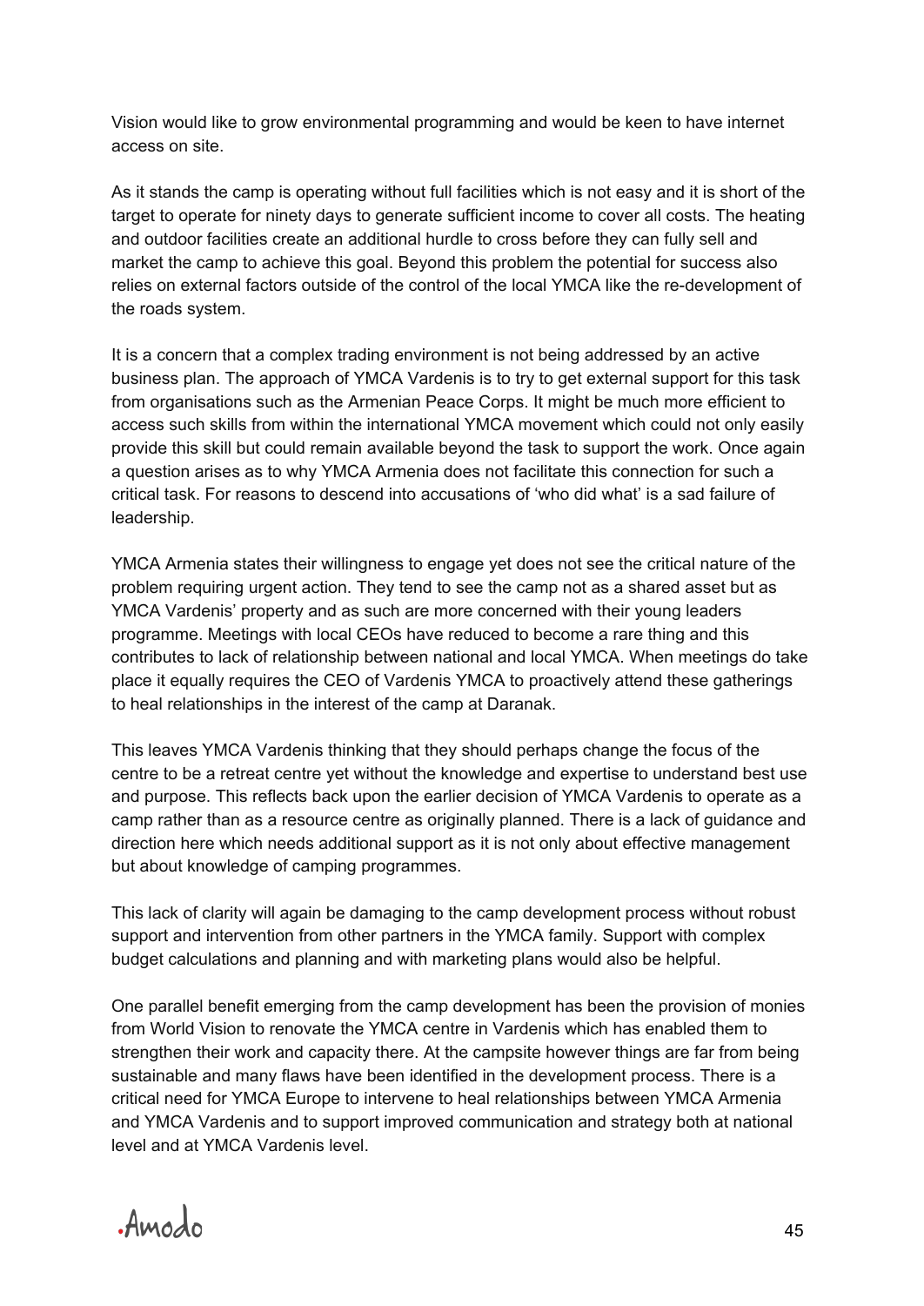Vision would like to grow environmental programming and would be keen to have internet access on site.

As it stands the camp is operating without full facilities which is not easy and it is short of the target to operate for ninety days to generate sufficient income to cover all costs. The heating and outdoor facilities create an additional hurdle to cross before they can fully sell and market the camp to achieve this goal. Beyond this problem the potential for success also relies on external factors outside of the control of the local YMCA like the re-development of the roads system.

It is a concern that a complex trading environment is not being addressed by an active business plan. The approach of YMCA Vardenis is to try to get external support for this task from organisations such as the Armenian Peace Corps. It might be much more efficient to access such skills from within the international YMCA movement which could not only easily provide this skill but could remain available beyond the task to support the work. Once again a question arises as to why YMCA Armenia does not facilitate this connection for such a critical task. For reasons to descend into accusations of 'who did what' is a sad failure of leadership.

YMCA Armenia states their willingness to engage yet does not see the critical nature of the problem requiring urgent action. They tend to see the camp not as a shared asset but as YMCA Vardenis' property and as such are more concerned with their young leaders programme. Meetings with local CEOs have reduced to become a rare thing and this contributes to lack of relationship between national and local YMCA. When meetings do take place it equally requires the CEO of Vardenis YMCA to proactively attend these gatherings to heal relationships in the interest of the camp at Daranak.

This leaves YMCA Vardenis thinking that they should perhaps change the focus of the centre to be a retreat centre yet without the knowledge and expertise to understand best use and purpose. This reflects back upon the earlier decision of YMCA Vardenis to operate as a camp rather than as a resource centre as originally planned. There is a lack of guidance and direction here which needs additional support as it is not only about effective management but about knowledge of camping programmes.

This lack of clarity will again be damaging to the camp development process without robust support and intervention from other partners in the YMCA family. Support with complex budget calculations and planning and with marketing plans would also be helpful.

One parallel benefit emerging from the camp development has been the provision of monies from World Vision to renovate the YMCA centre in Vardenis which has enabled them to strengthen their work and capacity there. At the campsite however things are far from being sustainable and many flaws have been identified in the development process. There is a critical need for YMCA Europe to intervene to heal relationships between YMCA Armenia and YMCA Vardenis and to support improved communication and strategy both at national level and at YMCA Vardenis level.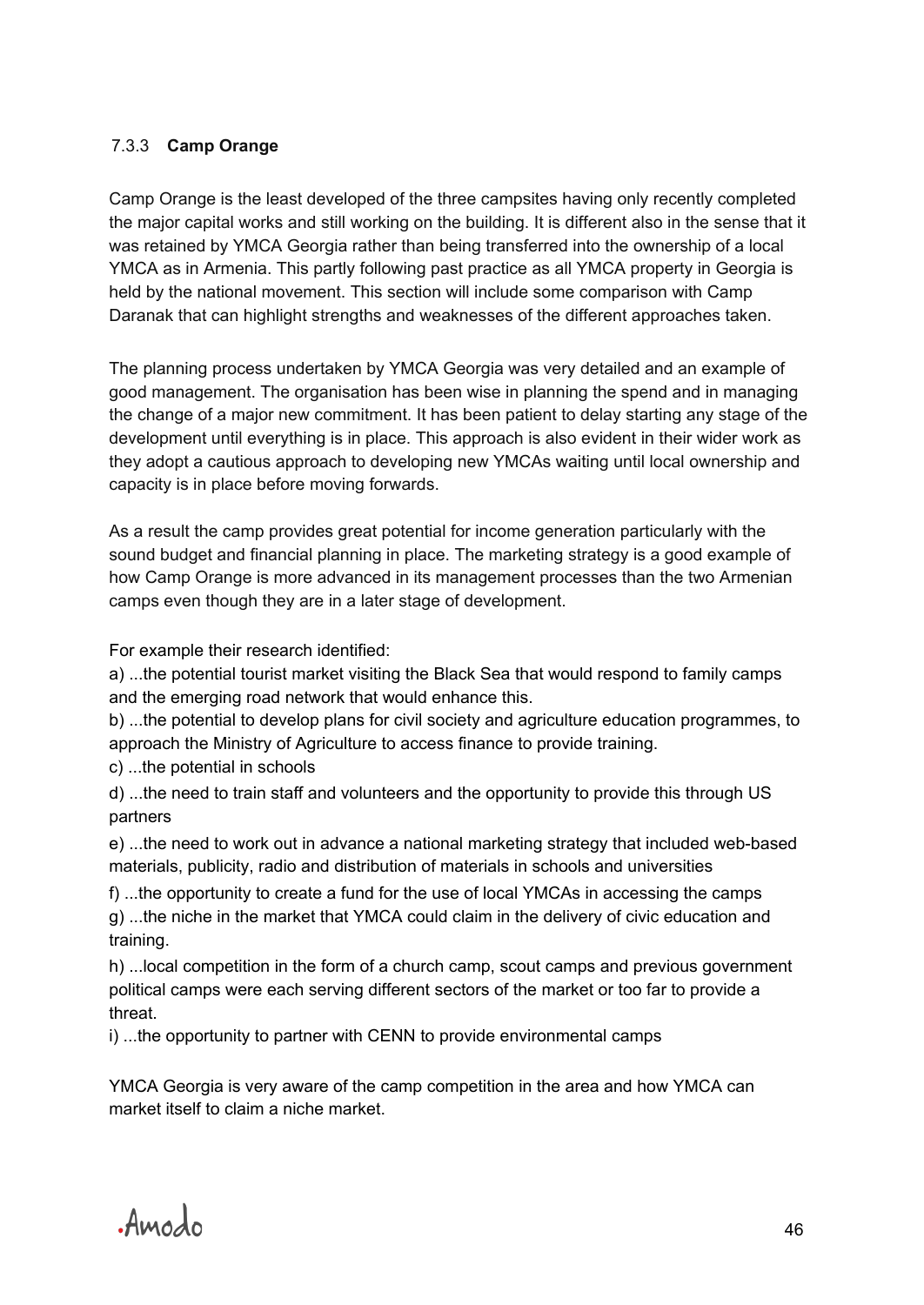### 7.3.3 **Camp Orange**

Camp Orange is the least developed of the three campsites having only recently completed the major capital works and still working on the building. It is different also in the sense that it was retained by YMCA Georgia rather than being transferred into the ownership of a local YMCA as in Armenia. This partly following past practice as all YMCA property in Georgia is held by the national movement. This section will include some comparison with Camp Daranak that can highlight strengths and weaknesses of the different approaches taken.

The planning process undertaken by YMCA Georgia was very detailed and an example of good management. The organisation has been wise in planning the spend and in managing the change of a major new commitment. It has been patient to delay starting any stage of the development until everything is in place. This approach is also evident in their wider work as they adopt a cautious approach to developing new YMCAs waiting until local ownership and capacity is in place before moving forwards.

As a result the camp provides great potential for income generation particularly with the sound budget and financial planning in place. The marketing strategy is a good example of how Camp Orange is more advanced in its management processes than the two Armenian camps even though they are in a later stage of development.

For example their research identified:

a) ...the potential tourist market visiting the Black Sea that would respond to family camps and the emerging road network that would enhance this.

b) ...the potential to develop plans for civil society and agriculture education programmes, to approach the Ministry of Agriculture to access finance to provide training.

c) ...the potential in schools

d) ...the need to train staff and volunteers and the opportunity to provide this through US partners

e) ...the need to work out in advance a national marketing strategy that included web-based materials, publicity, radio and distribution of materials in schools and universities

f) ...the opportunity to create a fund for the use of local YMCAs in accessing the camps

g) ...the niche in the market that YMCA could claim in the delivery of civic education and training.

h) ...local competition in the form of a church camp, scout camps and previous government political camps were each serving different sectors of the market or too far to provide a threat.

i) ...the opportunity to partner with CENN to provide environmental camps

YMCA Georgia is very aware of the camp competition in the area and how YMCA can market itself to claim a niche market.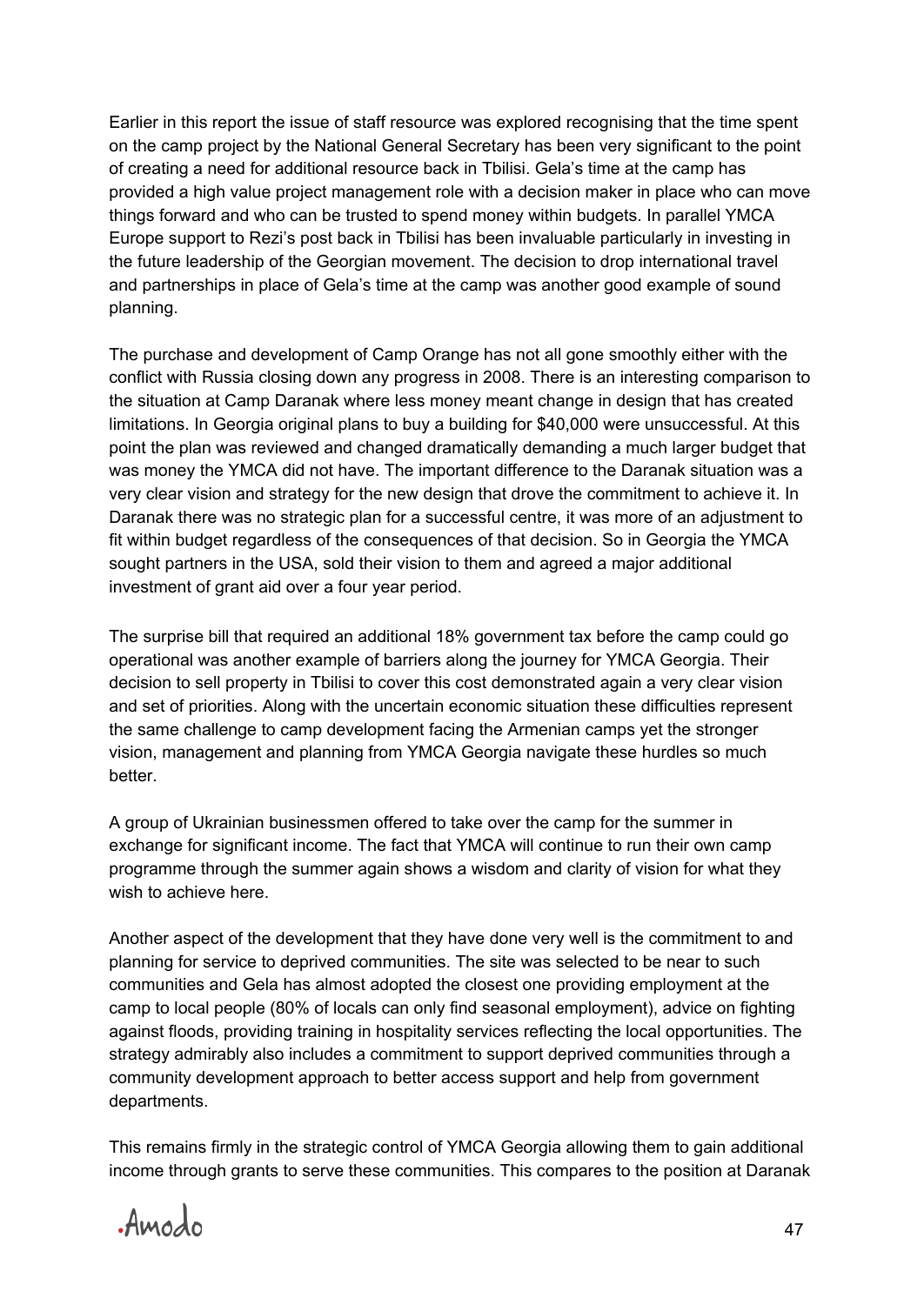Earlier in this report the issue of staff resource was explored recognising that the time spent on the camp project by the National General Secretary has been very significant to the point of creating a need for additional resource back in Tbilisi. Gela's time at the camp has provided a high value project management role with a decision maker in place who can move things forward and who can be trusted to spend money within budgets. In parallel YMCA Europe support to Rezi's post back in Tbilisi has been invaluable particularly in investing in the future leadership of the Georgian movement. The decision to drop international travel and partnerships in place of Gela's time at the camp was another good example of sound planning.

The purchase and development of Camp Orange has not all gone smoothly either with the conflict with Russia closing down any progress in 2008. There is an interesting comparison to the situation at Camp Daranak where less money meant change in design that has created limitations. In Georgia original plans to buy a building for $40,000 were unsuccessful. At this point the plan was reviewed and changed dramatically demanding a much larger budget that was money the YMCA did not have. The important difference to the Daranak situation was a very clear vision and strategy for the new design that drove the commitment to achieve it. In Daranak there was no strategic plan for a successful centre, it was more of an adjustment to fit within budget regardless of the consequences of that decision. So in Georgia the YMCA sought partners in the USA, sold their vision to them and agreed a major additional investment of grant aid over a four year period.

The surprise bill that required an additional 18% government tax before the camp could go operational was another example of barriers along the journey for YMCA Georgia. Their decision to sell property in Tbilisi to cover this cost demonstrated again a very clear vision and set of priorities. Along with the uncertain economic situation these difficulties represent the same challenge to camp development facing the Armenian camps yet the stronger vision, management and planning from YMCA Georgia navigate these hurdles so much better.

A group of Ukrainian businessmen offered to take over the camp for the summer in exchange for significant income. The fact that YMCA will continue to run their own camp programme through the summer again shows a wisdom and clarity of vision for what they wish to achieve here.

Another aspect of the development that they have done very well is the commitment to and planning for service to deprived communities. The site was selected to be near to such communities and Gela has almost adopted the closest one providing employment at the camp to local people (80% of locals can only find seasonal employment), advice on fighting against floods, providing training in hospitality services reflecting the local opportunities. The strategy admirably also includes a commitment to support deprived communities through a community development approach to better access support and help from government departments.

This remains firmly in the strategic control of YMCA Georgia allowing them to gain additional income through grants to serve these communities. This compares to the position at Daranak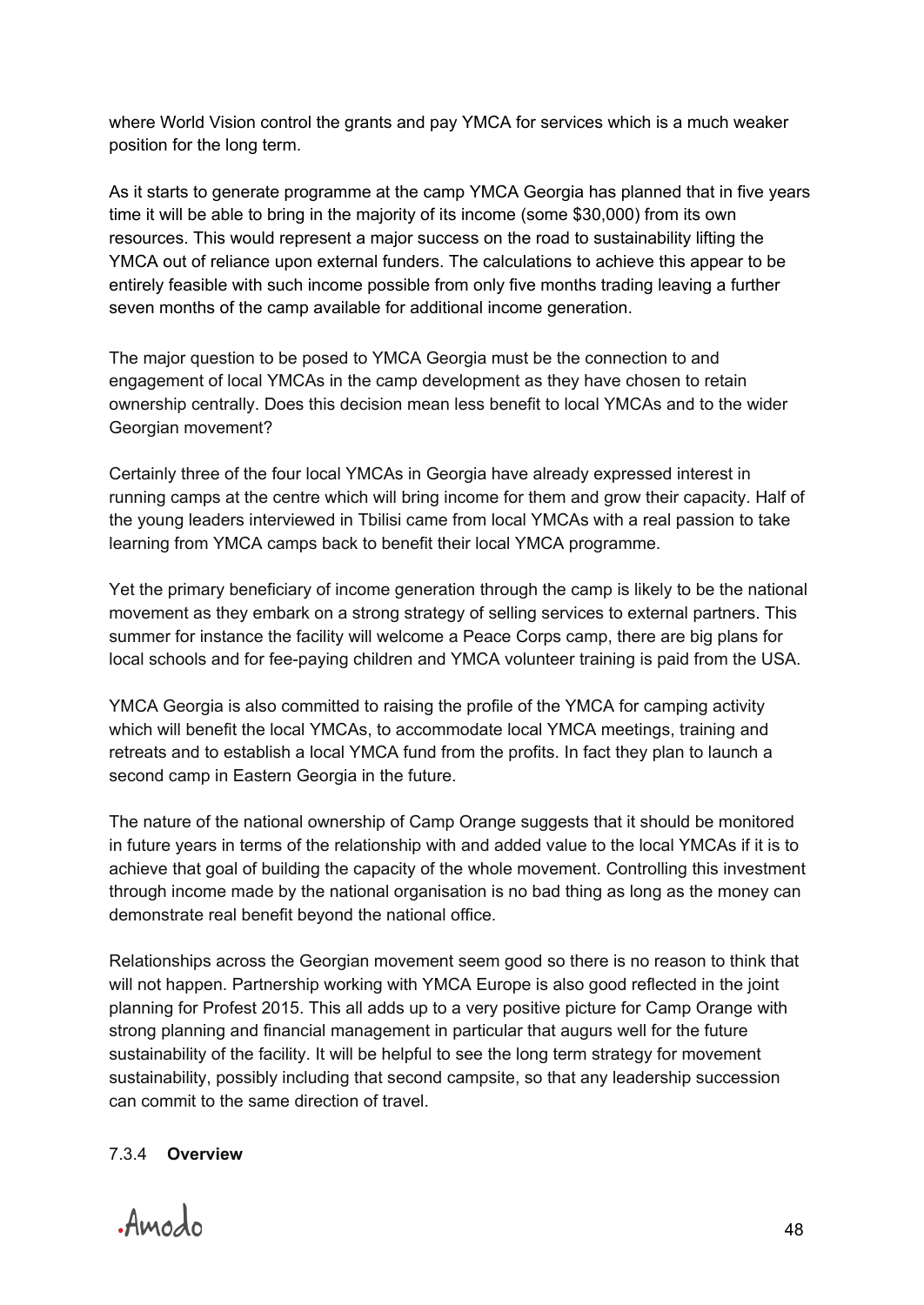where World Vision control the grants and pay YMCA for services which is a much weaker position for the long term.

As it starts to generate programme at the camp YMCA Georgia has planned that in five years time it will be able to bring in the majority of its income (some $30,000) from its own resources. This would represent a major success on the road to sustainability lifting the YMCA out of reliance upon external funders. The calculations to achieve this appear to be entirely feasible with such income possible from only five months trading leaving a further seven months of the camp available for additional income generation.

The major question to be posed to YMCA Georgia must be the connection to and engagement of local YMCAs in the camp development as they have chosen to retain ownership centrally. Does this decision mean less benefit to local YMCAs and to the wider Georgian movement?

Certainly three of the four local YMCAs in Georgia have already expressed interest in running camps at the centre which will bring income for them and grow their capacity. Half of the young leaders interviewed in Tbilisi came from local YMCAs with a real passion to take learning from YMCA camps back to benefit their local YMCA programme.

Yet the primary beneficiary of income generation through the camp is likely to be the national movement as they embark on a strong strategy of selling services to external partners. This summer for instance the facility will welcome a Peace Corps camp, there are big plans for local schools and for fee-paying children and YMCA volunteer training is paid from the USA.

YMCA Georgia is also committed to raising the profile of the YMCA for camping activity which will benefit the local YMCAs, to accommodate local YMCA meetings, training and retreats and to establish a local YMCA fund from the profits. In fact they plan to launch a second camp in Eastern Georgia in the future.

The nature of the national ownership of Camp Orange suggests that it should be monitored in future years in terms of the relationship with and added value to the local YMCAs if it is to achieve that goal of building the capacity of the whole movement. Controlling this investment through income made by the national organisation is no bad thing as long as the money can demonstrate real benefit beyond the national office.

Relationships across the Georgian movement seem good so there is no reason to think that will not happen. Partnership working with YMCA Europe is also good reflected in the joint planning for Profest 2015. This all adds up to a very positive picture for Camp Orange with strong planning and financial management in particular that augurs well for the future sustainability of the facility. It will be helpful to see the long term strategy for movement sustainability, possibly including that second campsite, so that any leadership succession can commit to the same direction of travel.

#### 7.3.4 **Overview**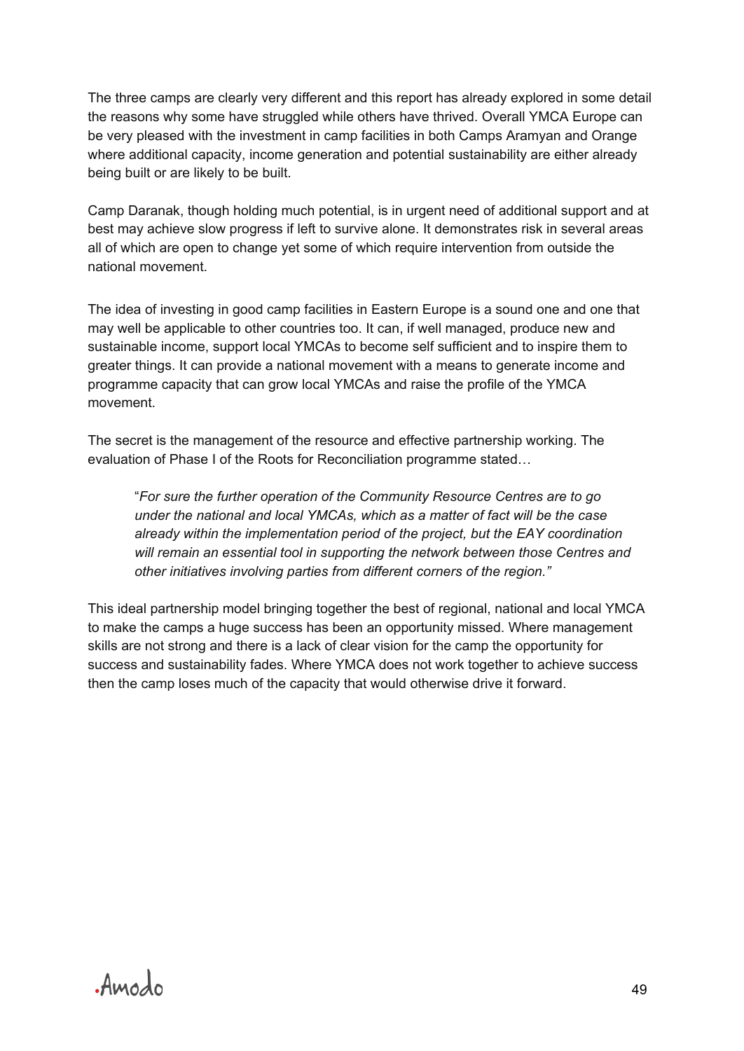The three camps are clearly very different and this report has already explored in some detail the reasons why some have struggled while others have thrived. Overall YMCA Europe can be very pleased with the investment in camp facilities in both Camps Aramyan and Orange where additional capacity, income generation and potential sustainability are either already being built or are likely to be built.

Camp Daranak, though holding much potential, is in urgent need of additional support and at best may achieve slow progress if left to survive alone. It demonstrates risk in several areas all of which are open to change yet some of which require intervention from outside the national movement.

The idea of investing in good camp facilities in Eastern Europe is a sound one and one that may well be applicable to other countries too. It can, if well managed, produce new and sustainable income, support local YMCAs to become self sufficient and to inspire them to greater things. It can provide a national movement with a means to generate income and programme capacity that can grow local YMCAs and raise the profile of the YMCA movement.

The secret is the management of the resource and effective partnership working. The evaluation of Phase I of the Roots for Reconciliation programme stated…

> "*For sure the further operation of the Community Resource Centres are to go under the national and local YMCAs, which as a matter of fact will be the case already within the implementation period of the project, but the EAY coordination will remain an essential tool in supporting the network between those Centres and other initiatives involving parties from different corners of the region."*

This ideal partnership model bringing together the best of regional, national and local YMCA to make the camps a huge success has been an opportunity missed. Where management skills are not strong and there is a lack of clear vision for the camp the opportunity for success and sustainability fades. Where YMCA does not work together to achieve success then the camp loses much of the capacity that would otherwise drive it forward.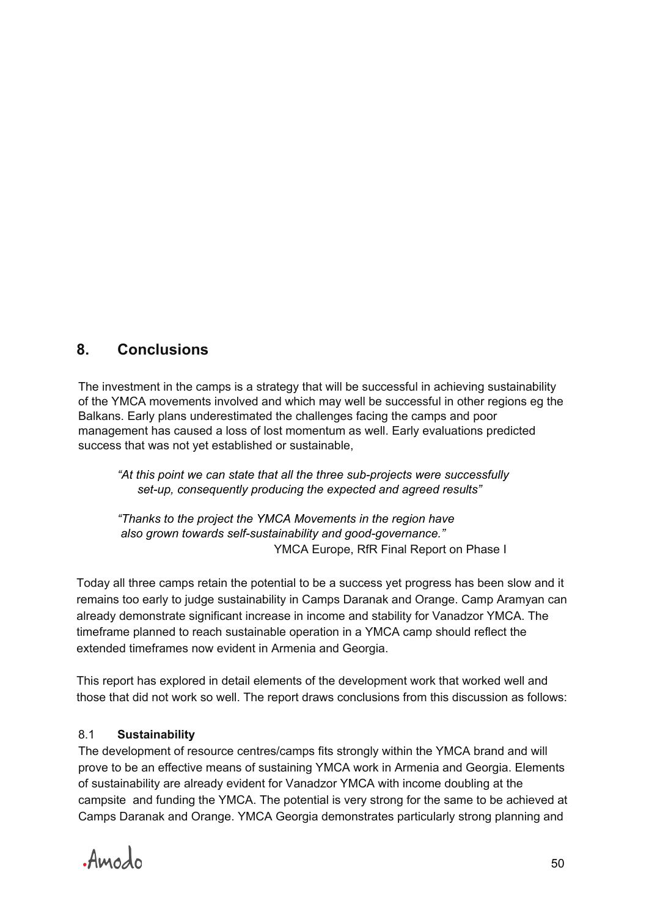## 8. Conclusions

The investment in the camps is a strategy that will be successful in achieving sustainability of the YMCA movements involved and which may well be successful in other regions eg the Balkans. Early plans underestimated the challenges facing the camps and poor management has caused a loss of lost momentum as well. Early evaluations predicted success that was not yet established or sustainable,

> *"At this point we can state that all the three sub-projects were successfully set-up, consequently producing the expected and agreed results"*
>
> *"Thanks to the project the YMCA Movements in the region have also grown towards self-sustainability and good-governance."*
> YMCA Europe, RfR Final Report on Phase I

Today all three camps retain the potential to be a success yet progress has been slow and it remains too early to judge sustainability in Camps Daranak and Orange. Camp Aramyan can already demonstrate significant increase in income and stability for Vanadzor YMCA. The timeframe planned to reach sustainable operation in a YMCA camp should reflect the extended timeframes now evident in Armenia and Georgia.

This report has explored in detail elements of the development work that worked well and those that did not work so well. The report draws conclusions from this discussion as follows:

### 8.1 Sustainability

The development of resource centres/camps fits strongly within the YMCA brand and will prove to be an effective means of sustaining YMCA work in Armenia and Georgia. Elements of sustainability are already evident for Vanadzor YMCA with income doubling at the campsite and funding the YMCA. The potential is very strong for the same to be achieved at Camps Daranak and Orange. YMCA Georgia demonstrates particularly strong planning and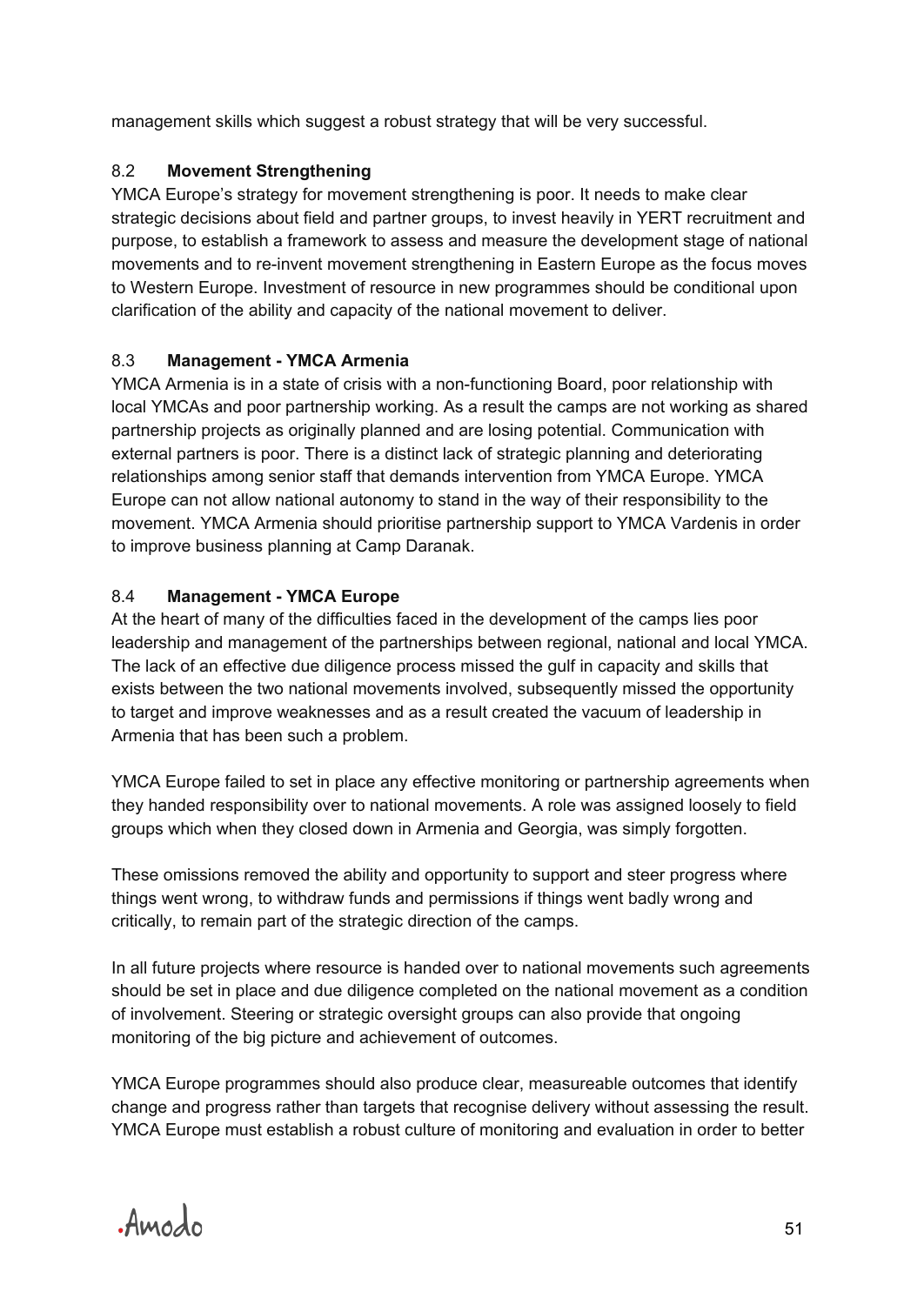management skills which suggest a robust strategy that will be very successful.

### 8.2 Movement Strengthening

YMCA Europe's strategy for movement strengthening is poor. It needs to make clear strategic decisions about field and partner groups, to invest heavily in YERT recruitment and purpose, to establish a framework to assess and measure the development stage of national movements and to re-invent movement strengthening in Eastern Europe as the focus moves to Western Europe. Investment of resource in new programmes should be conditional upon clarification of the ability and capacity of the national movement to deliver.

### 8.3 Management - YMCA Armenia

YMCA Armenia is in a state of crisis with a non-functioning Board, poor relationship with local YMCAs and poor partnership working. As a result the camps are not working as shared partnership projects as originally planned and are losing potential. Communication with external partners is poor. There is a distinct lack of strategic planning and deteriorating relationships among senior staff that demands intervention from YMCA Europe. YMCA Europe can not allow national autonomy to stand in the way of their responsibility to the movement. YMCA Armenia should prioritise partnership support to YMCA Vardenis in order to improve business planning at Camp Daranak.

### 8.4 Management - YMCA Europe

At the heart of many of the difficulties faced in the development of the camps lies poor leadership and management of the partnerships between regional, national and local YMCA. The lack of an effective due diligence process missed the gulf in capacity and skills that exists between the two national movements involved, subsequently missed the opportunity to target and improve weaknesses and as a result created the vacuum of leadership in Armenia that has been such a problem.

YMCA Europe failed to set in place any effective monitoring or partnership agreements when they handed responsibility over to national movements. A role was assigned loosely to field groups which when they closed down in Armenia and Georgia, was simply forgotten.

These omissions removed the ability and opportunity to support and steer progress where things went wrong, to withdraw funds and permissions if things went badly wrong and critically, to remain part of the strategic direction of the camps.

In all future projects where resource is handed over to national movements such agreements should be set in place and due diligence completed on the national movement as a condition of involvement. Steering or strategic oversight groups can also provide that ongoing monitoring of the big picture and achievement of outcomes.

YMCA Europe programmes should also produce clear, measureable outcomes that identify change and progress rather than targets that recognise delivery without assessing the result. YMCA Europe must establish a robust culture of monitoring and evaluation in order to better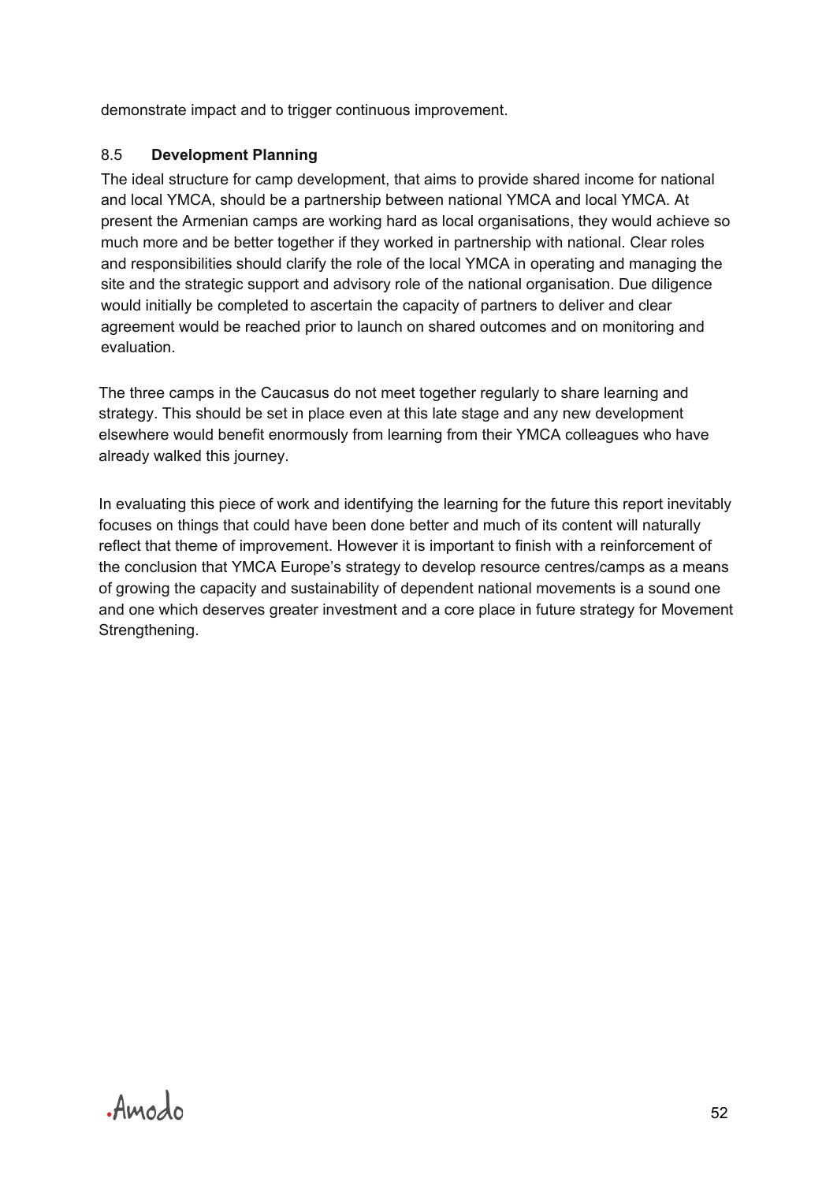demonstrate impact and to trigger continuous improvement.

### 8.5 **Development Planning**

The ideal structure for camp development, that aims to provide shared income for national and local YMCA, should be a partnership between national YMCA and local YMCA. At present the Armenian camps are working hard as local organisations, they would achieve so much more and be better together if they worked in partnership with national. Clear roles and responsibilities should clarify the role of the local YMCA in operating and managing the site and the strategic support and advisory role of the national organisation. Due diligence would initially be completed to ascertain the capacity of partners to deliver and clear agreement would be reached prior to launch on shared outcomes and on monitoring and evaluation.

The three camps in the Caucasus do not meet together regularly to share learning and strategy. This should be set in place even at this late stage and any new development elsewhere would benefit enormously from learning from their YMCA colleagues who have already walked this journey.

In evaluating this piece of work and identifying the learning for the future this report inevitably focuses on things that could have been done better and much of its content will naturally reflect that theme of improvement. However it is important to finish with a reinforcement of the conclusion that YMCA Europe's strategy to develop resource centres/camps as a means of growing the capacity and sustainability of dependent national movements is a sound one and one which deserves greater investment and a core place in future strategy for Movement Strengthening.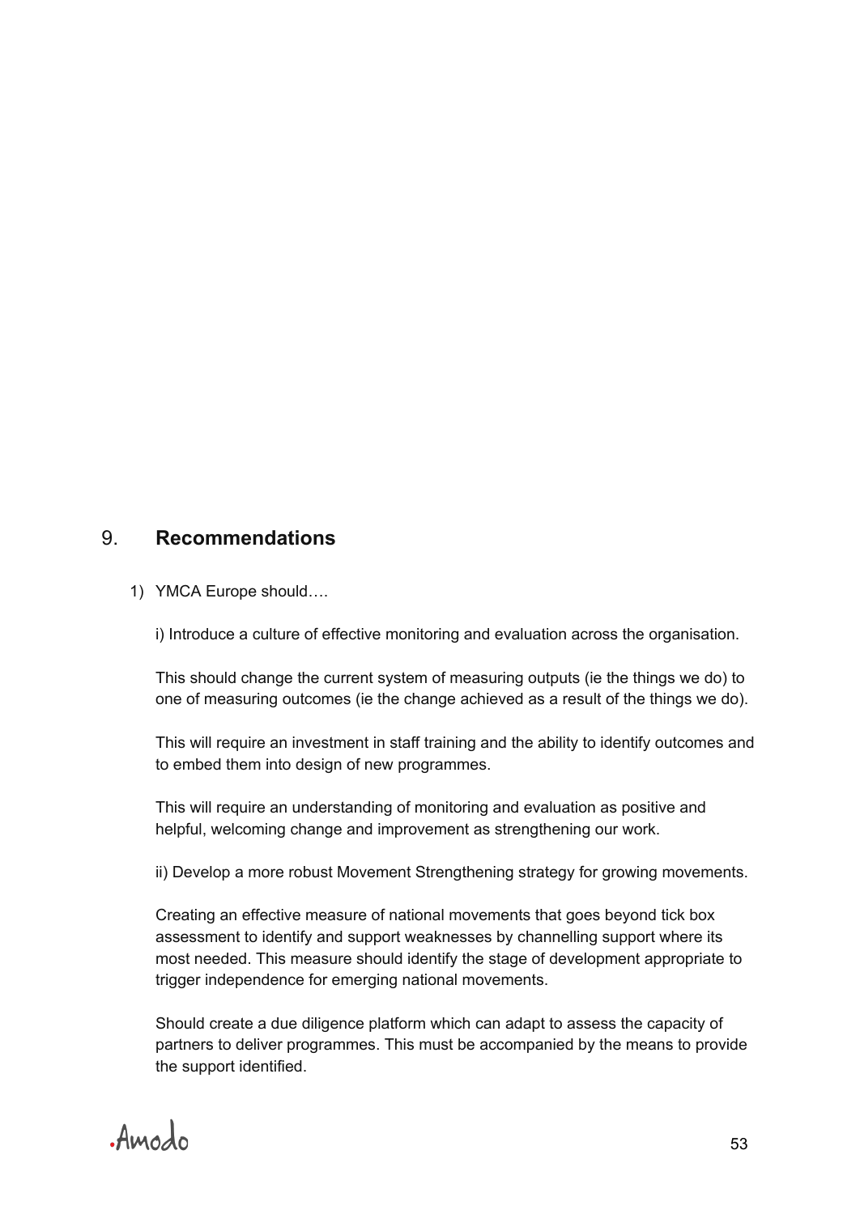## 9. Recommendations

1) YMCA Europe should….

   i) Introduce a culture of effective monitoring and evaluation across the organisation.

   This should change the current system of measuring outputs (ie the things we do) to one of measuring outcomes (ie the change achieved as a result of the things we do).

   This will require an investment in staff training and the ability to identify outcomes and to embed them into design of new programmes.

   This will require an understanding of monitoring and evaluation as positive and helpful, welcoming change and improvement as strengthening our work.

   ii) Develop a more robust Movement Strengthening strategy for growing movements.

   Creating an effective measure of national movements that goes beyond tick box assessment to identify and support weaknesses by channelling support where its most needed. This measure should identify the stage of development appropriate to trigger independence for emerging national movements.

   Should create a due diligence platform which can adapt to assess the capacity of partners to deliver programmes. This must be accompanied by the means to provide the support identified.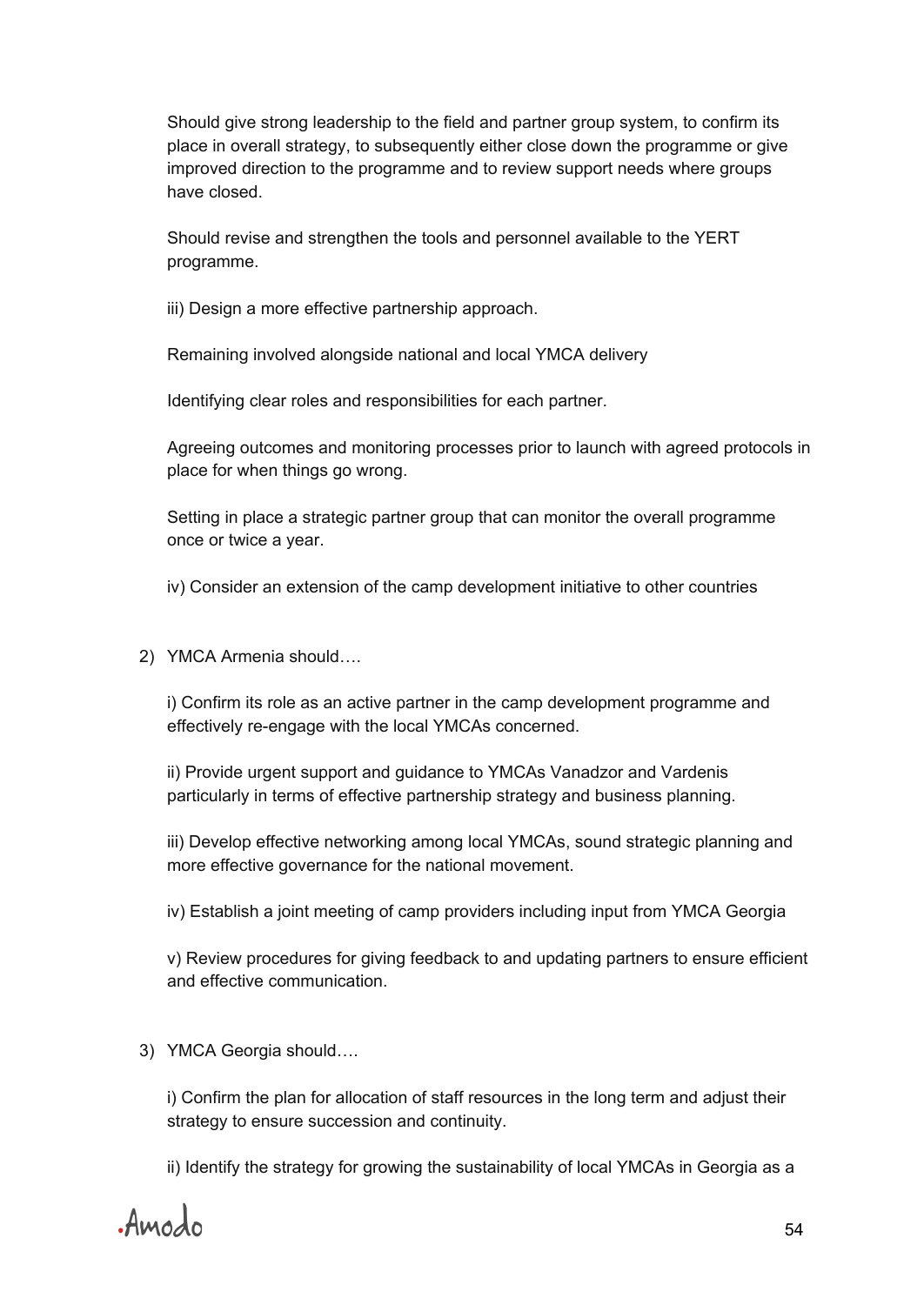Should give strong leadership to the field and partner group system, to confirm its place in overall strategy, to subsequently either close down the programme or give improved direction to the programme and to review support needs where groups have closed.

Should revise and strengthen the tools and personnel available to the YERT programme.

iii) Design a more effective partnership approach.

Remaining involved alongside national and local YMCA delivery

Identifying clear roles and responsibilities for each partner.

Agreeing outcomes and monitoring processes prior to launch with agreed protocols in place for when things go wrong.

Setting in place a strategic partner group that can monitor the overall programme once or twice a year.

iv) Consider an extension of the camp development initiative to other countries

2) YMCA Armenia should….

   i) Confirm its role as an active partner in the camp development programme and effectively re-engage with the local YMCAs concerned.

   ii) Provide urgent support and guidance to YMCAs Vanadzor and Vardenis particularly in terms of effective partnership strategy and business planning.

   iii) Develop effective networking among local YMCAs, sound strategic planning and more effective governance for the national movement.

   iv) Establish a joint meeting of camp providers including input from YMCA Georgia

   v) Review procedures for giving feedback to and updating partners to ensure efficient and effective communication.

3) YMCA Georgia should….

   i) Confirm the plan for allocation of staff resources in the long term and adjust their strategy to ensure succession and continuity.

   ii) Identify the strategy for growing the sustainability of local YMCAs in Georgia as a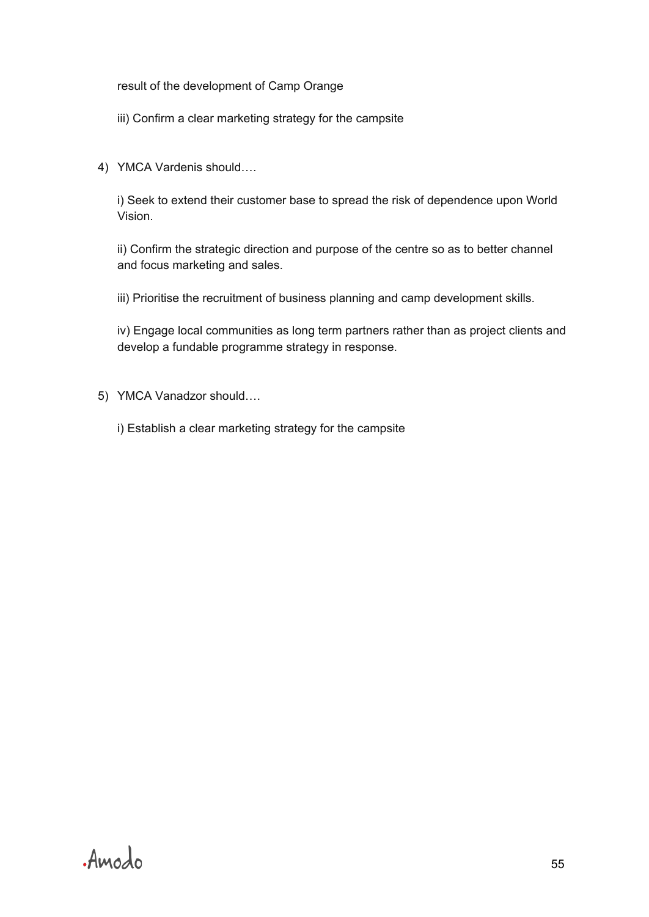result of the development of Camp Orange

iii) Confirm a clear marketing strategy for the campsite

4) YMCA Vardenis should….

   i) Seek to extend their customer base to spread the risk of dependence upon World Vision.

   ii) Confirm the strategic direction and purpose of the centre so as to better channel and focus marketing and sales.

   iii) Prioritise the recruitment of business planning and camp development skills.

   iv) Engage local communities as long term partners rather than as project clients and develop a fundable programme strategy in response.

5) YMCA Vanadzor should….

   i) Establish a clear marketing strategy for the campsite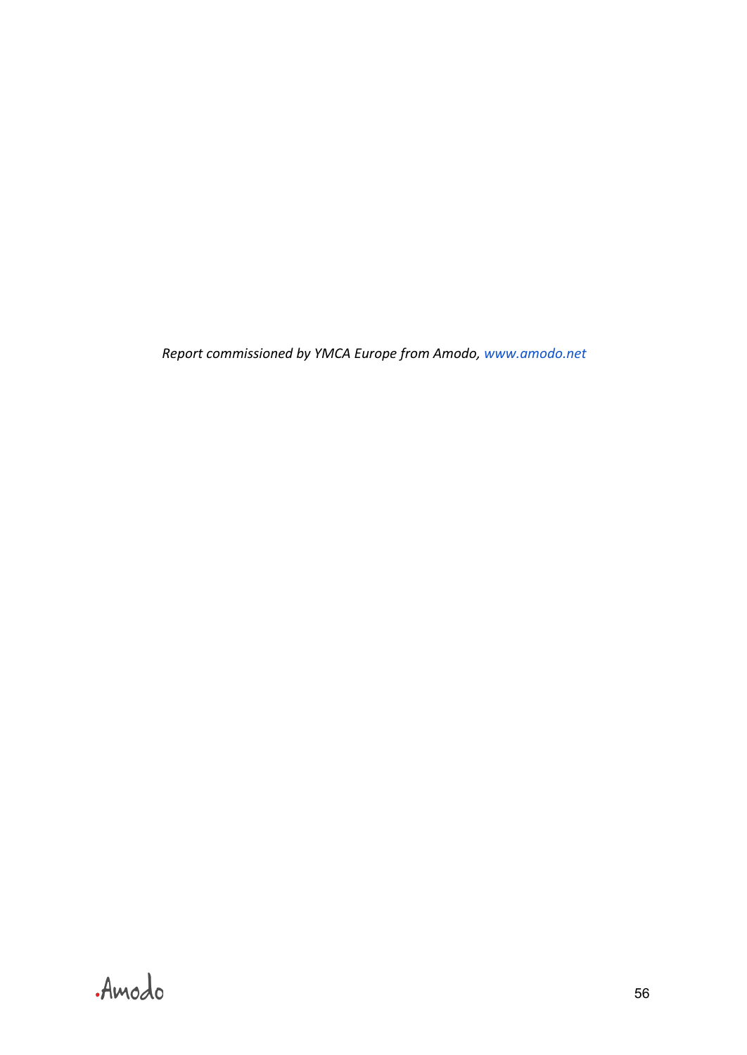*Report commissioned by YMCA Europe from Amodo, www.amodo.net*